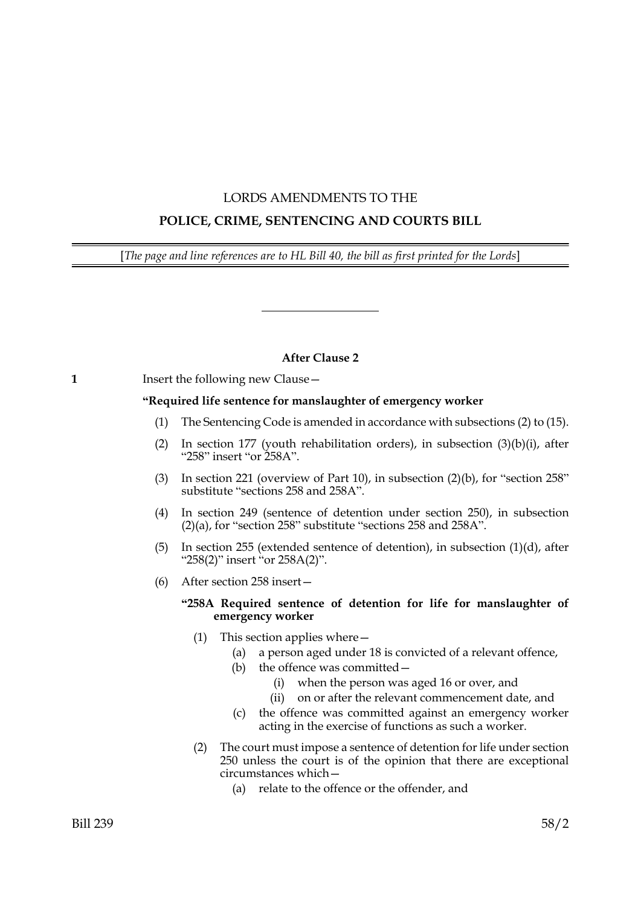# LORDS AMENDMENTS TO THE

# POLICE, CRIME, SENTENCING AND COURTS BILL

[*The page and line references are to HL Bill 40, the bill as first printed for the Lords*]

---

### After Clause 2

**1** Insert the following new Clause—

**"Required life sentence for manslaughter of emergency worker**

(1) The Sentencing Code is amended in accordance with subsections (2) to (15).

(2) In section 177 (youth rehabilitation orders), in subsection (3)(b)(i), after "258" insert "or 258A".

(3) In section 221 (overview of Part 10), in subsection (2)(b), for "section 258" substitute "sections 258 and 258A".

(4) In section 249 (sentence of detention under section 250), in subsection (2)(a), for "section 258" substitute "sections 258 and 258A".

(5) In section 255 (extended sentence of detention), in subsection (1)(d), after "258(2)" insert "or 258A(2)".

(6) After section 258 insert—

**"258A Required sentence of detention for life for manslaughter of emergency worker**

(1) This section applies where—

(a) a person aged under 18 is convicted of a relevant offence,

(b) the offence was committed—

(i) when the person was aged 16 or over, and

(ii) on or after the relevant commencement date, and

(c) the offence was committed against an emergency worker acting in the exercise of functions as such a worker.

(2) The court must impose a sentence of detention for life under section 250 unless the court is of the opinion that there are exceptional circumstances which—

(a) relate to the offence or the offender, and

Bill 239 58/2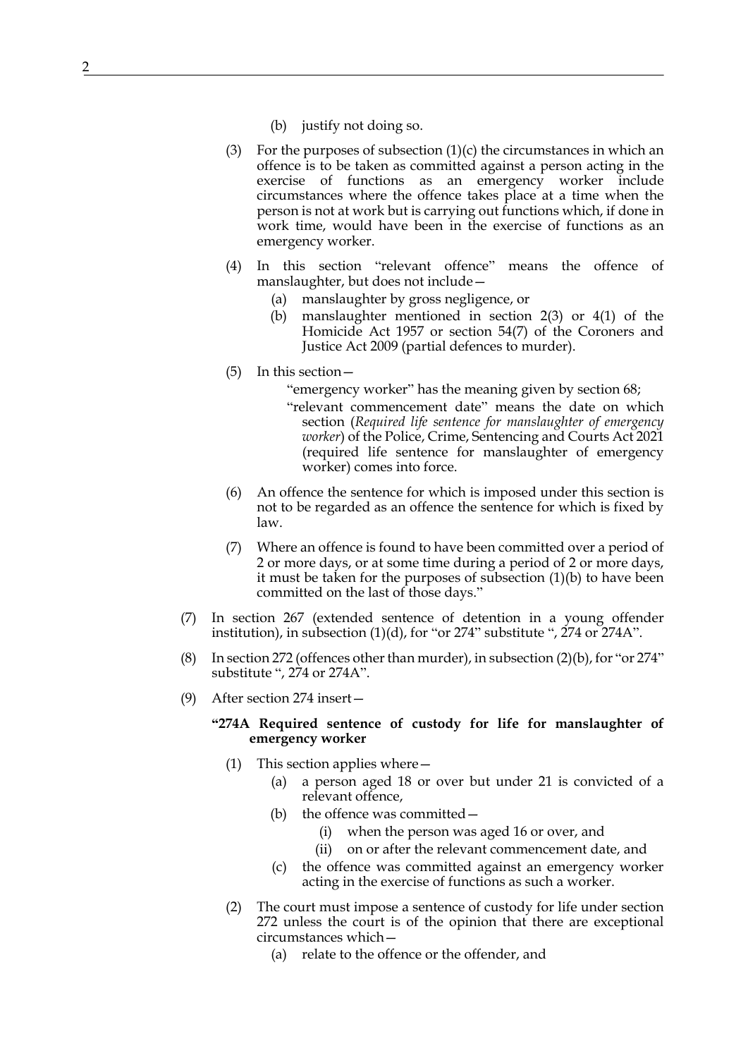(b) justify not doing so.

(3) For the purposes of subsection (1)(c) the circumstances in which an offence is to be taken as committed against a person acting in the exercise of functions as an emergency worker include circumstances where the offence takes place at a time when the person is not at work but is carrying out functions which, if done in work time, would have been in the exercise of functions as an emergency worker.

(4) In this section "relevant offence" means the offence of manslaughter, but does not include—

- (a) manslaughter by gross negligence, or
- (b) manslaughter mentioned in section 2(3) or 4(1) of the Homicide Act 1957 or section 54(7) of the Coroners and Justice Act 2009 (partial defences to murder).

(5) In this section—

"emergency worker" has the meaning given by section 68;

"relevant commencement date" means the date on which section (*Required life sentence for manslaughter of emergency worker*) of the Police, Crime, Sentencing and Courts Act 2021 (required life sentence for manslaughter of emergency worker) comes into force.

(6) An offence the sentence for which is imposed under this section is not to be regarded as an offence the sentence for which is fixed by law.

(7) Where an offence is found to have been committed over a period of 2 or more days, or at some time during a period of 2 or more days, it must be taken for the purposes of subsection (1)(b) to have been committed on the last of those days."

(7) In section 267 (extended sentence of detention in a young offender institution), in subsection (1)(d), for "or 274" substitute ", 274 or 274A".

(8) In section 272 (offences other than murder), in subsection (2)(b), for "or 274" substitute ", 274 or 274A".

(9) After section 274 insert—

**"274A Required sentence of custody for life for manslaughter of emergency worker**

(1) This section applies where—

- (a) a person aged 18 or over but under 21 is convicted of a relevant offence,
- (b) the offence was committed—
  - (i) when the person was aged 16 or over, and
  - (ii) on or after the relevant commencement date, and
- (c) the offence was committed against an emergency worker acting in the exercise of functions as such a worker.

(2) The court must impose a sentence of custody for life under section 272 unless the court is of the opinion that there are exceptional circumstances which—

- (a) relate to the offence or the offender, and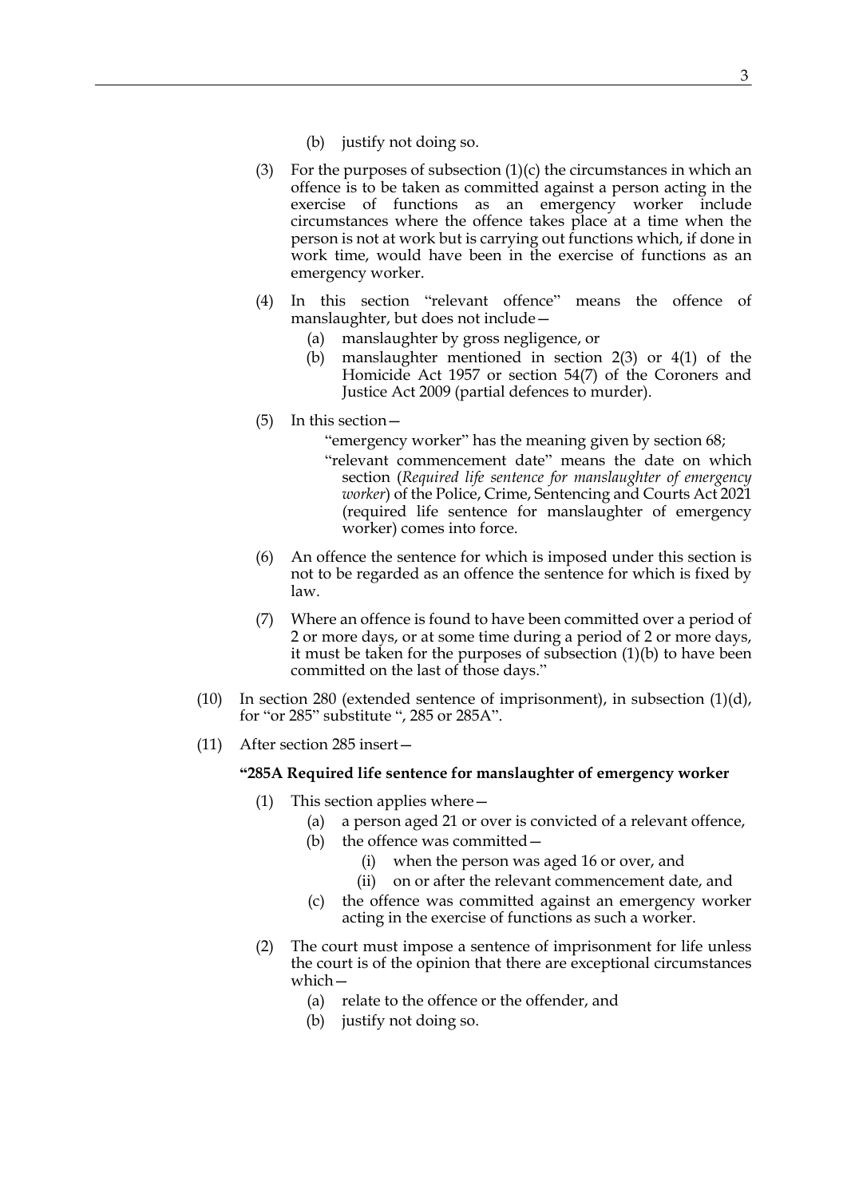(b) justify not doing so.

(3) For the purposes of subsection (1)(c) the circumstances in which an offence is to be taken as committed against a person acting in the exercise of functions as an emergency worker include circumstances where the offence takes place at a time when the person is not at work but is carrying out functions which, if done in work time, would have been in the exercise of functions as an emergency worker.

(4) In this section "relevant offence" means the offence of manslaughter, but does not include—

(a) manslaughter by gross negligence, or

(b) manslaughter mentioned in section 2(3) or 4(1) of the Homicide Act 1957 or section 54(7) of the Coroners and Justice Act 2009 (partial defences to murder).

(5) In this section—

"emergency worker" has the meaning given by section 68;

"relevant commencement date" means the date on which section (*Required life sentence for manslaughter of emergency worker*) of the Police, Crime, Sentencing and Courts Act 2021 (required life sentence for manslaughter of emergency worker) comes into force.

(6) An offence the sentence for which is imposed under this section is not to be regarded as an offence the sentence for which is fixed by law.

(7) Where an offence is found to have been committed over a period of 2 or more days, or at some time during a period of 2 or more days, it must be taken for the purposes of subsection (1)(b) to have been committed on the last of those days."

(10) In section 280 (extended sentence of imprisonment), in subsection (1)(d), for "or 285" substitute ", 285 or 285A".

(11) After section 285 insert—

**"285A Required life sentence for manslaughter of emergency worker**

(1) This section applies where—

(a) a person aged 21 or over is convicted of a relevant offence,

(b) the offence was committed—

(i) when the person was aged 16 or over, and

(ii) on or after the relevant commencement date, and

(c) the offence was committed against an emergency worker acting in the exercise of functions as such a worker.

(2) The court must impose a sentence of imprisonment for life unless the court is of the opinion that there are exceptional circumstances which—

(a) relate to the offence or the offender, and

(b) justify not doing so.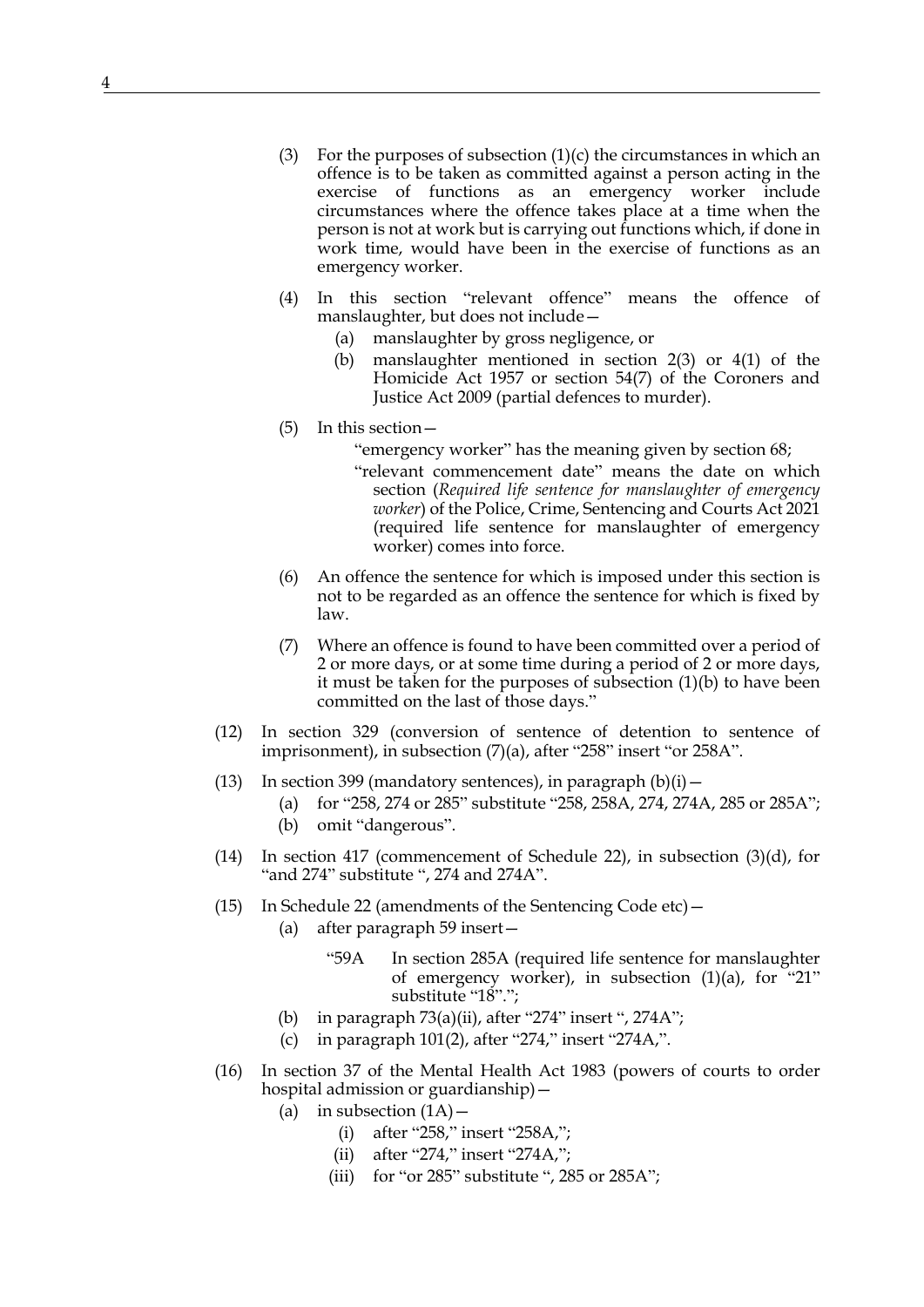(3) For the purposes of subsection (1)(c) the circumstances in which an offence is to be taken as committed against a person acting in the exercise of functions as an emergency worker include circumstances where the offence takes place at a time when the person is not at work but is carrying out functions which, if done in work time, would have been in the exercise of functions as an emergency worker.

(4) In this section "relevant offence" means the offence of manslaughter, but does not include—

   (a) manslaughter by gross negligence, or

   (b) manslaughter mentioned in section 2(3) or 4(1) of the Homicide Act 1957 or section 54(7) of the Coroners and Justice Act 2009 (partial defences to murder).

(5) In this section—

   "emergency worker" has the meaning given by section 68;

   "relevant commencement date" means the date on which section (*Required life sentence for manslaughter of emergency worker*) of the Police, Crime, Sentencing and Courts Act 2021 (required life sentence for manslaughter of emergency worker) comes into force.

(6) An offence the sentence for which is imposed under this section is not to be regarded as an offence the sentence for which is fixed by law.

(7) Where an offence is found to have been committed over a period of 2 or more days, or at some time during a period of 2 or more days, it must be taken for the purposes of subsection (1)(b) to have been committed on the last of those days."

(12) In section 329 (conversion of sentence of detention to sentence of imprisonment), in subsection (7)(a), after "258" insert "or 258A".

(13) In section 399 (mandatory sentences), in paragraph (b)(i)—

   (a) for "258, 274 or 285" substitute "258, 258A, 274, 274A, 285 or 285A";

   (b) omit "dangerous".

(14) In section 417 (commencement of Schedule 22), in subsection (3)(d), for "and 274" substitute ", 274 and 274A".

(15) In Schedule 22 (amendments of the Sentencing Code etc)—

   (a) after paragraph 59 insert—

      "59A In section 285A (required life sentence for manslaughter of emergency worker), in subsection (1)(a), for "21" substitute "18".";

   (b) in paragraph 73(a)(ii), after "274" insert ", 274A";

   (c) in paragraph 101(2), after "274," insert "274A,".

(16) In section 37 of the Mental Health Act 1983 (powers of courts to order hospital admission or guardianship)—

   (a) in subsection (1A)—

      (i) after "258," insert "258A,";

      (ii) after "274," insert "274A,";

      (iii) for "or 285" substitute ", 285 or 285A";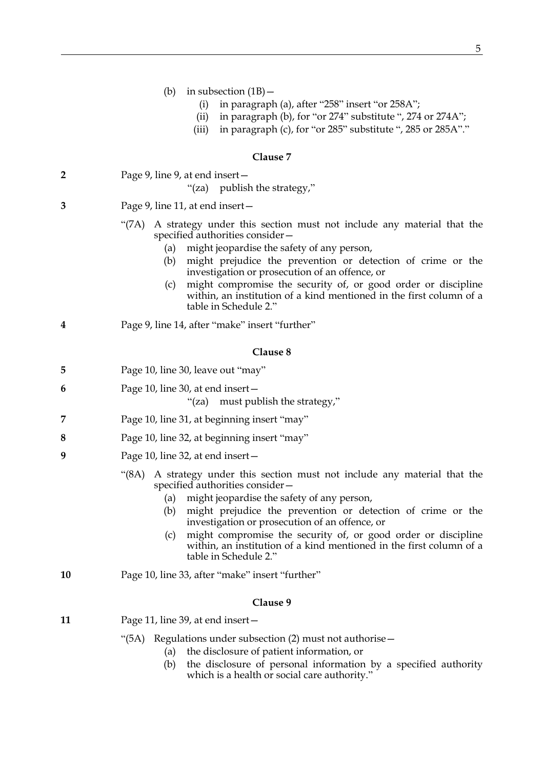(b) in subsection (1B)—

  (i) in paragraph (a), after "258" insert "or 258A";

  (ii) in paragraph (b), for "or 274" substitute ", 274 or 274A";

  (iii) in paragraph (c), for "or 285" substitute ", 285 or 285A"."

### Clause 7

**2** Page 9, line 9, at end insert—

"(za) publish the strategy,"

**3** Page 9, line 11, at end insert—

"(7A) A strategy under this section must not include any material that the specified authorities consider—

(a) might jeopardise the safety of any person,

(b) might prejudice the prevention or detection of crime or the investigation or prosecution of an offence, or

(c) might compromise the security of, or good order or discipline within, an institution of a kind mentioned in the first column of a table in Schedule 2."

**4** Page 9, line 14, after "make" insert "further"

### Clause 8

**5** Page 10, line 30, leave out "may"

**6** Page 10, line 30, at end insert—

"(za) must publish the strategy,"

**7** Page 10, line 31, at beginning insert "may"

**8** Page 10, line 32, at beginning insert "may"

**9** Page 10, line 32, at end insert—

"(8A) A strategy under this section must not include any material that the specified authorities consider—

(a) might jeopardise the safety of any person,

(b) might prejudice the prevention or detection of crime or the investigation or prosecution of an offence, or

(c) might compromise the security of, or good order or discipline within, an institution of a kind mentioned in the first column of a table in Schedule 2."

**10** Page 10, line 33, after "make" insert "further"

### Clause 9

**11** Page 11, line 39, at end insert—

"(5A) Regulations under subsection (2) must not authorise—

(a) the disclosure of patient information, or

(b) the disclosure of personal information by a specified authority which is a health or social care authority."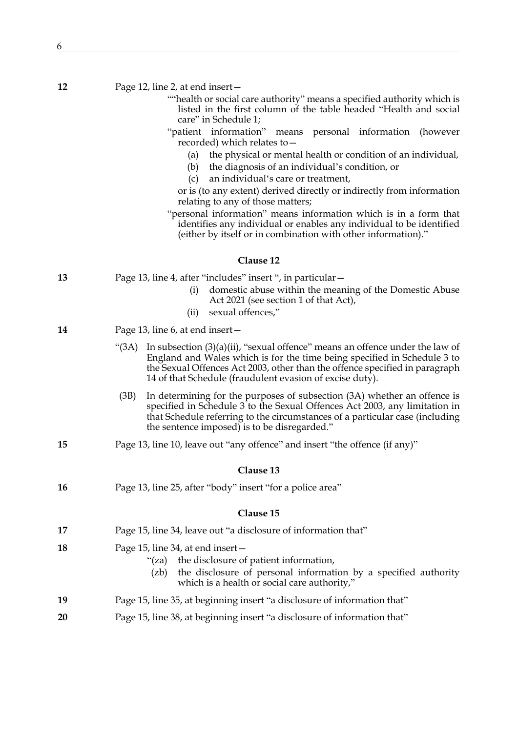**12** Page 12, line 2, at end insert—

""health or social care authority" means a specified authority which is listed in the first column of the table headed "Health and social care" in Schedule 1;

"patient information" means personal information (however recorded) which relates to—

(a) the physical or mental health or condition of an individual,

(b) the diagnosis of an individual's condition, or

(c) an individual's care or treatment,

or is (to any extent) derived directly or indirectly from information relating to any of those matters;

"personal information" means information which is in a form that identifies any individual or enables any individual to be identified (either by itself or in combination with other information)."

### Clause 12

**13** Page 13, line 4, after "includes" insert ", in particular—

(i) domestic abuse within the meaning of the Domestic Abuse Act 2021 (see section 1 of that Act),

(ii) sexual offences,"

**14** Page 13, line 6, at end insert—

"(3A) In subsection (3)(a)(ii), "sexual offence" means an offence under the law of England and Wales which is for the time being specified in Schedule 3 to the Sexual Offences Act 2003, other than the offence specified in paragraph 14 of that Schedule (fraudulent evasion of excise duty).

(3B) In determining for the purposes of subsection (3A) whether an offence is specified in Schedule 3 to the Sexual Offences Act 2003, any limitation in that Schedule referring to the circumstances of a particular case (including the sentence imposed) is to be disregarded."

**15** Page 13, line 10, leave out "any offence" and insert "the offence (if any)"

### Clause 13

**16** Page 13, line 25, after "body" insert "for a police area"

### Clause 15

**17** Page 15, line 34, leave out "a disclosure of information that"

**18** Page 15, line 34, at end insert—

"(za) the disclosure of patient information,

(zb) the disclosure of personal information by a specified authority which is a health or social care authority,"

**19** Page 15, line 35, at beginning insert "a disclosure of information that"

**20** Page 15, line 38, at beginning insert "a disclosure of information that"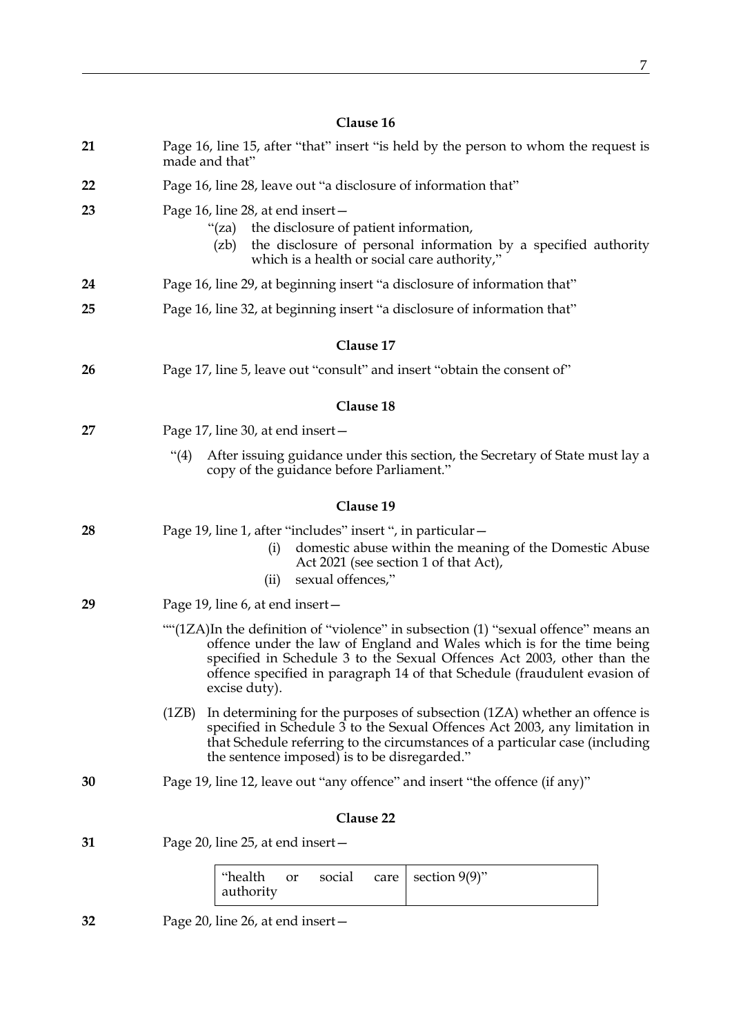### Clause 16

**21** Page 16, line 15, after "that" insert "is held by the person to whom the request is made and that"

**22** Page 16, line 28, leave out "a disclosure of information that"

**23** Page 16, line 28, at end insert—

> "(za) the disclosure of patient information,
>
> (zb) the disclosure of personal information by a specified authority which is a health or social care authority,"

**24** Page 16, line 29, at beginning insert "a disclosure of information that"

**25** Page 16, line 32, at beginning insert "a disclosure of information that"

### Clause 17

**26** Page 17, line 5, leave out "consult" and insert "obtain the consent of"

### Clause 18

**27** Page 17, line 30, at end insert—

> "(4) After issuing guidance under this section, the Secretary of State must lay a copy of the guidance before Parliament."

### Clause 19

**28** Page 19, line 1, after "includes" insert ", in particular—

> (i) domestic abuse within the meaning of the Domestic Abuse Act 2021 (see section 1 of that Act),
>
> (ii) sexual offences,"

**29** Page 19, line 6, at end insert—

> ""(1ZA)In the definition of "violence" in subsection (1) "sexual offence" means an offence under the law of England and Wales which is for the time being specified in Schedule 3 to the Sexual Offences Act 2003, other than the offence specified in paragraph 14 of that Schedule (fraudulent evasion of excise duty).
>
> (1ZB) In determining for the purposes of subsection (1ZA) whether an offence is specified in Schedule 3 to the Sexual Offences Act 2003, any limitation in that Schedule referring to the circumstances of a particular case (including the sentence imposed) is to be disregarded."

**30** Page 19, line 12, leave out "any offence" and insert "the offence (if any)"

### Clause 22

**31** Page 20, line 25, at end insert—

| | |
|---|---|
| "health or social care authority | section 9(9)" |

**32** Page 20, line 26, at end insert—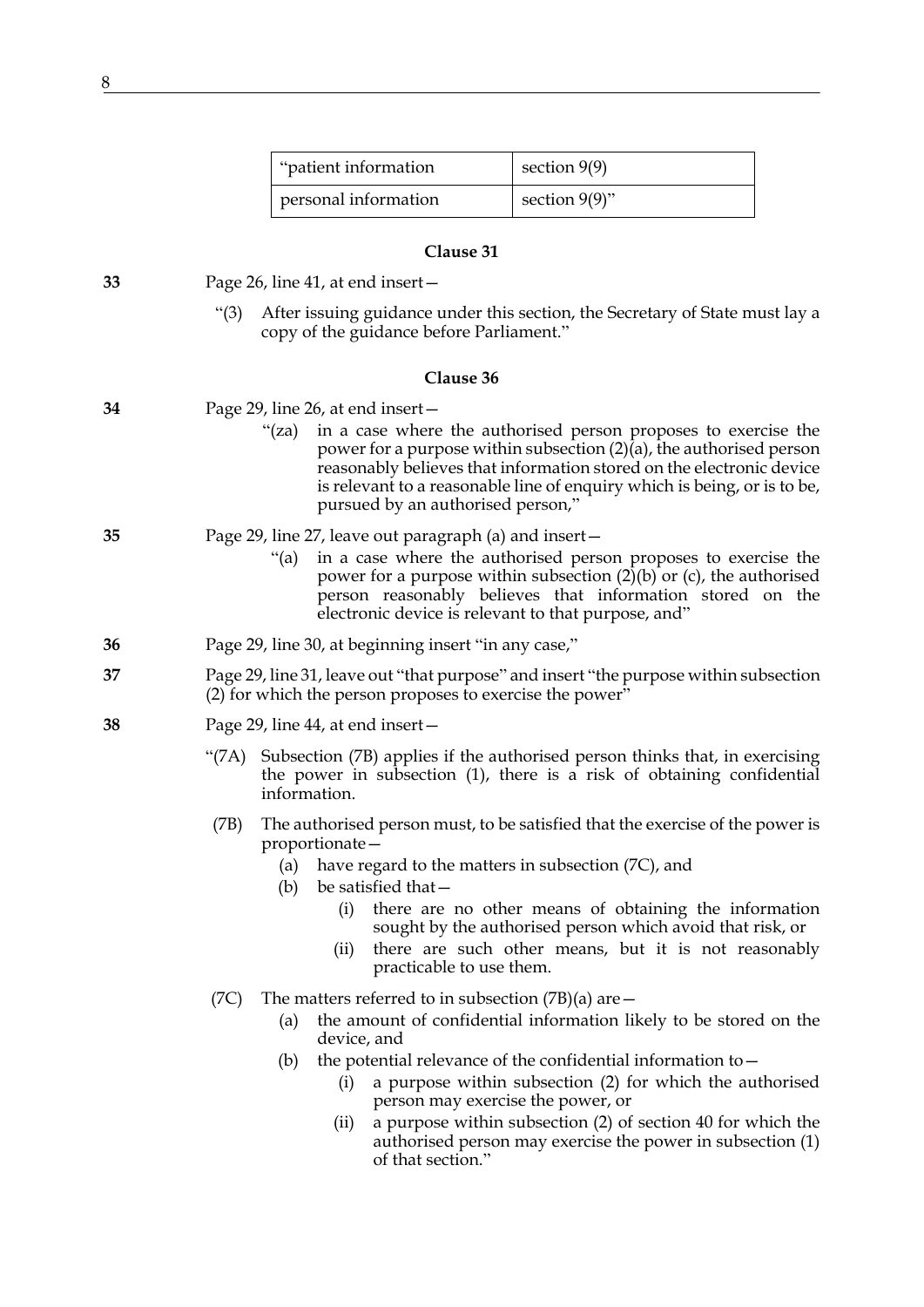| “patient information | section 9(9) |
|---|---|
| personal information | section 9(9)” |

### Clause 31

**33** Page 26, line 41, at end insert—

“(3) After issuing guidance under this section, the Secretary of State must lay a copy of the guidance before Parliament.”

### Clause 36

**34** Page 29, line 26, at end insert—

“(za) in a case where the authorised person proposes to exercise the power for a purpose within subsection (2)(a), the authorised person reasonably believes that information stored on the electronic device is relevant to a reasonable line of enquiry which is being, or is to be, pursued by an authorised person,”

**35** Page 29, line 27, leave out paragraph (a) and insert—

“(a) in a case where the authorised person proposes to exercise the power for a purpose within subsection (2)(b) or (c), the authorised person reasonably believes that information stored on the electronic device is relevant to that purpose, and”

**36** Page 29, line 30, at beginning insert “in any case,”

**37** Page 29, line 31, leave out “that purpose” and insert “the purpose within subsection (2) for which the person proposes to exercise the power”

**38** Page 29, line 44, at end insert—

“(7A) Subsection (7B) applies if the authorised person thinks that, in exercising the power in subsection (1), there is a risk of obtaining confidential information.

(7B) The authorised person must, to be satisfied that the exercise of the power is proportionate—

(a) have regard to the matters in subsection (7C), and

(b) be satisfied that—

(i) there are no other means of obtaining the information sought by the authorised person which avoid that risk, or

(ii) there are such other means, but it is not reasonably practicable to use them.

(7C) The matters referred to in subsection (7B)(a) are—

(a) the amount of confidential information likely to be stored on the device, and

(b) the potential relevance of the confidential information to—

(i) a purpose within subsection (2) for which the authorised person may exercise the power, or

(ii) a purpose within subsection (2) of section 40 for which the authorised person may exercise the power in subsection (1) of that section.”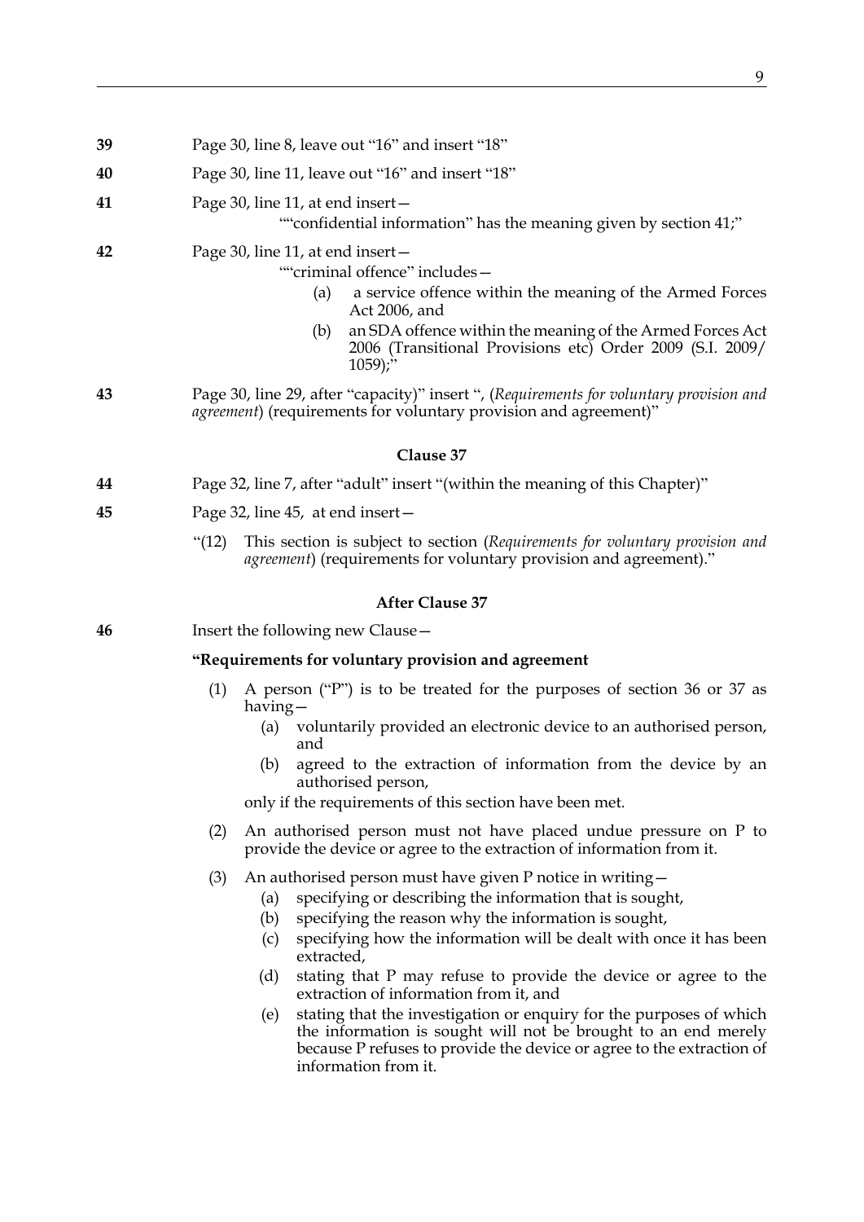**39** Page 30, line 8, leave out "16" and insert "18"

**40** Page 30, line 11, leave out "16" and insert "18"

**41** Page 30, line 11, at end insert—

""confidential information" has the meaning given by section 41;"

**42** Page 30, line 11, at end insert—

""criminal offence" includes—

(a) a service offence within the meaning of the Armed Forces Act 2006, and

(b) an SDA offence within the meaning of the Armed Forces Act 2006 (Transitional Provisions etc) Order 2009 (S.I. 2009/1059);"

**43** Page 30, line 29, after "capacity)" insert ", (*Requirements for voluntary provision and agreement*) (requirements for voluntary provision and agreement)"

### Clause 37

**44** Page 32, line 7, after "adult" insert "(within the meaning of this Chapter)"

**45** Page 32, line 45, at end insert—

"(12) This section is subject to section (*Requirements for voluntary provision and agreement*) (requirements for voluntary provision and agreement)."

### After Clause 37

**46** Insert the following new Clause—

**"Requirements for voluntary provision and agreement**

(1) A person ("P") is to be treated for the purposes of section 36 or 37 as having—

(a) voluntarily provided an electronic device to an authorised person, and

(b) agreed to the extraction of information from the device by an authorised person,

only if the requirements of this section have been met.

(2) An authorised person must not have placed undue pressure on P to provide the device or agree to the extraction of information from it.

(3) An authorised person must have given P notice in writing—

(a) specifying or describing the information that is sought,

(b) specifying the reason why the information is sought,

(c) specifying how the information will be dealt with once it has been extracted,

(d) stating that P may refuse to provide the device or agree to the extraction of information from it, and

(e) stating that the investigation or enquiry for the purposes of which the information is sought will not be brought to an end merely because P refuses to provide the device or agree to the extraction of information from it.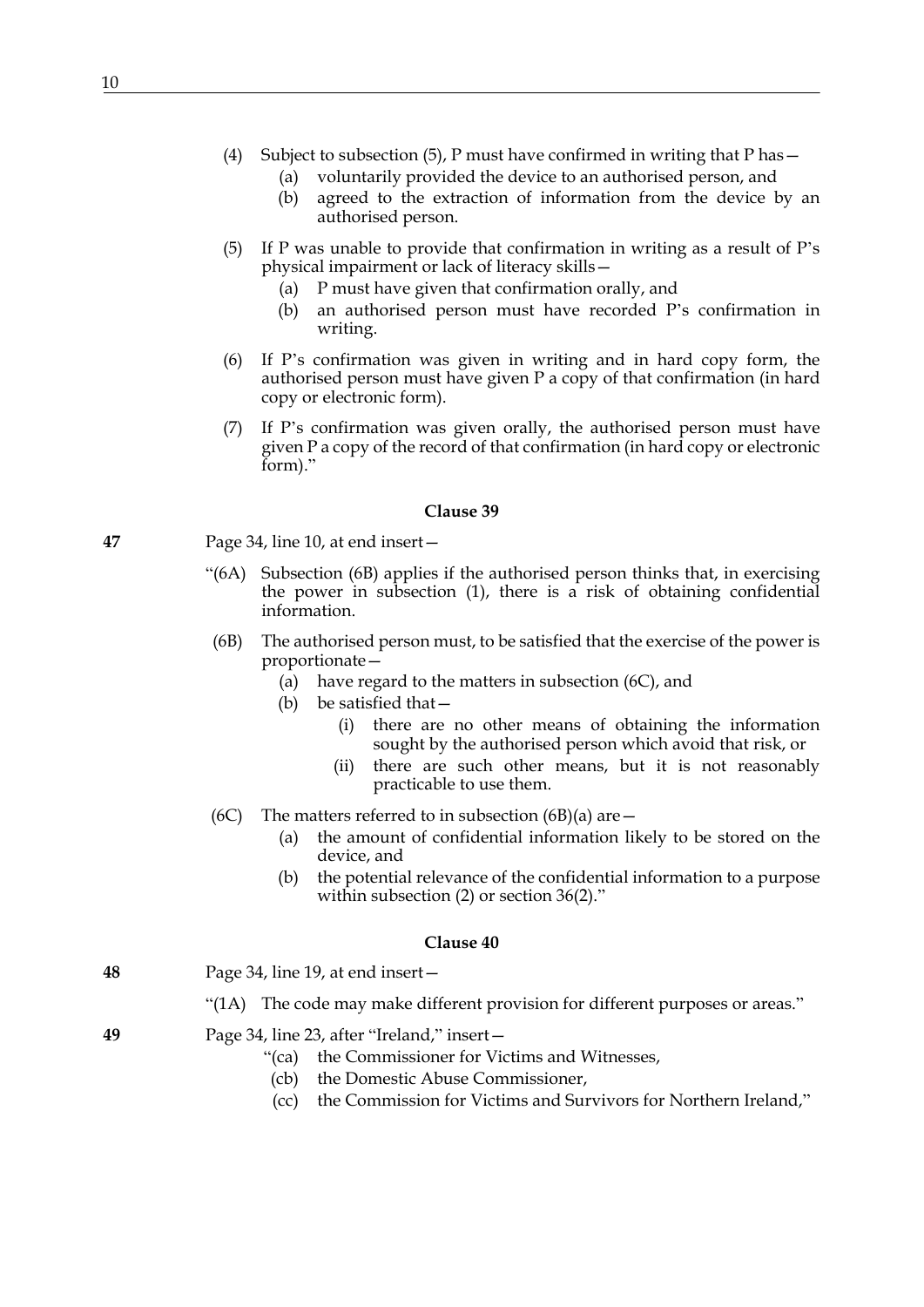(4) Subject to subsection (5), P must have confirmed in writing that P has—

(a) voluntarily provided the device to an authorised person, and

(b) agreed to the extraction of information from the device by an authorised person.

(5) If P was unable to provide that confirmation in writing as a result of P's physical impairment or lack of literacy skills—

(a) P must have given that confirmation orally, and

(b) an authorised person must have recorded P's confirmation in writing.

(6) If P's confirmation was given in writing and in hard copy form, the authorised person must have given P a copy of that confirmation (in hard copy or electronic form).

(7) If P's confirmation was given orally, the authorised person must have given P a copy of the record of that confirmation (in hard copy or electronic form)."

### Clause 39

**47** Page 34, line 10, at end insert—

"(6A) Subsection (6B) applies if the authorised person thinks that, in exercising the power in subsection (1), there is a risk of obtaining confidential information.

(6B) The authorised person must, to be satisfied that the exercise of the power is proportionate—

(a) have regard to the matters in subsection (6C), and

(b) be satisfied that—

(i) there are no other means of obtaining the information sought by the authorised person which avoid that risk, or

(ii) there are such other means, but it is not reasonably practicable to use them.

(6C) The matters referred to in subsection (6B)(a) are—

(a) the amount of confidential information likely to be stored on the device, and

(b) the potential relevance of the confidential information to a purpose within subsection (2) or section 36(2)."

### Clause 40

**48** Page 34, line 19, at end insert—

"(1A) The code may make different provision for different purposes or areas."

**49** Page 34, line 23, after "Ireland," insert—

"(ca) the Commissioner for Victims and Witnesses,

(cb) the Domestic Abuse Commissioner,

(cc) the Commission for Victims and Survivors for Northern Ireland,"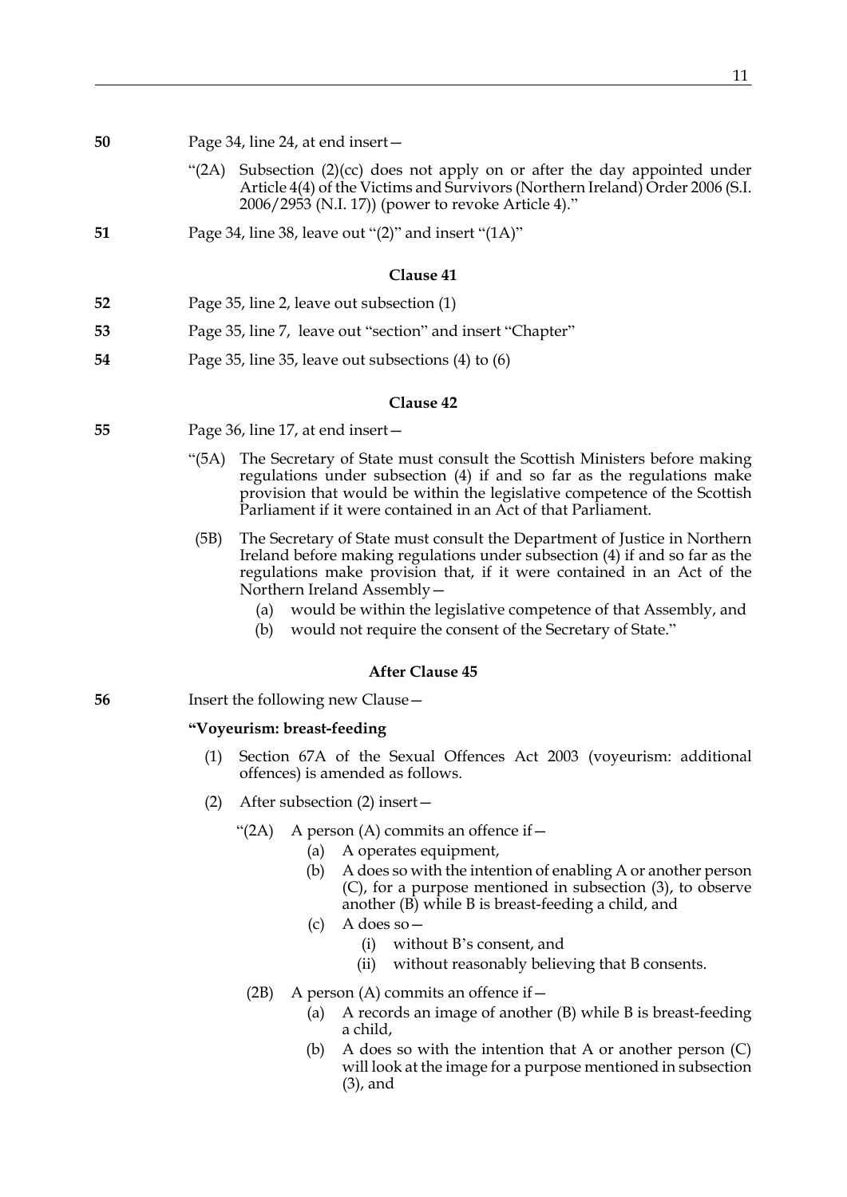**50** Page 34, line 24, at end insert—

"(2A) Subsection (2)(cc) does not apply on or after the day appointed under Article 4(4) of the Victims and Survivors (Northern Ireland) Order 2006 (S.I. 2006/2953 (N.I. 17)) (power to revoke Article 4)."

**51** Page 34, line 38, leave out "(2)" and insert "(1A)"

### Clause 41

**52** Page 35, line 2, leave out subsection (1)

**53** Page 35, line 7, leave out "section" and insert "Chapter"

**54** Page 35, line 35, leave out subsections (4) to (6)

### Clause 42

**55** Page 36, line 17, at end insert—

"(5A) The Secretary of State must consult the Scottish Ministers before making regulations under subsection (4) if and so far as the regulations make provision that would be within the legislative competence of the Scottish Parliament if it were contained in an Act of that Parliament.

(5B) The Secretary of State must consult the Department of Justice in Northern Ireland before making regulations under subsection (4) if and so far as the regulations make provision that, if it were contained in an Act of the Northern Ireland Assembly—

(a) would be within the legislative competence of that Assembly, and

(b) would not require the consent of the Secretary of State."

### After Clause 45

**56** Insert the following new Clause—

**"Voyeurism: breast-feeding**

(1) Section 67A of the Sexual Offences Act 2003 (voyeurism: additional offences) is amended as follows.

(2) After subsection (2) insert—

"(2A) A person (A) commits an offence if—

(a) A operates equipment,

(b) A does so with the intention of enabling A or another person (C), for a purpose mentioned in subsection (3), to observe another (B) while B is breast-feeding a child, and

(c) A does so—

(i) without B's consent, and

(ii) without reasonably believing that B consents.

(2B) A person (A) commits an offence if—

(a) A records an image of another (B) while B is breast-feeding a child,

(b) A does so with the intention that A or another person (C) will look at the image for a purpose mentioned in subsection (3), and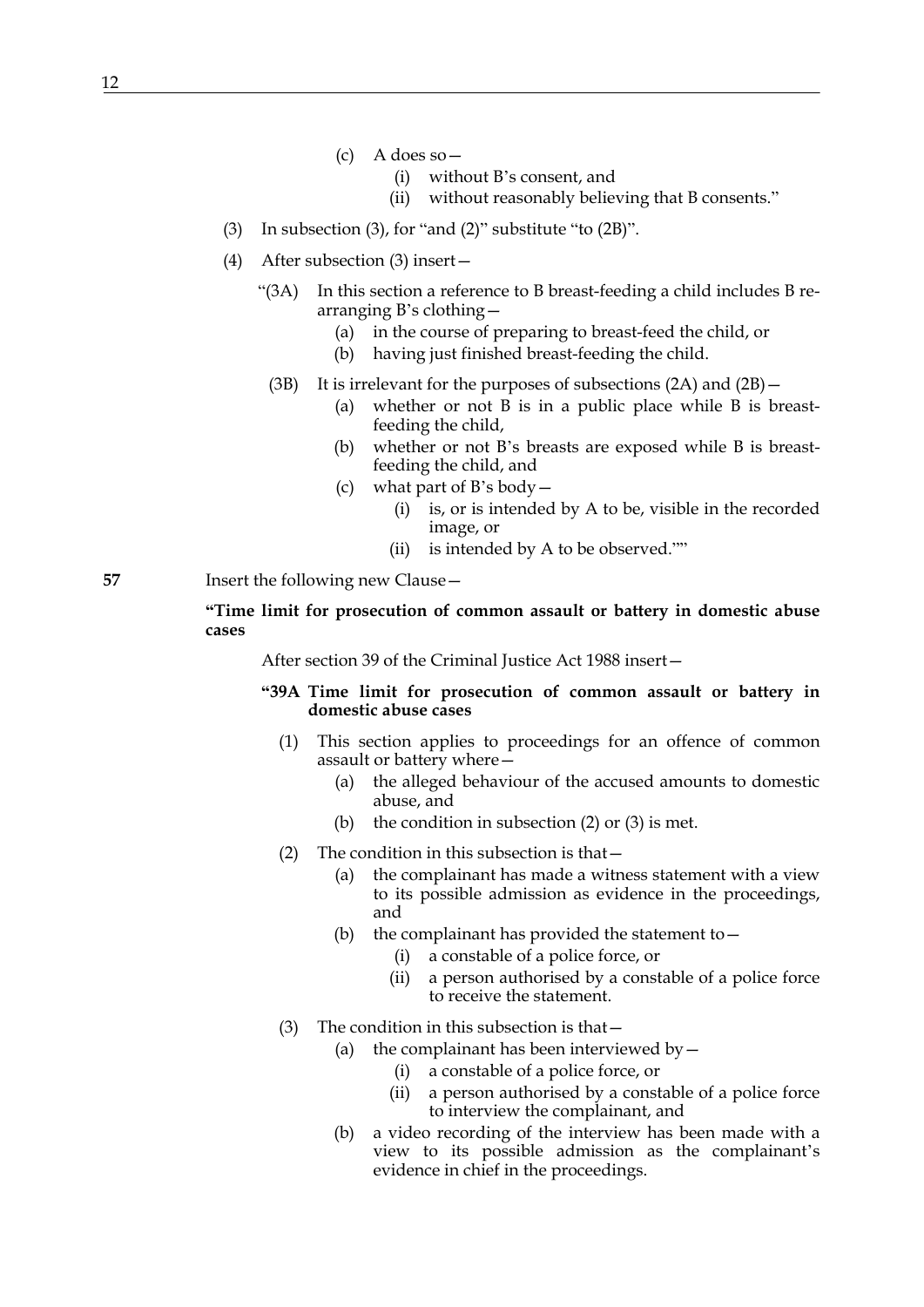(c) A does so—
   (i) without B's consent, and
   (ii) without reasonably believing that B consents."

(3) In subsection (3), for "and (2)" substitute "to (2B)".

(4) After subsection (3) insert—

"(3A) In this section a reference to B breast-feeding a child includes B re-arranging B's clothing—
   (a) in the course of preparing to breast-feed the child, or
   (b) having just finished breast-feeding the child.

(3B) It is irrelevant for the purposes of subsections (2A) and (2B)—
   (a) whether or not B is in a public place while B is breast-feeding the child,
   (b) whether or not B's breasts are exposed while B is breast-feeding the child, and
   (c) what part of B's body—
      (i) is, or is intended by A to be, visible in the recorded image, or
      (ii) is intended by A to be observed.""

**57** Insert the following new Clause—

**"Time limit for prosecution of common assault or battery in domestic abuse cases**

After section 39 of the Criminal Justice Act 1988 insert—

**"39A Time limit for prosecution of common assault or battery in domestic abuse cases**

(1) This section applies to proceedings for an offence of common assault or battery where—
   (a) the alleged behaviour of the accused amounts to domestic abuse, and
   (b) the condition in subsection (2) or (3) is met.

(2) The condition in this subsection is that—
   (a) the complainant has made a witness statement with a view to its possible admission as evidence in the proceedings, and
   (b) the complainant has provided the statement to—
      (i) a constable of a police force, or
      (ii) a person authorised by a constable of a police force to receive the statement.

(3) The condition in this subsection is that—
   (a) the complainant has been interviewed by—
      (i) a constable of a police force, or
      (ii) a person authorised by a constable of a police force to interview the complainant, and
   (b) a video recording of the interview has been made with a view to its possible admission as the complainant's evidence in chief in the proceedings.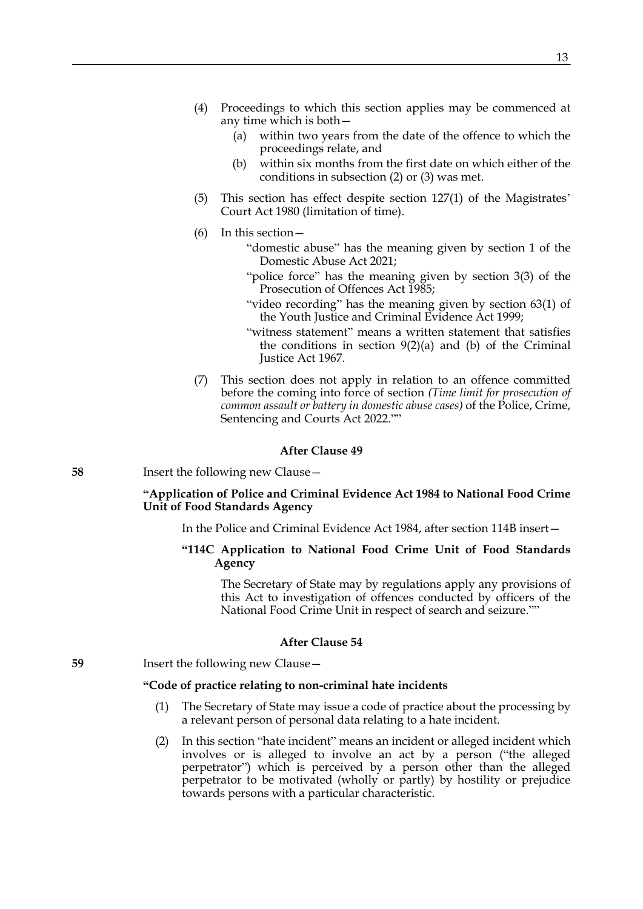(4) Proceedings to which this section applies may be commenced at any time which is both—

  (a) within two years from the date of the offence to which the proceedings relate, and

  (b) within six months from the first date on which either of the conditions in subsection (2) or (3) was met.

(5) This section has effect despite section 127(1) of the Magistrates' Court Act 1980 (limitation of time).

(6) In this section—

  "domestic abuse" has the meaning given by section 1 of the Domestic Abuse Act 2021;

  "police force" has the meaning given by section 3(3) of the Prosecution of Offences Act 1985;

  "video recording" has the meaning given by section 63(1) of the Youth Justice and Criminal Evidence Act 1999;

  "witness statement" means a written statement that satisfies the conditions in section 9(2)(a) and (b) of the Criminal Justice Act 1967.

(7) This section does not apply in relation to an offence committed before the coming into force of section *(Time limit for prosecution of common assault or battery in domestic abuse cases)* of the Police, Crime, Sentencing and Courts Act 2022.""

**After Clause 49**

**58** Insert the following new Clause—

**"Application of Police and Criminal Evidence Act 1984 to National Food Crime Unit of Food Standards Agency**

In the Police and Criminal Evidence Act 1984, after section 114B insert—

**"114C Application to National Food Crime Unit of Food Standards Agency**

The Secretary of State may by regulations apply any provisions of this Act to investigation of offences conducted by officers of the National Food Crime Unit in respect of search and seizure.""

**After Clause 54**

**59** Insert the following new Clause—

**"Code of practice relating to non-criminal hate incidents**

(1) The Secretary of State may issue a code of practice about the processing by a relevant person of personal data relating to a hate incident.

(2) In this section "hate incident" means an incident or alleged incident which involves or is alleged to involve an act by a person ("the alleged perpetrator") which is perceived by a person other than the alleged perpetrator to be motivated (wholly or partly) by hostility or prejudice towards persons with a particular characteristic.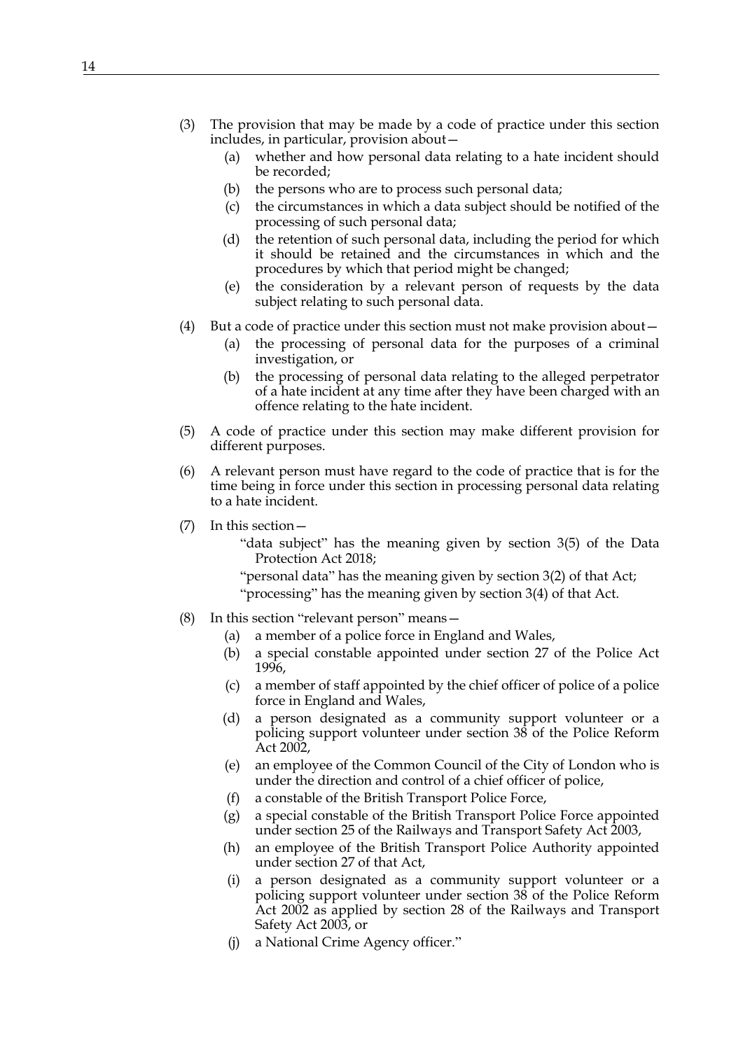(3) The provision that may be made by a code of practice under this section includes, in particular, provision about—

    (a) whether and how personal data relating to a hate incident should be recorded;

    (b) the persons who are to process such personal data;

    (c) the circumstances in which a data subject should be notified of the processing of such personal data;

    (d) the retention of such personal data, including the period for which it should be retained and the circumstances in which and the procedures by which that period might be changed;

    (e) the consideration by a relevant person of requests by the data subject relating to such personal data.

(4) But a code of practice under this section must not make provision about—

    (a) the processing of personal data for the purposes of a criminal investigation, or

    (b) the processing of personal data relating to the alleged perpetrator of a hate incident at any time after they have been charged with an offence relating to the hate incident.

(5) A code of practice under this section may make different provision for different purposes.

(6) A relevant person must have regard to the code of practice that is for the time being in force under this section in processing personal data relating to a hate incident.

(7) In this section—

    "data subject" has the meaning given by section 3(5) of the Data Protection Act 2018;

    "personal data" has the meaning given by section 3(2) of that Act;

    "processing" has the meaning given by section 3(4) of that Act.

(8) In this section "relevant person" means—

    (a) a member of a police force in England and Wales,

    (b) a special constable appointed under section 27 of the Police Act 1996,

    (c) a member of staff appointed by the chief officer of police of a police force in England and Wales,

    (d) a person designated as a community support volunteer or a policing support volunteer under section 38 of the Police Reform Act 2002,

    (e) an employee of the Common Council of the City of London who is under the direction and control of a chief officer of police,

    (f) a constable of the British Transport Police Force,

    (g) a special constable of the British Transport Police Force appointed under section 25 of the Railways and Transport Safety Act 2003,

    (h) an employee of the British Transport Police Authority appointed under section 27 of that Act,

    (i) a person designated as a community support volunteer or a policing support volunteer under section 38 of the Police Reform Act 2002 as applied by section 28 of the Railways and Transport Safety Act 2003, or

    (j) a National Crime Agency officer."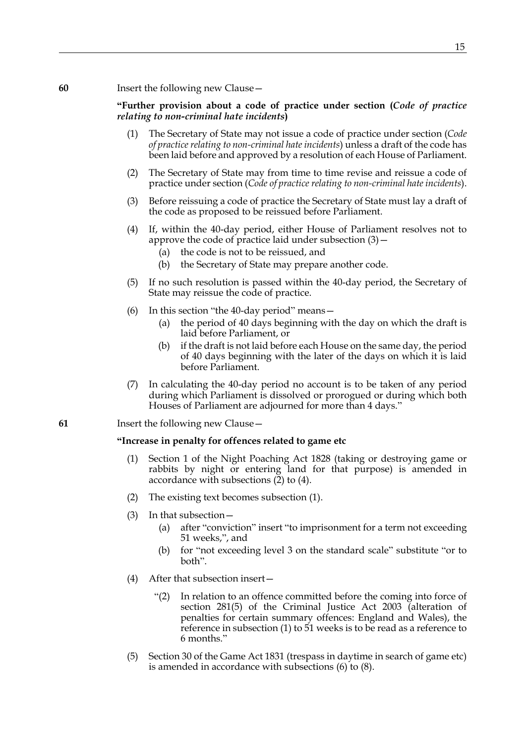**60** Insert the following new Clause—

**"Further provision about a code of practice under section (*Code of practice relating to non-criminal hate incidents*)**

(1) The Secretary of State may not issue a code of practice under section (*Code of practice relating to non-criminal hate incidents*) unless a draft of the code has been laid before and approved by a resolution of each House of Parliament.

(2) The Secretary of State may from time to time revise and reissue a code of practice under section (*Code of practice relating to non-criminal hate incidents*).

(3) Before reissuing a code of practice the Secretary of State must lay a draft of the code as proposed to be reissued before Parliament.

(4) If, within the 40-day period, either House of Parliament resolves not to approve the code of practice laid under subsection (3)—
   (a) the code is not to be reissued, and
   (b) the Secretary of State may prepare another code.

(5) If no such resolution is passed within the 40-day period, the Secretary of State may reissue the code of practice.

(6) In this section "the 40-day period" means—
   (a) the period of 40 days beginning with the day on which the draft is laid before Parliament, or
   (b) if the draft is not laid before each House on the same day, the period of 40 days beginning with the later of the days on which it is laid before Parliament.

(7) In calculating the 40-day period no account is to be taken of any period during which Parliament is dissolved or prorogued or during which both Houses of Parliament are adjourned for more than 4 days."

**61** Insert the following new Clause—

**"Increase in penalty for offences related to game etc**

(1) Section 1 of the Night Poaching Act 1828 (taking or destroying game or rabbits by night or entering land for that purpose) is amended in accordance with subsections (2) to (4).

(2) The existing text becomes subsection (1).

(3) In that subsection—
   (a) after "conviction" insert "to imprisonment for a term not exceeding 51 weeks,", and
   (b) for "not exceeding level 3 on the standard scale" substitute "or to both".

(4) After that subsection insert—

   "(2) In relation to an offence committed before the coming into force of section 281(5) of the Criminal Justice Act 2003 (alteration of penalties for certain summary offences: England and Wales), the reference in subsection (1) to 51 weeks is to be read as a reference to 6 months."

(5) Section 30 of the Game Act 1831 (trespass in daytime in search of game etc) is amended in accordance with subsections (6) to (8).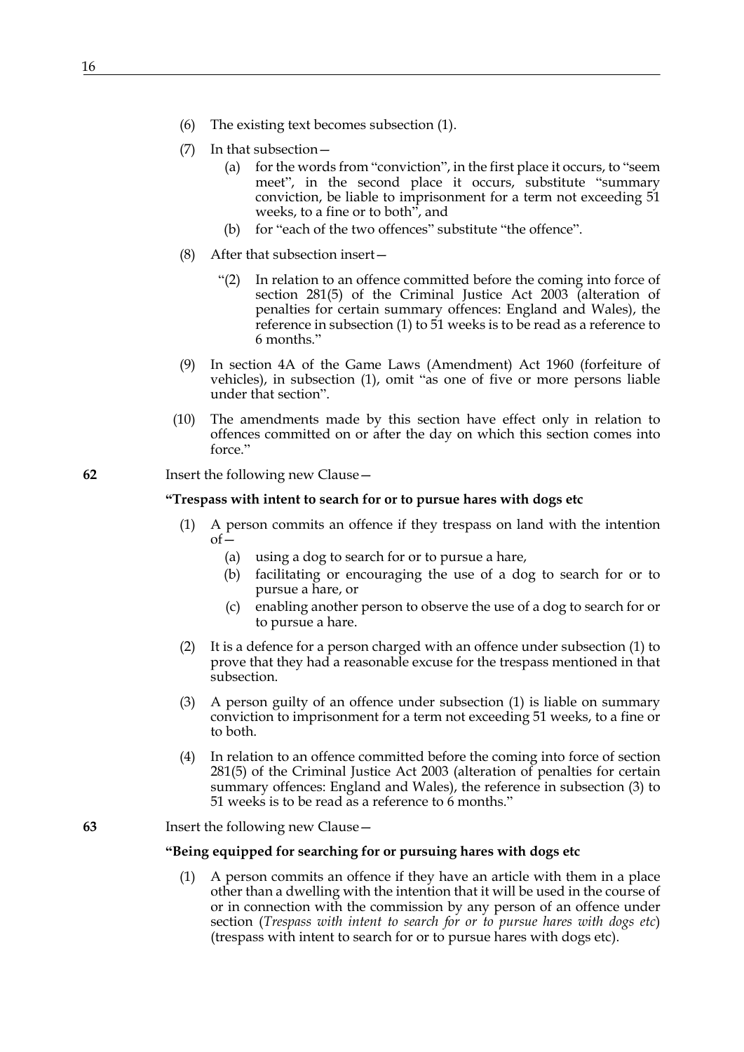(6) The existing text becomes subsection (1).

(7) In that subsection—

   (a) for the words from "conviction", in the first place it occurs, to "seem meet", in the second place it occurs, substitute "summary conviction, be liable to imprisonment for a term not exceeding 51 weeks, to a fine or to both", and

   (b) for "each of the two offences" substitute "the offence".

(8) After that subsection insert—

   "(2) In relation to an offence committed before the coming into force of section 281(5) of the Criminal Justice Act 2003 (alteration of penalties for certain summary offences: England and Wales), the reference in subsection (1) to 51 weeks is to be read as a reference to 6 months."

(9) In section 4A of the Game Laws (Amendment) Act 1960 (forfeiture of vehicles), in subsection (1), omit "as one of five or more persons liable under that section".

(10) The amendments made by this section have effect only in relation to offences committed on or after the day on which this section comes into force."

**62** Insert the following new Clause—

**"Trespass with intent to search for or to pursue hares with dogs etc**

(1) A person commits an offence if they trespass on land with the intention of—

   (a) using a dog to search for or to pursue a hare,

   (b) facilitating or encouraging the use of a dog to search for or to pursue a hare, or

   (c) enabling another person to observe the use of a dog to search for or to pursue a hare.

(2) It is a defence for a person charged with an offence under subsection (1) to prove that they had a reasonable excuse for the trespass mentioned in that subsection.

(3) A person guilty of an offence under subsection (1) is liable on summary conviction to imprisonment for a term not exceeding 51 weeks, to a fine or to both.

(4) In relation to an offence committed before the coming into force of section 281(5) of the Criminal Justice Act 2003 (alteration of penalties for certain summary offences: England and Wales), the reference in subsection (3) to 51 weeks is to be read as a reference to 6 months."

**63** Insert the following new Clause—

**"Being equipped for searching for or pursuing hares with dogs etc**

(1) A person commits an offence if they have an article with them in a place other than a dwelling with the intention that it will be used in the course of or in connection with the commission by any person of an offence under section (*Trespass with intent to search for or to pursue hares with dogs etc*) (trespass with intent to search for or to pursue hares with dogs etc).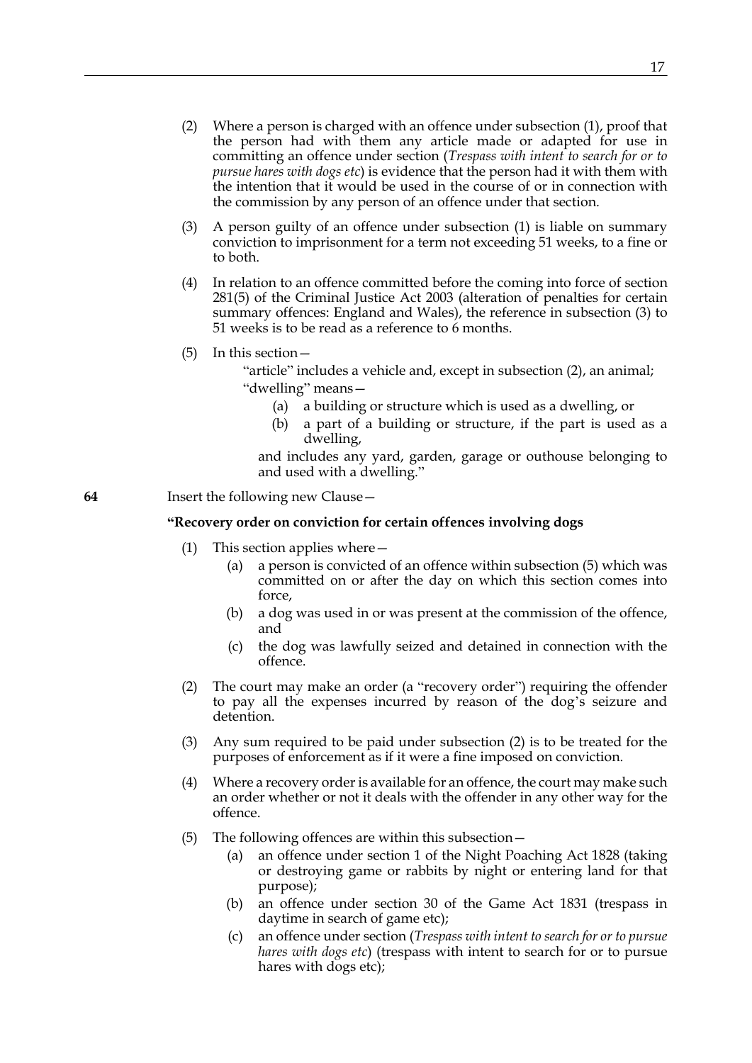(2) Where a person is charged with an offence under subsection (1), proof that the person had with them any article made or adapted for use in committing an offence under section (*Trespass with intent to search for or to pursue hares with dogs etc*) is evidence that the person had it with them with the intention that it would be used in the course of or in connection with the commission by any person of an offence under that section.

(3) A person guilty of an offence under subsection (1) is liable on summary conviction to imprisonment for a term not exceeding 51 weeks, to a fine or to both.

(4) In relation to an offence committed before the coming into force of section 281(5) of the Criminal Justice Act 2003 (alteration of penalties for certain summary offences: England and Wales), the reference in subsection (3) to 51 weeks is to be read as a reference to 6 months.

(5) In this section—

"article" includes a vehicle and, except in subsection (2), an animal;

"dwelling" means—

(a) a building or structure which is used as a dwelling, or

(b) a part of a building or structure, if the part is used as a dwelling,

and includes any yard, garden, garage or outhouse belonging to and used with a dwelling."

**64** Insert the following new Clause—

**"Recovery order on conviction for certain offences involving dogs**

(1) This section applies where—

(a) a person is convicted of an offence within subsection (5) which was committed on or after the day on which this section comes into force,

(b) a dog was used in or was present at the commission of the offence, and

(c) the dog was lawfully seized and detained in connection with the offence.

(2) The court may make an order (a "recovery order") requiring the offender to pay all the expenses incurred by reason of the dog's seizure and detention.

(3) Any sum required to be paid under subsection (2) is to be treated for the purposes of enforcement as if it were a fine imposed on conviction.

(4) Where a recovery order is available for an offence, the court may make such an order whether or not it deals with the offender in any other way for the offence.

(5) The following offences are within this subsection—

(a) an offence under section 1 of the Night Poaching Act 1828 (taking or destroying game or rabbits by night or entering land for that purpose);

(b) an offence under section 30 of the Game Act 1831 (trespass in daytime in search of game etc);

(c) an offence under section (*Trespass with intent to search for or to pursue hares with dogs etc*) (trespass with intent to search for or to pursue hares with dogs etc);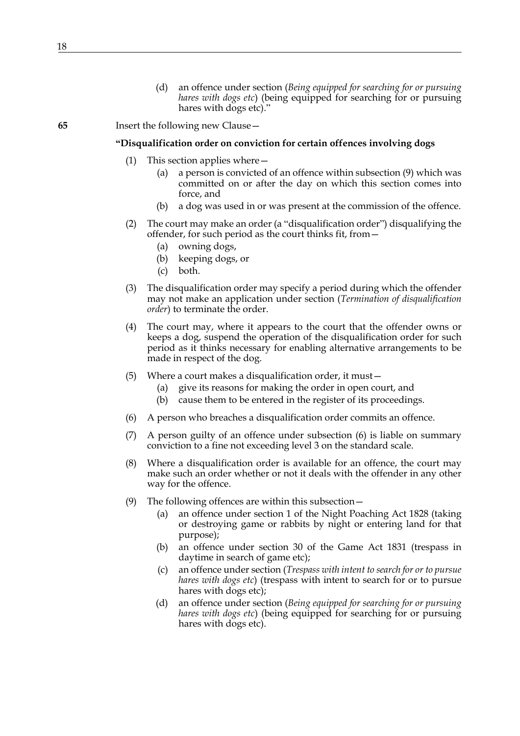(d) an offence under section (*Being equipped for searching for or pursuing hares with dogs etc*) (being equipped for searching for or pursuing hares with dogs etc)."

**65** Insert the following new Clause—

**"Disqualification order on conviction for certain offences involving dogs**

(1) This section applies where—

(a) a person is convicted of an offence within subsection (9) which was committed on or after the day on which this section comes into force, and

(b) a dog was used in or was present at the commission of the offence.

(2) The court may make an order (a "disqualification order") disqualifying the offender, for such period as the court thinks fit, from—

(a) owning dogs,

(b) keeping dogs, or

(c) both.

(3) The disqualification order may specify a period during which the offender may not make an application under section (*Termination of disqualification order*) to terminate the order.

(4) The court may, where it appears to the court that the offender owns or keeps a dog, suspend the operation of the disqualification order for such period as it thinks necessary for enabling alternative arrangements to be made in respect of the dog.

(5) Where a court makes a disqualification order, it must—

(a) give its reasons for making the order in open court, and

(b) cause them to be entered in the register of its proceedings.

(6) A person who breaches a disqualification order commits an offence.

(7) A person guilty of an offence under subsection (6) is liable on summary conviction to a fine not exceeding level 3 on the standard scale.

(8) Where a disqualification order is available for an offence, the court may make such an order whether or not it deals with the offender in any other way for the offence.

(9) The following offences are within this subsection—

(a) an offence under section 1 of the Night Poaching Act 1828 (taking or destroying game or rabbits by night or entering land for that purpose);

(b) an offence under section 30 of the Game Act 1831 (trespass in daytime in search of game etc);

(c) an offence under section (*Trespass with intent to search for or to pursue hares with dogs etc*) (trespass with intent to search for or to pursue hares with dogs etc);

(d) an offence under section (*Being equipped for searching for or pursuing hares with dogs etc*) (being equipped for searching for or pursuing hares with dogs etc).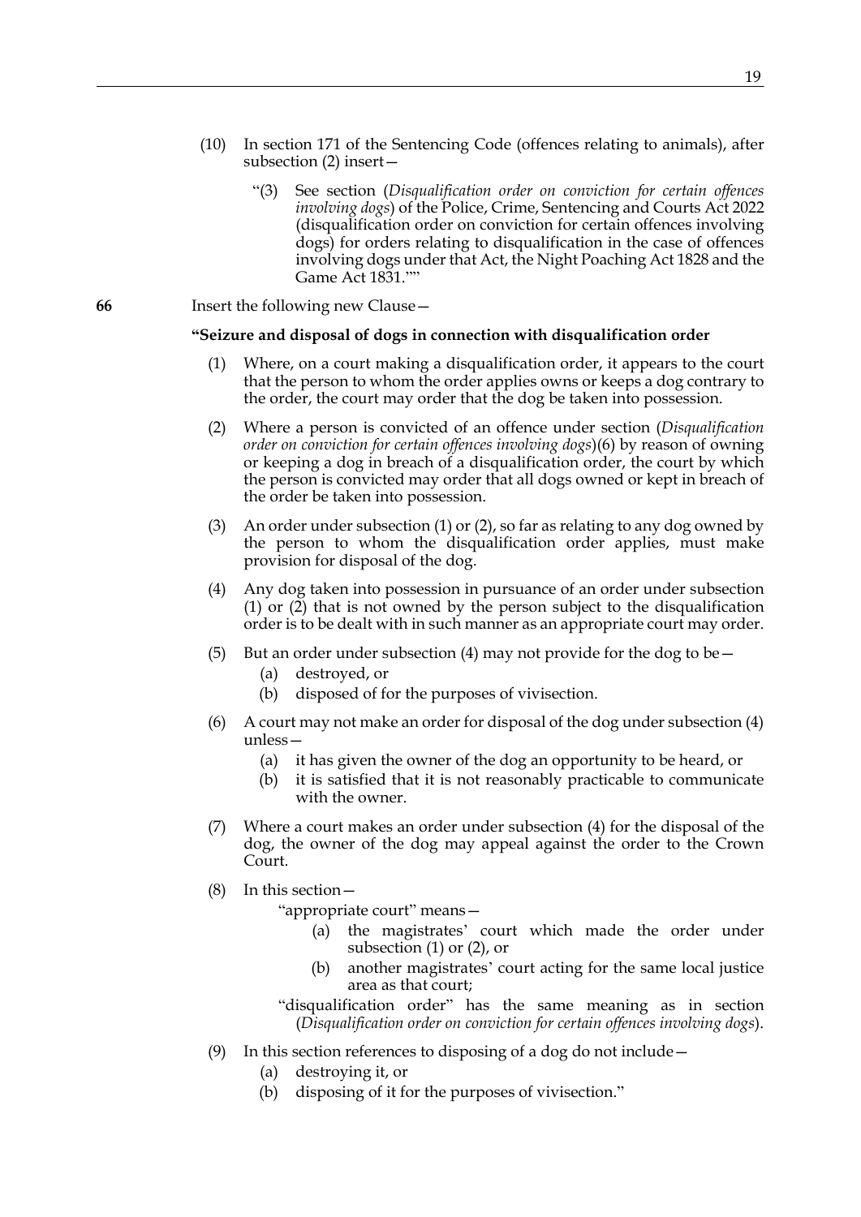(10) In section 171 of the Sentencing Code (offences relating to animals), after subsection (2) insert—

"(3) See section (*Disqualification order on conviction for certain offences involving dogs*) of the Police, Crime, Sentencing and Courts Act 2022 (disqualification order on conviction for certain offences involving dogs) for orders relating to disqualification in the case of offences involving dogs under that Act, the Night Poaching Act 1828 and the Game Act 1831.""

**66** Insert the following new Clause—

**"Seizure and disposal of dogs in connection with disqualification order**

(1) Where, on a court making a disqualification order, it appears to the court that the person to whom the order applies owns or keeps a dog contrary to the order, the court may order that the dog be taken into possession.

(2) Where a person is convicted of an offence under section (*Disqualification order on conviction for certain offences involving dogs*)(6) by reason of owning or keeping a dog in breach of a disqualification order, the court by which the person is convicted may order that all dogs owned or kept in breach of the order be taken into possession.

(3) An order under subsection (1) or (2), so far as relating to any dog owned by the person to whom the disqualification order applies, must make provision for disposal of the dog.

(4) Any dog taken into possession in pursuance of an order under subsection (1) or (2) that is not owned by the person subject to the disqualification order is to be dealt with in such manner as an appropriate court may order.

(5) But an order under subsection (4) may not provide for the dog to be—
   (a) destroyed, or
   (b) disposed of for the purposes of vivisection.

(6) A court may not make an order for disposal of the dog under subsection (4) unless—
   (a) it has given the owner of the dog an opportunity to be heard, or
   (b) it is satisfied that it is not reasonably practicable to communicate with the owner.

(7) Where a court makes an order under subsection (4) for the disposal of the dog, the owner of the dog may appeal against the order to the Crown Court.

(8) In this section—

"appropriate court" means—
   (a) the magistrates' court which made the order under subsection (1) or (2), or
   (b) another magistrates' court acting for the same local justice area as that court;

"disqualification order" has the same meaning as in section (*Disqualification order on conviction for certain offences involving dogs*).

(9) In this section references to disposing of a dog do not include—
   (a) destroying it, or
   (b) disposing of it for the purposes of vivisection."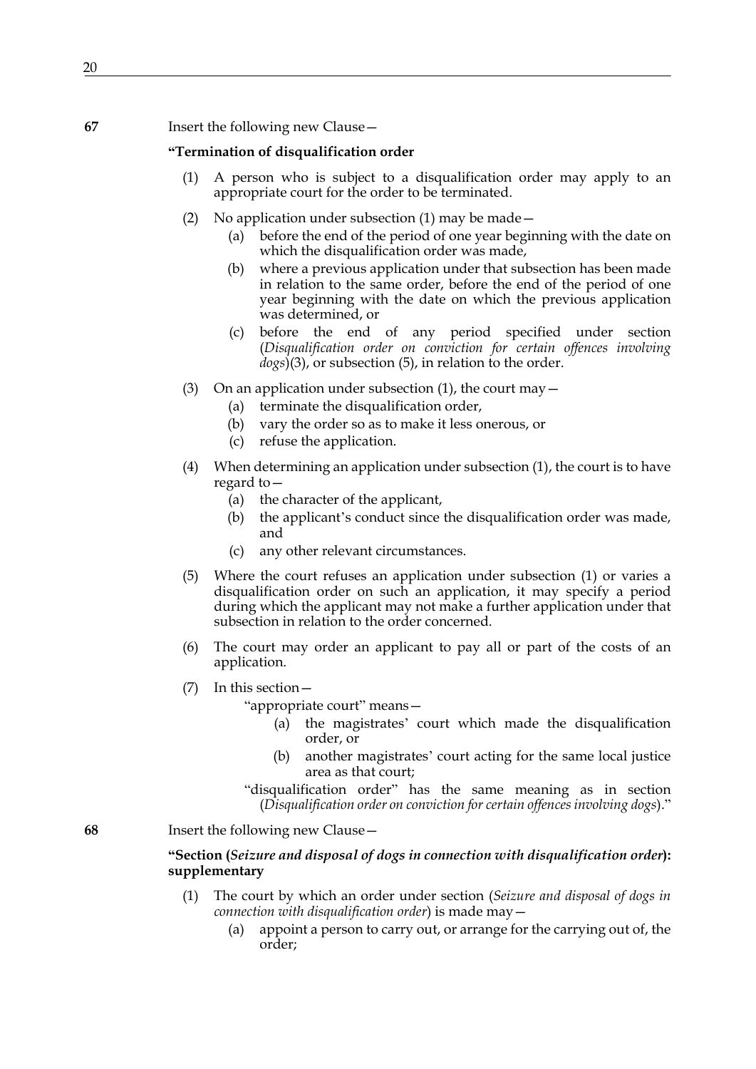**67** Insert the following new Clause—

**"Termination of disqualification order**

(1) A person who is subject to a disqualification order may apply to an appropriate court for the order to be terminated.

(2) No application under subsection (1) may be made—

(a) before the end of the period of one year beginning with the date on which the disqualification order was made,

(b) where a previous application under that subsection has been made in relation to the same order, before the end of the period of one year beginning with the date on which the previous application was determined, or

(c) before the end of any period specified under section (*Disqualification order on conviction for certain offences involving dogs*)(3), or subsection (5), in relation to the order.

(3) On an application under subsection (1), the court may—

(a) terminate the disqualification order,

(b) vary the order so as to make it less onerous, or

(c) refuse the application.

(4) When determining an application under subsection (1), the court is to have regard to—

(a) the character of the applicant,

(b) the applicant's conduct since the disqualification order was made, and

(c) any other relevant circumstances.

(5) Where the court refuses an application under subsection (1) or varies a disqualification order on such an application, it may specify a period during which the applicant may not make a further application under that subsection in relation to the order concerned.

(6) The court may order an applicant to pay all or part of the costs of an application.

(7) In this section—

"appropriate court" means—

(a) the magistrates' court which made the disqualification order, or

(b) another magistrates' court acting for the same local justice area as that court;

"disqualification order" has the same meaning as in section (*Disqualification order on conviction for certain offences involving dogs*)."

**68** Insert the following new Clause—

**"Section (*Seizure and disposal of dogs in connection with disqualification order*): supplementary**

(1) The court by which an order under section (*Seizure and disposal of dogs in connection with disqualification order*) is made may—

(a) appoint a person to carry out, or arrange for the carrying out of, the order;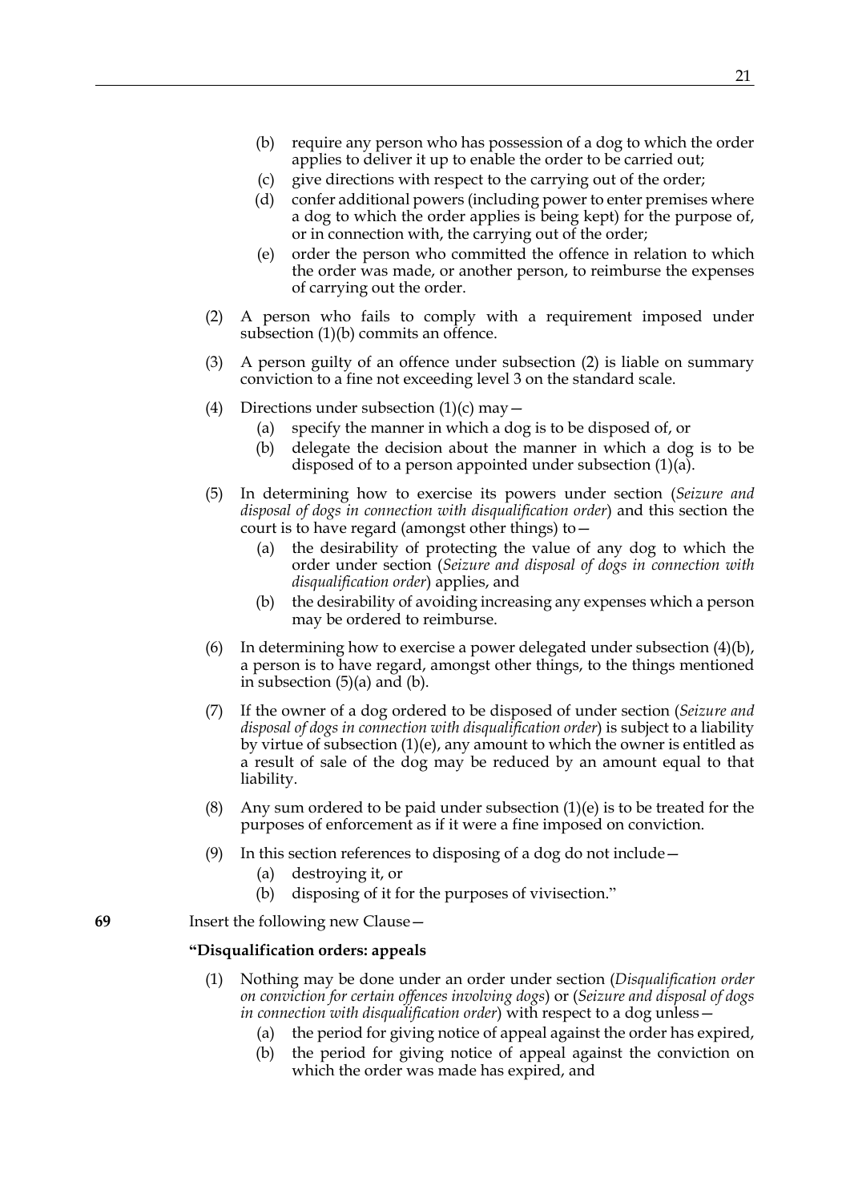(b) require any person who has possession of a dog to which the order applies to deliver it up to enable the order to be carried out;

(c) give directions with respect to the carrying out of the order;

(d) confer additional powers (including power to enter premises where a dog to which the order applies is being kept) for the purpose of, or in connection with, the carrying out of the order;

(e) order the person who committed the offence in relation to which the order was made, or another person, to reimburse the expenses of carrying out the order.

(2) A person who fails to comply with a requirement imposed under subsection (1)(b) commits an offence.

(3) A person guilty of an offence under subsection (2) is liable on summary conviction to a fine not exceeding level 3 on the standard scale.

(4) Directions under subsection (1)(c) may—

(a) specify the manner in which a dog is to be disposed of, or

(b) delegate the decision about the manner in which a dog is to be disposed of to a person appointed under subsection (1)(a).

(5) In determining how to exercise its powers under section (*Seizure and disposal of dogs in connection with disqualification order*) and this section the court is to have regard (amongst other things) to—

(a) the desirability of protecting the value of any dog to which the order under section (*Seizure and disposal of dogs in connection with disqualification order*) applies, and

(b) the desirability of avoiding increasing any expenses which a person may be ordered to reimburse.

(6) In determining how to exercise a power delegated under subsection (4)(b), a person is to have regard, amongst other things, to the things mentioned in subsection (5)(a) and (b).

(7) If the owner of a dog ordered to be disposed of under section (*Seizure and disposal of dogs in connection with disqualification order*) is subject to a liability by virtue of subsection (1)(e), any amount to which the owner is entitled as a result of sale of the dog may be reduced by an amount equal to that liability.

(8) Any sum ordered to be paid under subsection (1)(e) is to be treated for the purposes of enforcement as if it were a fine imposed on conviction.

(9) In this section references to disposing of a dog do not include—

(a) destroying it, or

(b) disposing of it for the purposes of vivisection."

**69** Insert the following new Clause—

**"Disqualification orders: appeals**

(1) Nothing may be done under an order under section (*Disqualification order on conviction for certain offences involving dogs*) or (*Seizure and disposal of dogs in connection with disqualification order*) with respect to a dog unless—

(a) the period for giving notice of appeal against the order has expired,

(b) the period for giving notice of appeal against the conviction on which the order was made has expired, and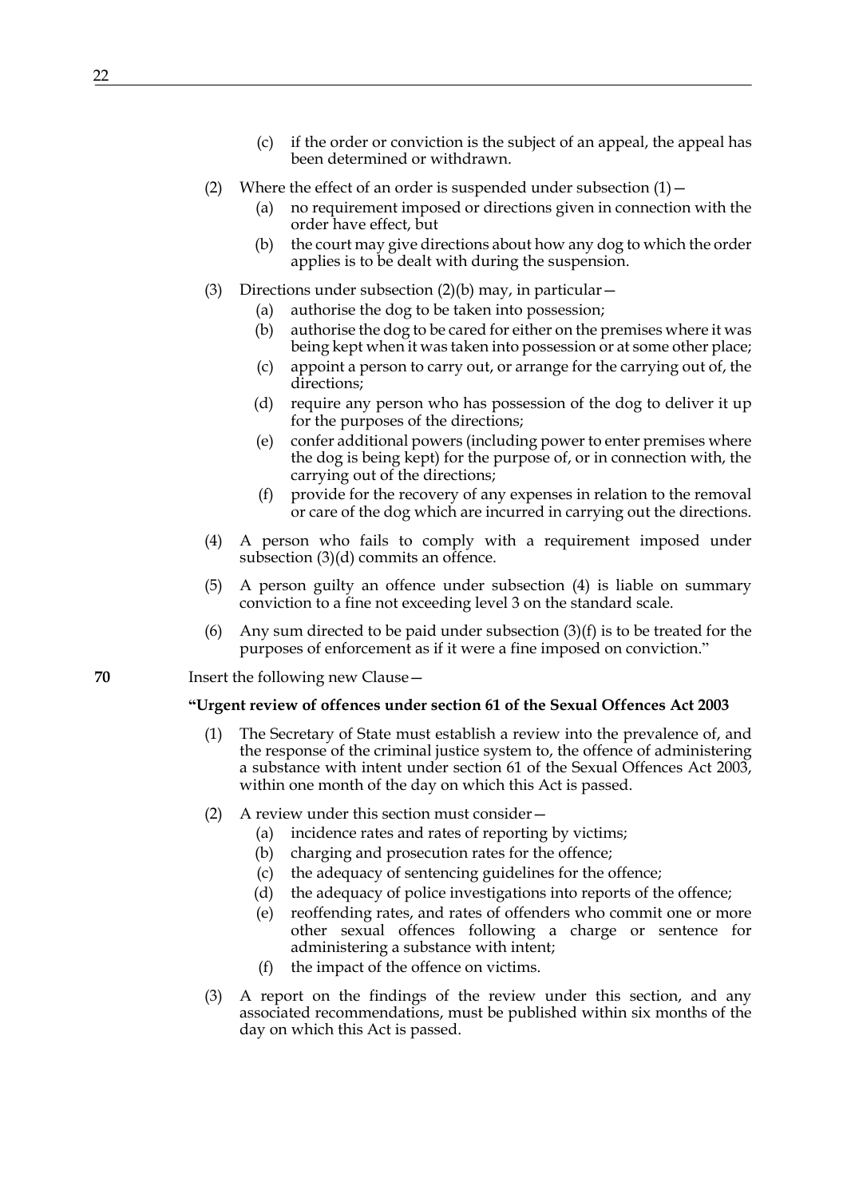(c) if the order or conviction is the subject of an appeal, the appeal has been determined or withdrawn.

(2) Where the effect of an order is suspended under subsection (1)—

(a) no requirement imposed or directions given in connection with the order have effect, but

(b) the court may give directions about how any dog to which the order applies is to be dealt with during the suspension.

(3) Directions under subsection (2)(b) may, in particular—

(a) authorise the dog to be taken into possession;

(b) authorise the dog to be cared for either on the premises where it was being kept when it was taken into possession or at some other place;

(c) appoint a person to carry out, or arrange for the carrying out of, the directions;

(d) require any person who has possession of the dog to deliver it up for the purposes of the directions;

(e) confer additional powers (including power to enter premises where the dog is being kept) for the purpose of, or in connection with, the carrying out of the directions;

(f) provide for the recovery of any expenses in relation to the removal or care of the dog which are incurred in carrying out the directions.

(4) A person who fails to comply with a requirement imposed under subsection (3)(d) commits an offence.

(5) A person guilty an offence under subsection (4) is liable on summary conviction to a fine not exceeding level 3 on the standard scale.

(6) Any sum directed to be paid under subsection (3)(f) is to be treated for the purposes of enforcement as if it were a fine imposed on conviction."

**70** Insert the following new Clause—

**"Urgent review of offences under section 61 of the Sexual Offences Act 2003**

(1) The Secretary of State must establish a review into the prevalence of, and the response of the criminal justice system to, the offence of administering a substance with intent under section 61 of the Sexual Offences Act 2003, within one month of the day on which this Act is passed.

(2) A review under this section must consider—

(a) incidence rates and rates of reporting by victims;

(b) charging and prosecution rates for the offence;

(c) the adequacy of sentencing guidelines for the offence;

(d) the adequacy of police investigations into reports of the offence;

(e) reoffending rates, and rates of offenders who commit one or more other sexual offences following a charge or sentence for administering a substance with intent;

(f) the impact of the offence on victims.

(3) A report on the findings of the review under this section, and any associated recommendations, must be published within six months of the day on which this Act is passed.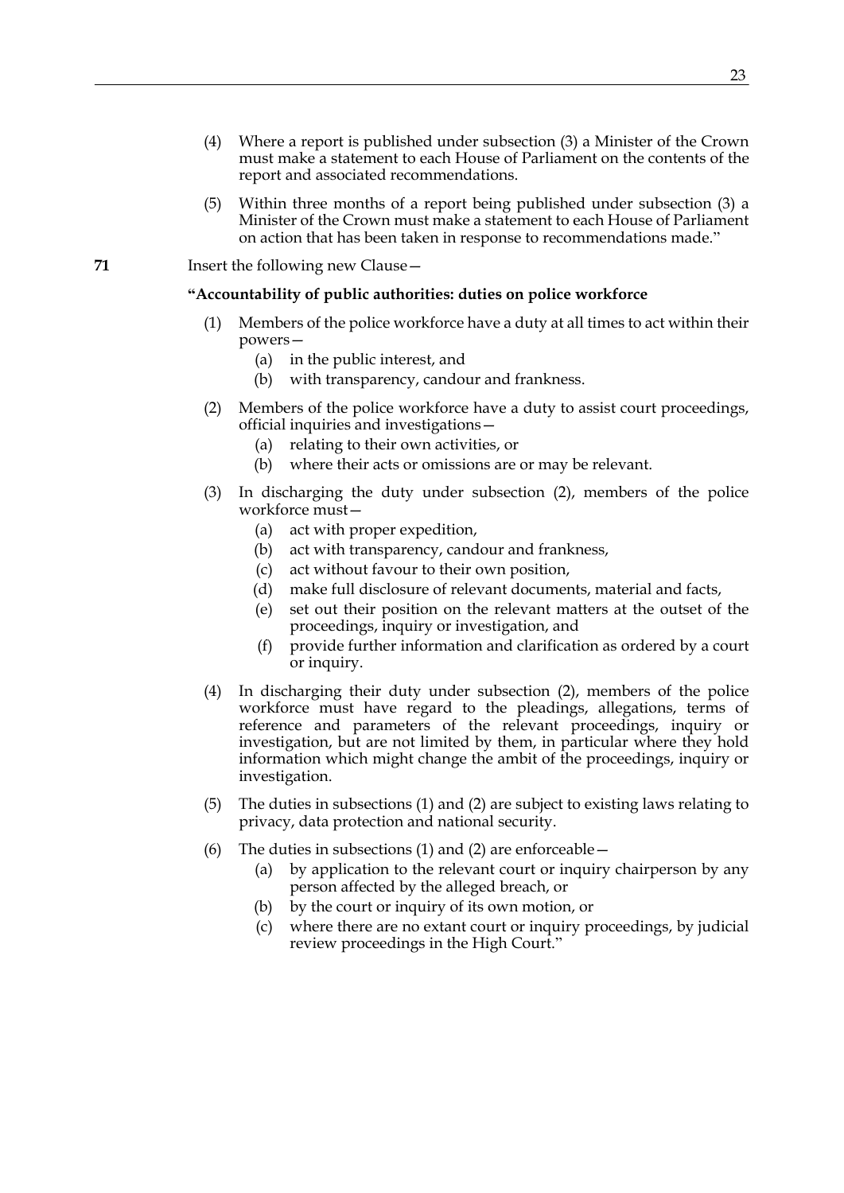(4) Where a report is published under subsection (3) a Minister of the Crown must make a statement to each House of Parliament on the contents of the report and associated recommendations.

(5) Within three months of a report being published under subsection (3) a Minister of the Crown must make a statement to each House of Parliament on action that has been taken in response to recommendations made."

**71** Insert the following new Clause—

**"Accountability of public authorities: duties on police workforce**

(1) Members of the police workforce have a duty at all times to act within their powers—

(a) in the public interest, and

(b) with transparency, candour and frankness.

(2) Members of the police workforce have a duty to assist court proceedings, official inquiries and investigations—

(a) relating to their own activities, or

(b) where their acts or omissions are or may be relevant.

(3) In discharging the duty under subsection (2), members of the police workforce must—

(a) act with proper expedition,

(b) act with transparency, candour and frankness,

(c) act without favour to their own position,

(d) make full disclosure of relevant documents, material and facts,

(e) set out their position on the relevant matters at the outset of the proceedings, inquiry or investigation, and

(f) provide further information and clarification as ordered by a court or inquiry.

(4) In discharging their duty under subsection (2), members of the police workforce must have regard to the pleadings, allegations, terms of reference and parameters of the relevant proceedings, inquiry or investigation, but are not limited by them, in particular where they hold information which might change the ambit of the proceedings, inquiry or investigation.

(5) The duties in subsections (1) and (2) are subject to existing laws relating to privacy, data protection and national security.

(6) The duties in subsections (1) and (2) are enforceable—

(a) by application to the relevant court or inquiry chairperson by any person affected by the alleged breach, or

(b) by the court or inquiry of its own motion, or

(c) where there are no extant court or inquiry proceedings, by judicial review proceedings in the High Court."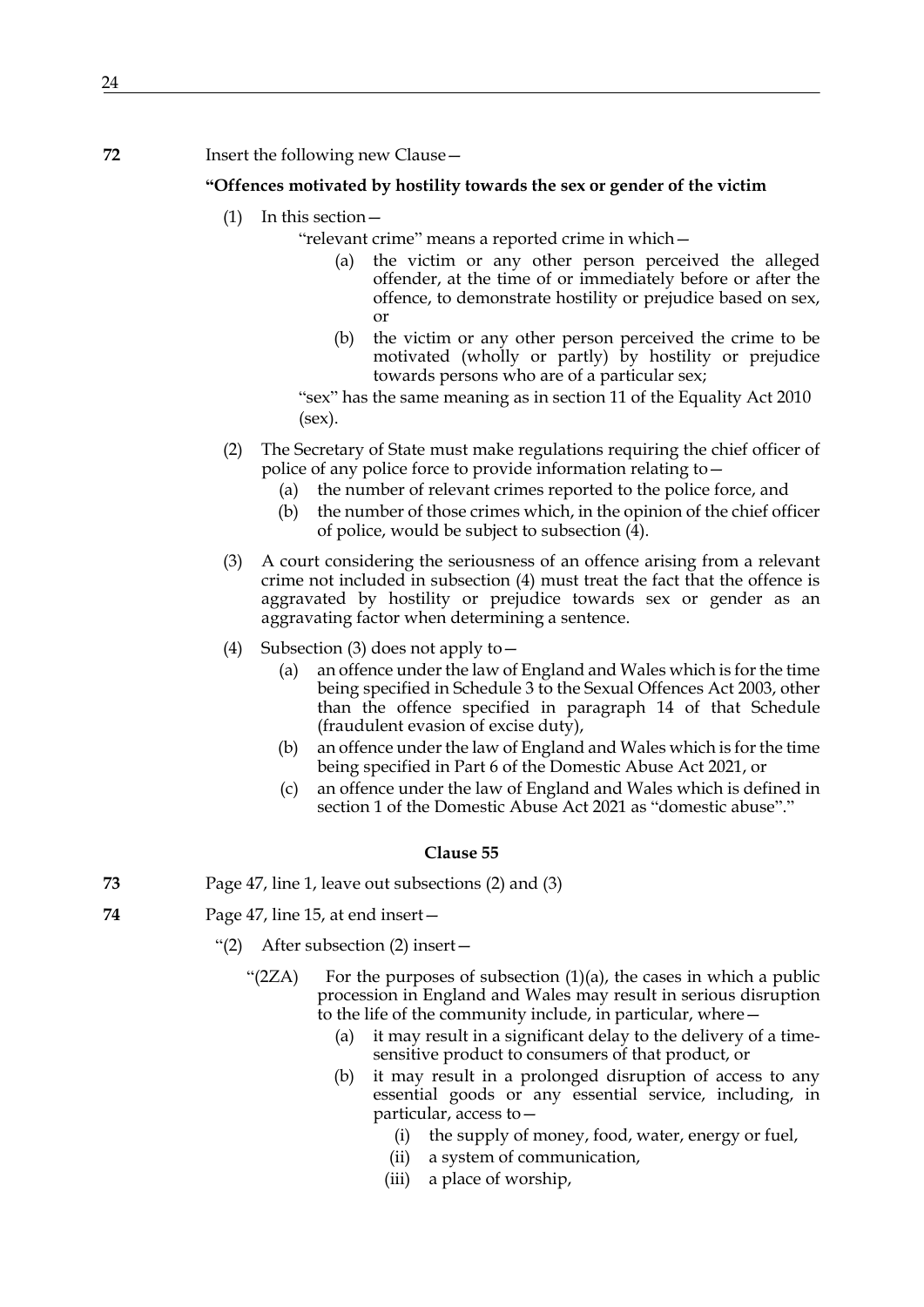**72** Insert the following new Clause—

**"Offences motivated by hostility towards the sex or gender of the victim**

(1) In this section—

"relevant crime" means a reported crime in which—

(a) the victim or any other person perceived the alleged offender, at the time of or immediately before or after the offence, to demonstrate hostility or prejudice based on sex, or

(b) the victim or any other person perceived the crime to be motivated (wholly or partly) by hostility or prejudice towards persons who are of a particular sex;

"sex" has the same meaning as in section 11 of the Equality Act 2010 (sex).

(2) The Secretary of State must make regulations requiring the chief officer of police of any police force to provide information relating to—

(a) the number of relevant crimes reported to the police force, and

(b) the number of those crimes which, in the opinion of the chief officer of police, would be subject to subsection (4).

(3) A court considering the seriousness of an offence arising from a relevant crime not included in subsection (4) must treat the fact that the offence is aggravated by hostility or prejudice towards sex or gender as an aggravating factor when determining a sentence.

(4) Subsection (3) does not apply to—

(a) an offence under the law of England and Wales which is for the time being specified in Schedule 3 to the Sexual Offences Act 2003, other than the offence specified in paragraph 14 of that Schedule (fraudulent evasion of excise duty),

(b) an offence under the law of England and Wales which is for the time being specified in Part 6 of the Domestic Abuse Act 2021, or

(c) an offence under the law of England and Wales which is defined in section 1 of the Domestic Abuse Act 2021 as "domestic abuse"."

**Clause 55**

**73** Page 47, line 1, leave out subsections (2) and (3)

**74** Page 47, line 15, at end insert—

"(2) After subsection (2) insert—

"(2ZA) For the purposes of subsection (1)(a), the cases in which a public procession in England and Wales may result in serious disruption to the life of the community include, in particular, where—

(a) it may result in a significant delay to the delivery of a time-sensitive product to consumers of that product, or

(b) it may result in a prolonged disruption of access to any essential goods or any essential service, including, in particular, access to—

(i) the supply of money, food, water, energy or fuel,

(ii) a system of communication,

(iii) a place of worship,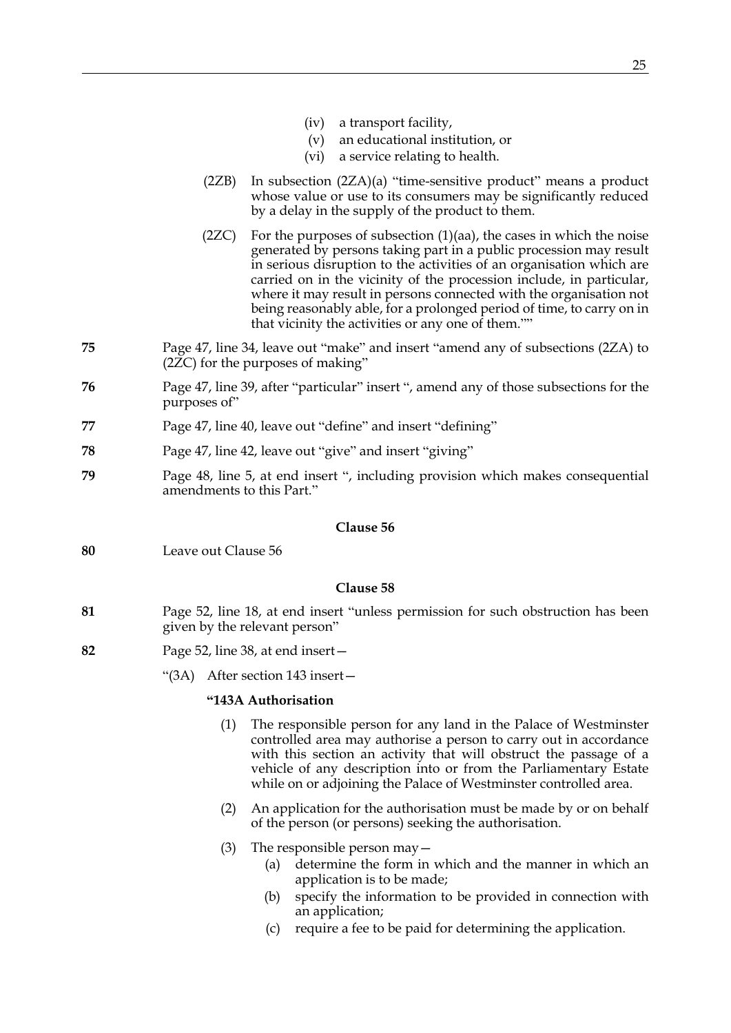(iv) a transport facility,

(v) an educational institution, or

(vi) a service relating to health.

(2ZB) In subsection (2ZA)(a) "time-sensitive product" means a product whose value or use to its consumers may be significantly reduced by a delay in the supply of the product to them.

(2ZC) For the purposes of subsection (1)(aa), the cases in which the noise generated by persons taking part in a public procession may result in serious disruption to the activities of an organisation which are carried on in the vicinity of the procession include, in particular, where it may result in persons connected with the organisation not being reasonably able, for a prolonged period of time, to carry on in that vicinity the activities or any one of them.""

**75** Page 47, line 34, leave out "make" and insert "amend any of subsections (2ZA) to (2ZC) for the purposes of making"

**76** Page 47, line 39, after "particular" insert ", amend any of those subsections for the purposes of"

**77** Page 47, line 40, leave out "define" and insert "defining"

**78** Page 47, line 42, leave out "give" and insert "giving"

**79** Page 48, line 5, at end insert ", including provision which makes consequential amendments to this Part."

**Clause 56**

**80** Leave out Clause 56

**Clause 58**

**81** Page 52, line 18, at end insert "unless permission for such obstruction has been given by the relevant person"

**82** Page 52, line 38, at end insert—

"(3A) After section 143 insert—

**"143A Authorisation**

(1) The responsible person for any land in the Palace of Westminster controlled area may authorise a person to carry out in accordance with this section an activity that will obstruct the passage of a vehicle of any description into or from the Parliamentary Estate while on or adjoining the Palace of Westminster controlled area.

(2) An application for the authorisation must be made by or on behalf of the person (or persons) seeking the authorisation.

(3) The responsible person may—

(a) determine the form in which and the manner in which an application is to be made;

(b) specify the information to be provided in connection with an application;

(c) require a fee to be paid for determining the application.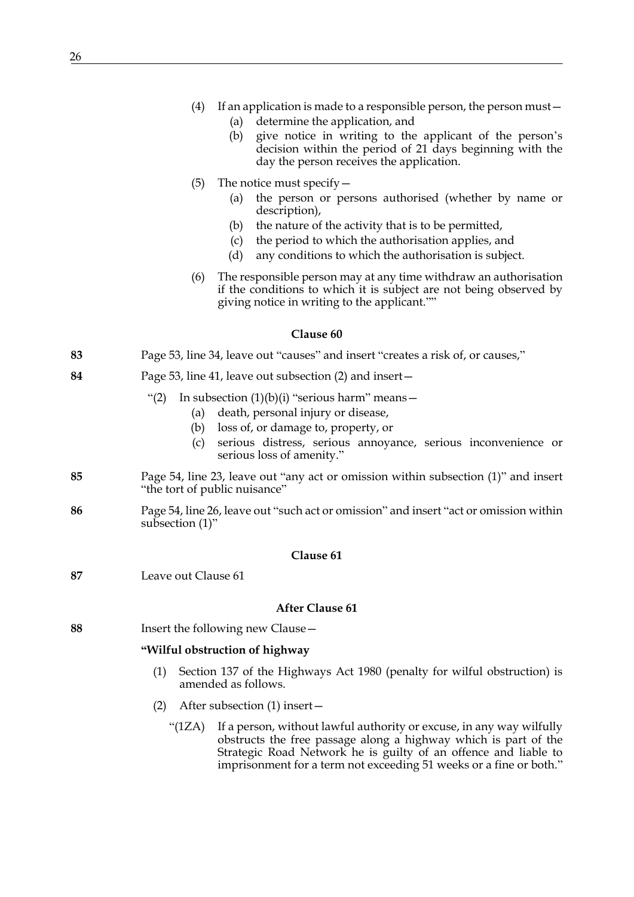(4) If an application is made to a responsible person, the person must—

 (a) determine the application, and

 (b) give notice in writing to the applicant of the person's decision within the period of 21 days beginning with the day the person receives the application.

(5) The notice must specify—

 (a) the person or persons authorised (whether by name or description),

 (b) the nature of the activity that is to be permitted,

 (c) the period to which the authorisation applies, and

 (d) any conditions to which the authorisation is subject.

(6) The responsible person may at any time withdraw an authorisation if the conditions to which it is subject are not being observed by giving notice in writing to the applicant.""

### Clause 60

**83** Page 53, line 34, leave out "causes" and insert "creates a risk of, or causes,"

**84** Page 53, line 41, leave out subsection (2) and insert—

"(2) In subsection (1)(b)(i) "serious harm" means—

 (a) death, personal injury or disease,

 (b) loss of, or damage to, property, or

 (c) serious distress, serious annoyance, serious inconvenience or serious loss of amenity."

**85** Page 54, line 23, leave out "any act or omission within subsection (1)" and insert "the tort of public nuisance"

**86** Page 54, line 26, leave out "such act or omission" and insert "act or omission within subsection (1)"

### Clause 61

**87** Leave out Clause 61

### After Clause 61

**88** Insert the following new Clause—

**"Wilful obstruction of highway**

(1) Section 137 of the Highways Act 1980 (penalty for wilful obstruction) is amended as follows.

(2) After subsection (1) insert—

"(1ZA) If a person, without lawful authority or excuse, in any way wilfully obstructs the free passage along a highway which is part of the Strategic Road Network he is guilty of an offence and liable to imprisonment for a term not exceeding 51 weeks or a fine or both."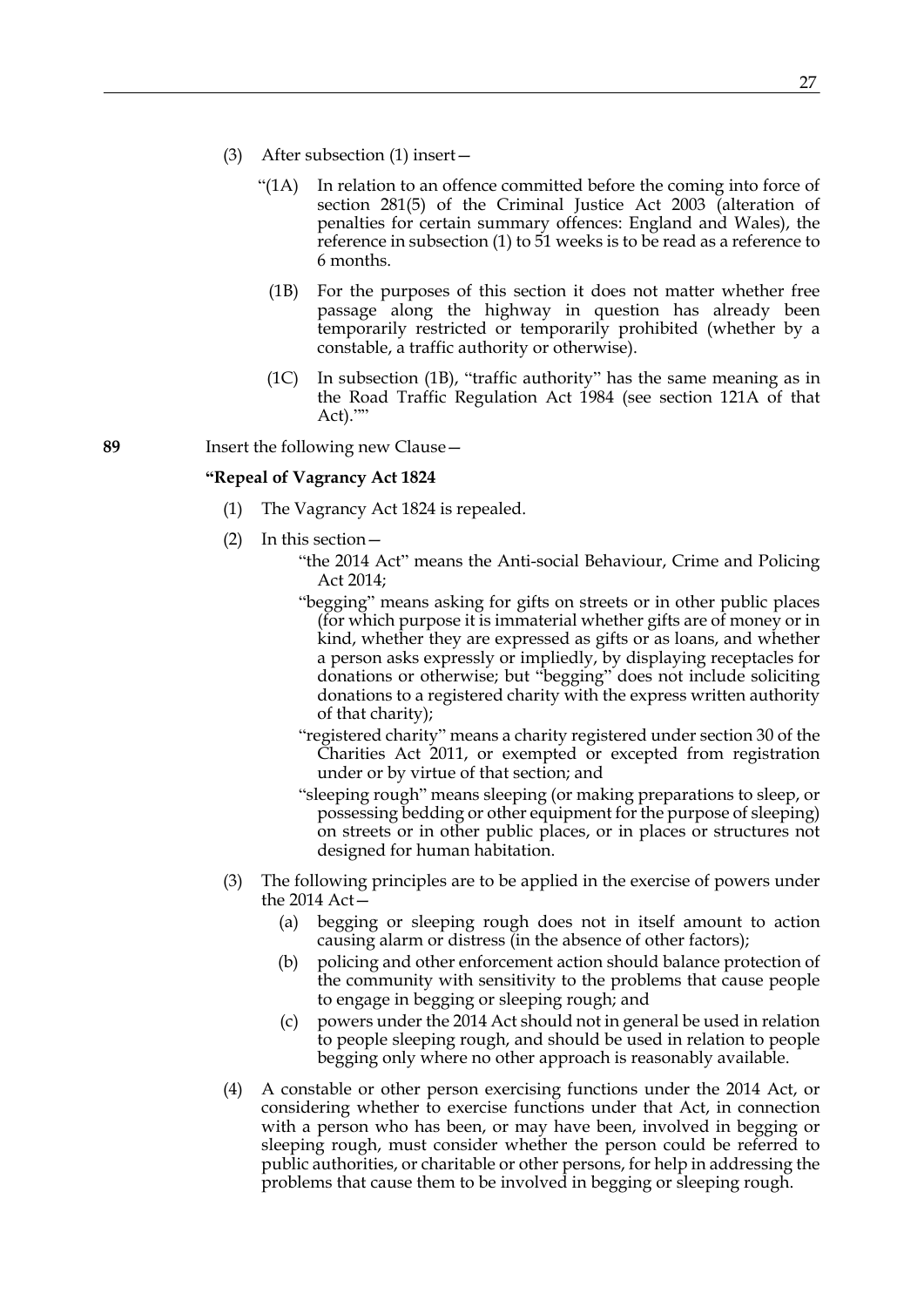(3) After subsection (1) insert—

“(1A) In relation to an offence committed before the coming into force of section 281(5) of the Criminal Justice Act 2003 (alteration of penalties for certain summary offences: England and Wales), the reference in subsection (1) to 51 weeks is to be read as a reference to 6 months.

(1B) For the purposes of this section it does not matter whether free passage along the highway in question has already been temporarily restricted or temporarily prohibited (whether by a constable, a traffic authority or otherwise).

(1C) In subsection (1B), “traffic authority” has the same meaning as in the Road Traffic Regulation Act 1984 (see section 121A of that Act).””

**89** Insert the following new Clause—

**“Repeal of Vagrancy Act 1824**

(1) The Vagrancy Act 1824 is repealed.

(2) In this section—

“the 2014 Act” means the Anti-social Behaviour, Crime and Policing Act 2014;

“begging” means asking for gifts on streets or in other public places (for which purpose it is immaterial whether gifts are of money or in kind, whether they are expressed as gifts or as loans, and whether a person asks expressly or impliedly, by displaying receptacles for donations or otherwise; but “begging” does not include soliciting donations to a registered charity with the express written authority of that charity);

“registered charity” means a charity registered under section 30 of the Charities Act 2011, or exempted or excepted from registration under or by virtue of that section; and

“sleeping rough” means sleeping (or making preparations to sleep, or possessing bedding or other equipment for the purpose of sleeping) on streets or in other public places, or in places or structures not designed for human habitation.

(3) The following principles are to be applied in the exercise of powers under the 2014 Act—

(a) begging or sleeping rough does not in itself amount to action causing alarm or distress (in the absence of other factors);

(b) policing and other enforcement action should balance protection of the community with sensitivity to the problems that cause people to engage in begging or sleeping rough; and

(c) powers under the 2014 Act should not in general be used in relation to people sleeping rough, and should be used in relation to people begging only where no other approach is reasonably available.

(4) A constable or other person exercising functions under the 2014 Act, or considering whether to exercise functions under that Act, in connection with a person who has been, or may have been, involved in begging or sleeping rough, must consider whether the person could be referred to public authorities, or charitable or other persons, for help in addressing the problems that cause them to be involved in begging or sleeping rough.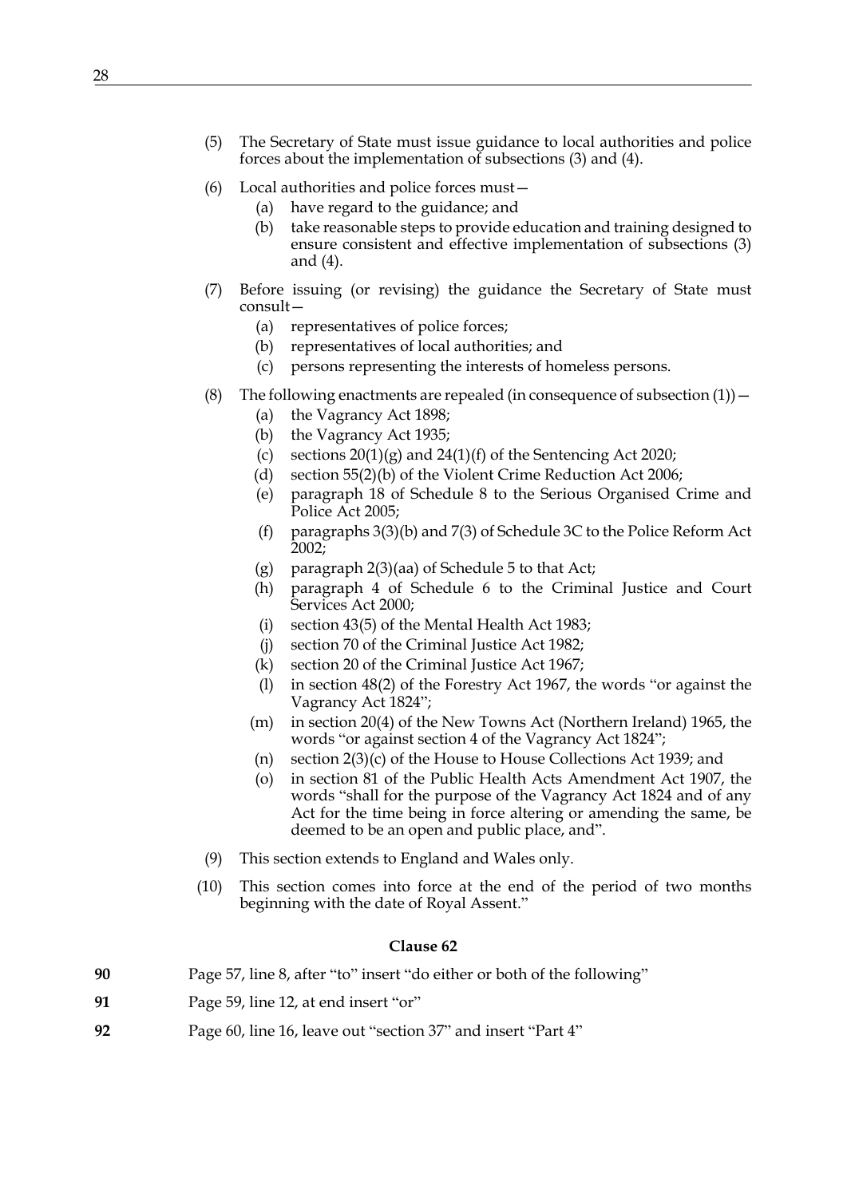(5) The Secretary of State must issue guidance to local authorities and police forces about the implementation of subsections (3) and (4).

(6) Local authorities and police forces must—

  (a) have regard to the guidance; and

  (b) take reasonable steps to provide education and training designed to ensure consistent and effective implementation of subsections (3) and (4).

(7) Before issuing (or revising) the guidance the Secretary of State must consult—

  (a) representatives of police forces;

  (b) representatives of local authorities; and

  (c) persons representing the interests of homeless persons.

(8) The following enactments are repealed (in consequence of subsection (1))—

  (a) the Vagrancy Act 1898;

  (b) the Vagrancy Act 1935;

  (c) sections 20(1)(g) and 24(1)(f) of the Sentencing Act 2020;

  (d) section 55(2)(b) of the Violent Crime Reduction Act 2006;

  (e) paragraph 18 of Schedule 8 to the Serious Organised Crime and Police Act 2005;

  (f) paragraphs 3(3)(b) and 7(3) of Schedule 3C to the Police Reform Act 2002;

  (g) paragraph 2(3)(aa) of Schedule 5 to that Act;

  (h) paragraph 4 of Schedule 6 to the Criminal Justice and Court Services Act 2000;

  (i) section 43(5) of the Mental Health Act 1983;

  (j) section 70 of the Criminal Justice Act 1982;

  (k) section 20 of the Criminal Justice Act 1967;

  (l) in section 48(2) of the Forestry Act 1967, the words "or against the Vagrancy Act 1824";

  (m) in section 20(4) of the New Towns Act (Northern Ireland) 1965, the words "or against section 4 of the Vagrancy Act 1824";

  (n) section 2(3)(c) of the House to House Collections Act 1939; and

  (o) in section 81 of the Public Health Acts Amendment Act 1907, the words "shall for the purpose of the Vagrancy Act 1824 and of any Act for the time being in force altering or amending the same, be deemed to be an open and public place, and".

(9) This section extends to England and Wales only.

(10) This section comes into force at the end of the period of two months beginning with the date of Royal Assent."

### Clause 62

**90** Page 57, line 8, after "to" insert "do either or both of the following"

**91** Page 59, line 12, at end insert "or"

**92** Page 60, line 16, leave out "section 37" and insert "Part 4"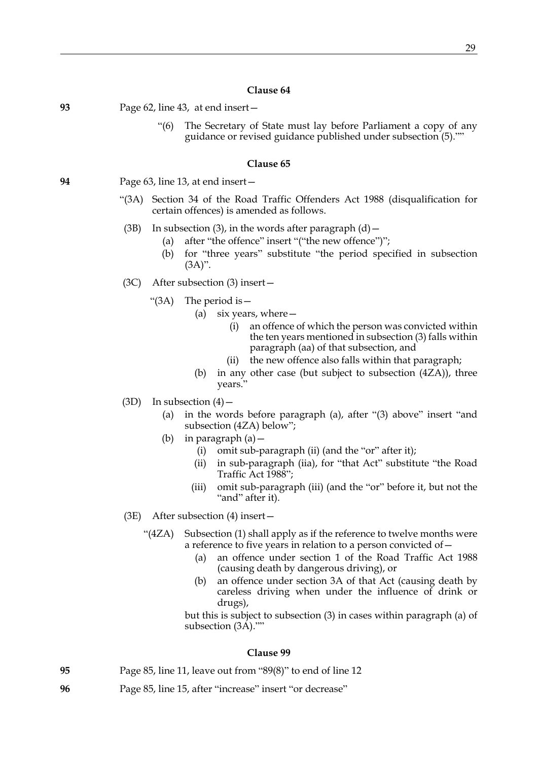### Clause 64

**93** Page 62, line 43, at end insert—

> "(6) The Secretary of State must lay before Parliament a copy of any guidance or revised guidance published under subsection (5).""

### Clause 65

**94** Page 63, line 13, at end insert—

> "(3A) Section 34 of the Road Traffic Offenders Act 1988 (disqualification for certain offences) is amended as follows.
>
> (3B) In subsection (3), in the words after paragraph (d)—
>
> (a) after "the offence" insert "("the new offence")";
>
> (b) for "three years" substitute "the period specified in subsection (3A)".
>
> (3C) After subsection (3) insert—
>
> > "(3A) The period is—
> >
> > (a) six years, where—
> >
> > (i) an offence of which the person was convicted within the ten years mentioned in subsection (3) falls within paragraph (aa) of that subsection, and
> >
> > (ii) the new offence also falls within that paragraph;
> >
> > (b) in any other case (but subject to subsection (4ZA)), three years."
>
> (3D) In subsection (4)—
>
> (a) in the words before paragraph (a), after "(3) above" insert "and subsection (4ZA) below";
>
> (b) in paragraph (a)—
>
> (i) omit sub-paragraph (ii) (and the "or" after it);
>
> (ii) in sub-paragraph (iia), for "that Act" substitute "the Road Traffic Act 1988";
>
> (iii) omit sub-paragraph (iii) (and the "or" before it, but not the "and" after it).
>
> (3E) After subsection (4) insert—
>
> > "(4ZA) Subsection (1) shall apply as if the reference to twelve months were a reference to five years in relation to a person convicted of—
> >
> > (a) an offence under section 1 of the Road Traffic Act 1988 (causing death by dangerous driving), or
> >
> > (b) an offence under section 3A of that Act (causing death by careless driving when under the influence of drink or drugs),
> >
> > but this is subject to subsection (3) in cases within paragraph (a) of subsection (3A).""

### Clause 99

**95** Page 85, line 11, leave out from "89(8)" to end of line 12

**96** Page 85, line 15, after "increase" insert "or decrease"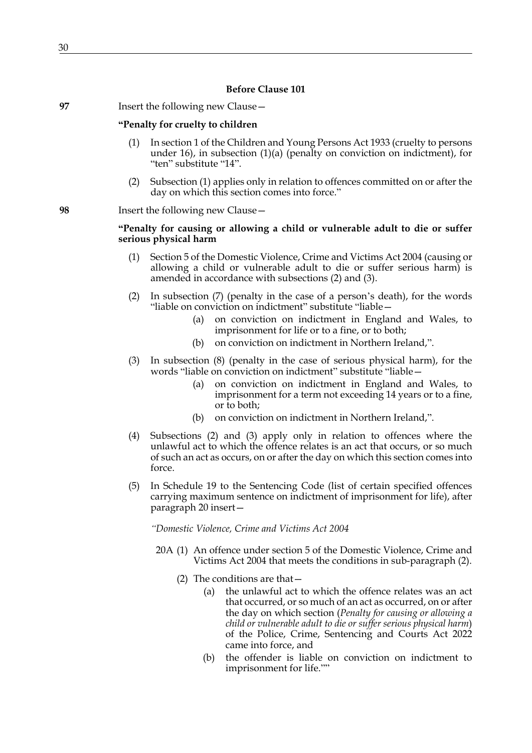**Before Clause 101**

**97** Insert the following new Clause—

**"Penalty for cruelty to children**

(1) In section 1 of the Children and Young Persons Act 1933 (cruelty to persons under 16), in subsection (1)(a) (penalty on conviction on indictment), for "ten" substitute "14".

(2) Subsection (1) applies only in relation to offences committed on or after the day on which this section comes into force."

**98** Insert the following new Clause—

**"Penalty for causing or allowing a child or vulnerable adult to die or suffer serious physical harm**

(1) Section 5 of the Domestic Violence, Crime and Victims Act 2004 (causing or allowing a child or vulnerable adult to die or suffer serious harm) is amended in accordance with subsections (2) and (3).

(2) In subsection (7) (penalty in the case of a person's death), for the words "liable on conviction on indictment" substitute "liable—

(a) on conviction on indictment in England and Wales, to imprisonment for life or to a fine, or to both;

(b) on conviction on indictment in Northern Ireland,".

(3) In subsection (8) (penalty in the case of serious physical harm), for the words "liable on conviction on indictment" substitute "liable—

(a) on conviction on indictment in England and Wales, to imprisonment for a term not exceeding 14 years or to a fine, or to both;

(b) on conviction on indictment in Northern Ireland,".

(4) Subsections (2) and (3) apply only in relation to offences where the unlawful act to which the offence relates is an act that occurs, or so much of such an act as occurs, on or after the day on which this section comes into force.

(5) In Schedule 19 to the Sentencing Code (list of certain specified offences carrying maximum sentence on indictment of imprisonment for life), after paragraph 20 insert—

*"Domestic Violence, Crime and Victims Act 2004*

20A (1) An offence under section 5 of the Domestic Violence, Crime and Victims Act 2004 that meets the conditions in sub-paragraph (2).

(2) The conditions are that—

(a) the unlawful act to which the offence relates was an act that occurred, or so much of an act as occurred, on or after the day on which section (*Penalty for causing or allowing a child or vulnerable adult to die or suffer serious physical harm*) of the Police, Crime, Sentencing and Courts Act 2022 came into force, and

(b) the offender is liable on conviction on indictment to imprisonment for life.""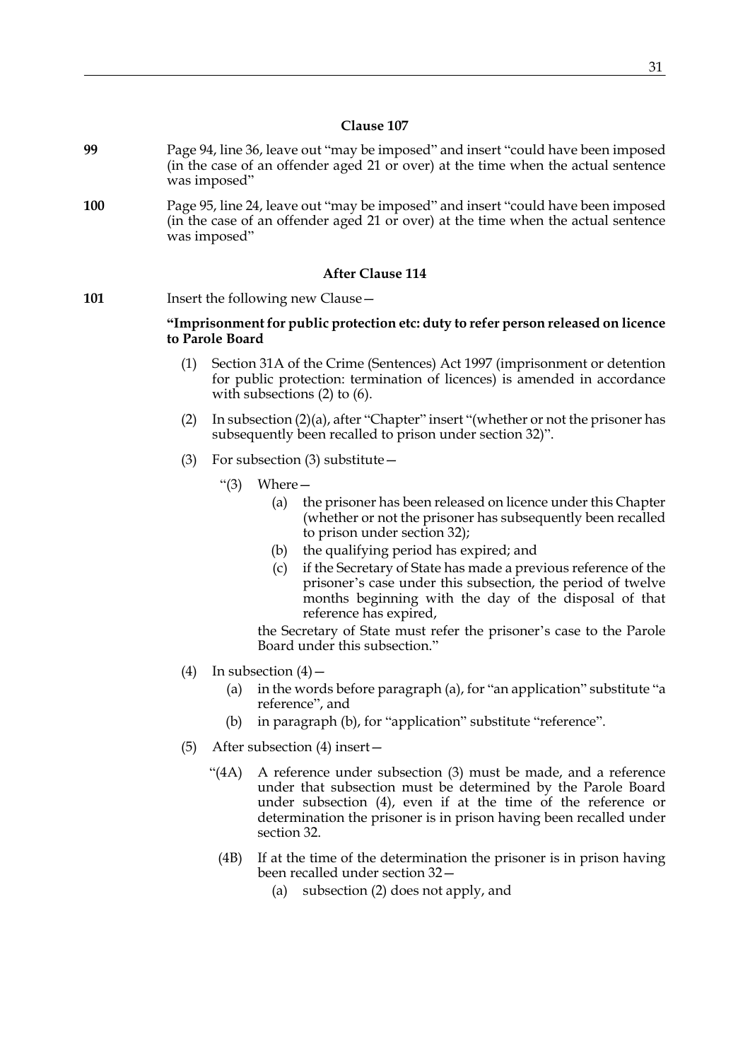### Clause 107

**99** Page 94, line 36, leave out "may be imposed" and insert "could have been imposed (in the case of an offender aged 21 or over) at the time when the actual sentence was imposed"

**100** Page 95, line 24, leave out "may be imposed" and insert "could have been imposed (in the case of an offender aged 21 or over) at the time when the actual sentence was imposed"

### After Clause 114

**101** Insert the following new Clause—

**"Imprisonment for public protection etc: duty to refer person released on licence to Parole Board**

(1) Section 31A of the Crime (Sentences) Act 1997 (imprisonment or detention for public protection: termination of licences) is amended in accordance with subsections (2) to (6).

(2) In subsection (2)(a), after "Chapter" insert "(whether or not the prisoner has subsequently been recalled to prison under section 32)".

(3) For subsection (3) substitute—

"(3) Where—

(a) the prisoner has been released on licence under this Chapter (whether or not the prisoner has subsequently been recalled to prison under section 32);

(b) the qualifying period has expired; and

(c) if the Secretary of State has made a previous reference of the prisoner's case under this subsection, the period of twelve months beginning with the day of the disposal of that reference has expired,

the Secretary of State must refer the prisoner's case to the Parole Board under this subsection."

(4) In subsection (4)—

(a) in the words before paragraph (a), for "an application" substitute "a reference", and

(b) in paragraph (b), for "application" substitute "reference".

(5) After subsection (4) insert—

"(4A) A reference under subsection (3) must be made, and a reference under that subsection must be determined by the Parole Board under subsection (4), even if at the time of the reference or determination the prisoner is in prison having been recalled under section 32.

(4B) If at the time of the determination the prisoner is in prison having been recalled under section 32—

(a) subsection (2) does not apply, and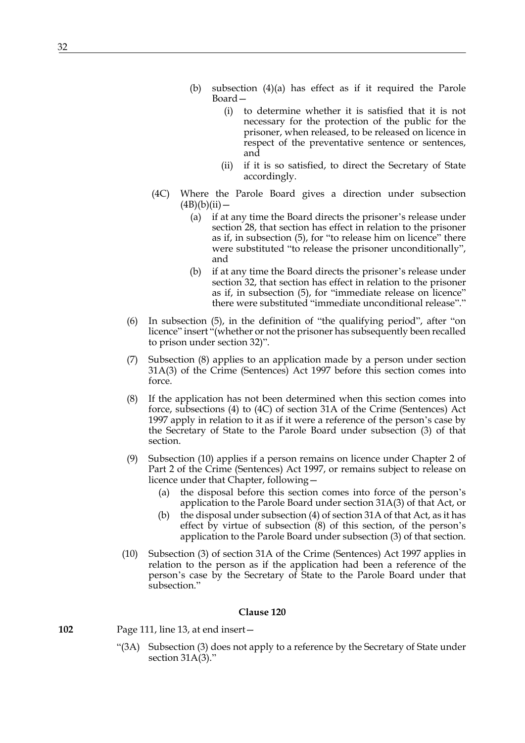(b) subsection (4)(a) has effect as if it required the Parole Board—

(i) to determine whether it is satisfied that it is not necessary for the protection of the public for the prisoner, when released, to be released on licence in respect of the preventative sentence or sentences, and

(ii) if it is so satisfied, to direct the Secretary of State accordingly.

(4C) Where the Parole Board gives a direction under subsection (4B)(b)(ii)—

(a) if at any time the Board directs the prisoner's release under section 28, that section has effect in relation to the prisoner as if, in subsection (5), for "to release him on licence" there were substituted "to release the prisoner unconditionally", and

(b) if at any time the Board directs the prisoner's release under section 32, that section has effect in relation to the prisoner as if, in subsection (5), for "immediate release on licence" there were substituted "immediate unconditional release"."

(6) In subsection (5), in the definition of "the qualifying period", after "on licence" insert "(whether or not the prisoner has subsequently been recalled to prison under section 32)".

(7) Subsection (8) applies to an application made by a person under section 31A(3) of the Crime (Sentences) Act 1997 before this section comes into force.

(8) If the application has not been determined when this section comes into force, subsections (4) to (4C) of section 31A of the Crime (Sentences) Act 1997 apply in relation to it as if it were a reference of the person's case by the Secretary of State to the Parole Board under subsection (3) of that section.

(9) Subsection (10) applies if a person remains on licence under Chapter 2 of Part 2 of the Crime (Sentences) Act 1997, or remains subject to release on licence under that Chapter, following—

(a) the disposal before this section comes into force of the person's application to the Parole Board under section 31A(3) of that Act, or

(b) the disposal under subsection (4) of section 31A of that Act, as it has effect by virtue of subsection (8) of this section, of the person's application to the Parole Board under subsection (3) of that section.

(10) Subsection (3) of section 31A of the Crime (Sentences) Act 1997 applies in relation to the person as if the application had been a reference of the person's case by the Secretary of State to the Parole Board under that subsection."

**Clause 120**

**102** Page 111, line 13, at end insert—

"(3A) Subsection (3) does not apply to a reference by the Secretary of State under section 31A(3)."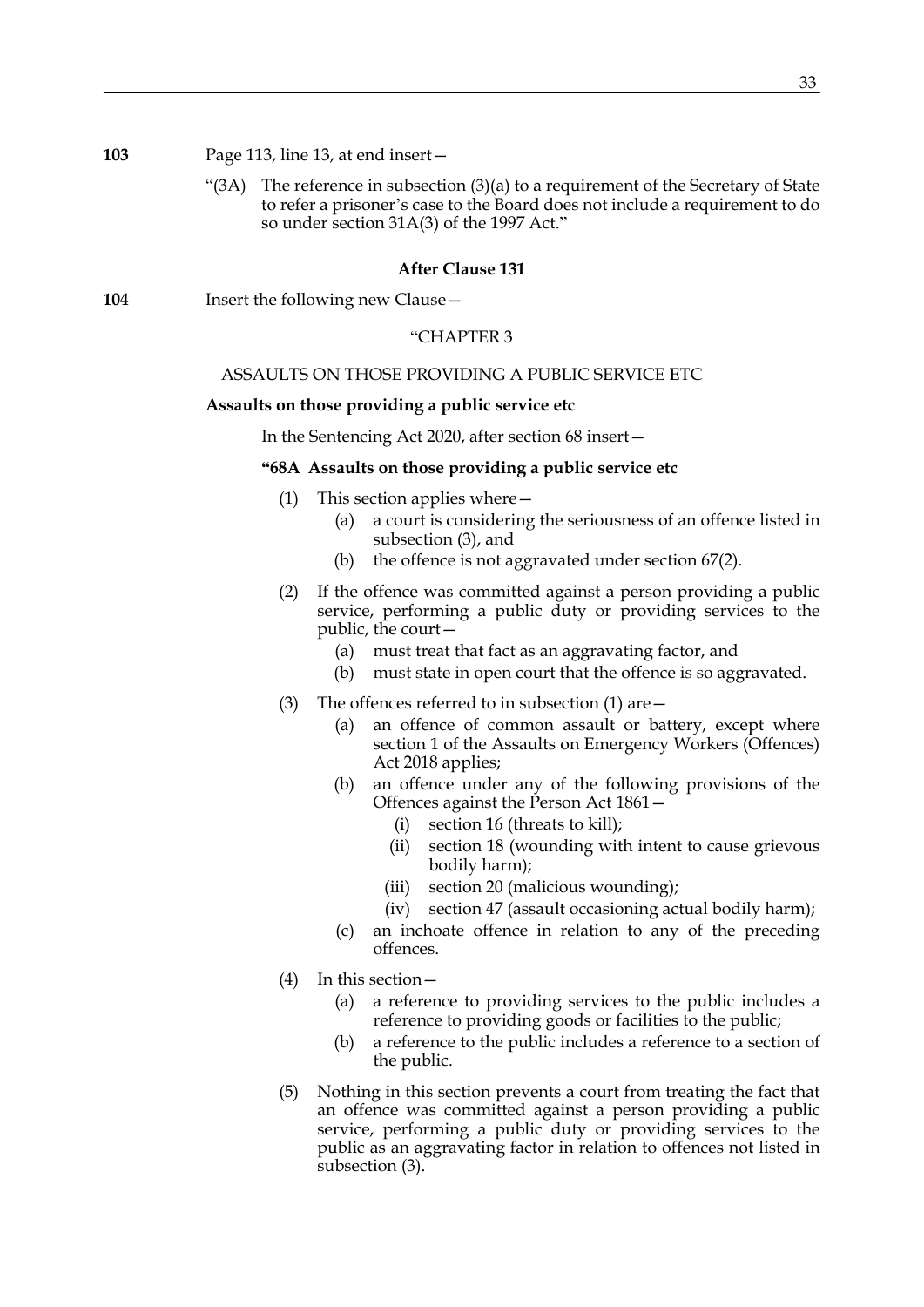**103** Page 113, line 13, at end insert—

"(3A) The reference in subsection (3)(a) to a requirement of the Secretary of State to refer a prisoner's case to the Board does not include a requirement to do so under section 31A(3) of the 1997 Act."

### After Clause 131

**104** Insert the following new Clause—

"CHAPTER 3

ASSAULTS ON THOSE PROVIDING A PUBLIC SERVICE ETC

**Assaults on those providing a public service etc**

In the Sentencing Act 2020, after section 68 insert—

**"68A Assaults on those providing a public service etc**

(1) This section applies where—

(a) a court is considering the seriousness of an offence listed in subsection (3), and

(b) the offence is not aggravated under section 67(2).

(2) If the offence was committed against a person providing a public service, performing a public duty or providing services to the public, the court—

(a) must treat that fact as an aggravating factor, and

(b) must state in open court that the offence is so aggravated.

(3) The offences referred to in subsection (1) are—

(a) an offence of common assault or battery, except where section 1 of the Assaults on Emergency Workers (Offences) Act 2018 applies;

(b) an offence under any of the following provisions of the Offences against the Person Act 1861—

(i) section 16 (threats to kill);

(ii) section 18 (wounding with intent to cause grievous bodily harm);

(iii) section 20 (malicious wounding);

(iv) section 47 (assault occasioning actual bodily harm);

(c) an inchoate offence in relation to any of the preceding offences.

(4) In this section—

(a) a reference to providing services to the public includes a reference to providing goods or facilities to the public;

(b) a reference to the public includes a reference to a section of the public.

(5) Nothing in this section prevents a court from treating the fact that an offence was committed against a person providing a public service, performing a public duty or providing services to the public as an aggravating factor in relation to offences not listed in subsection (3).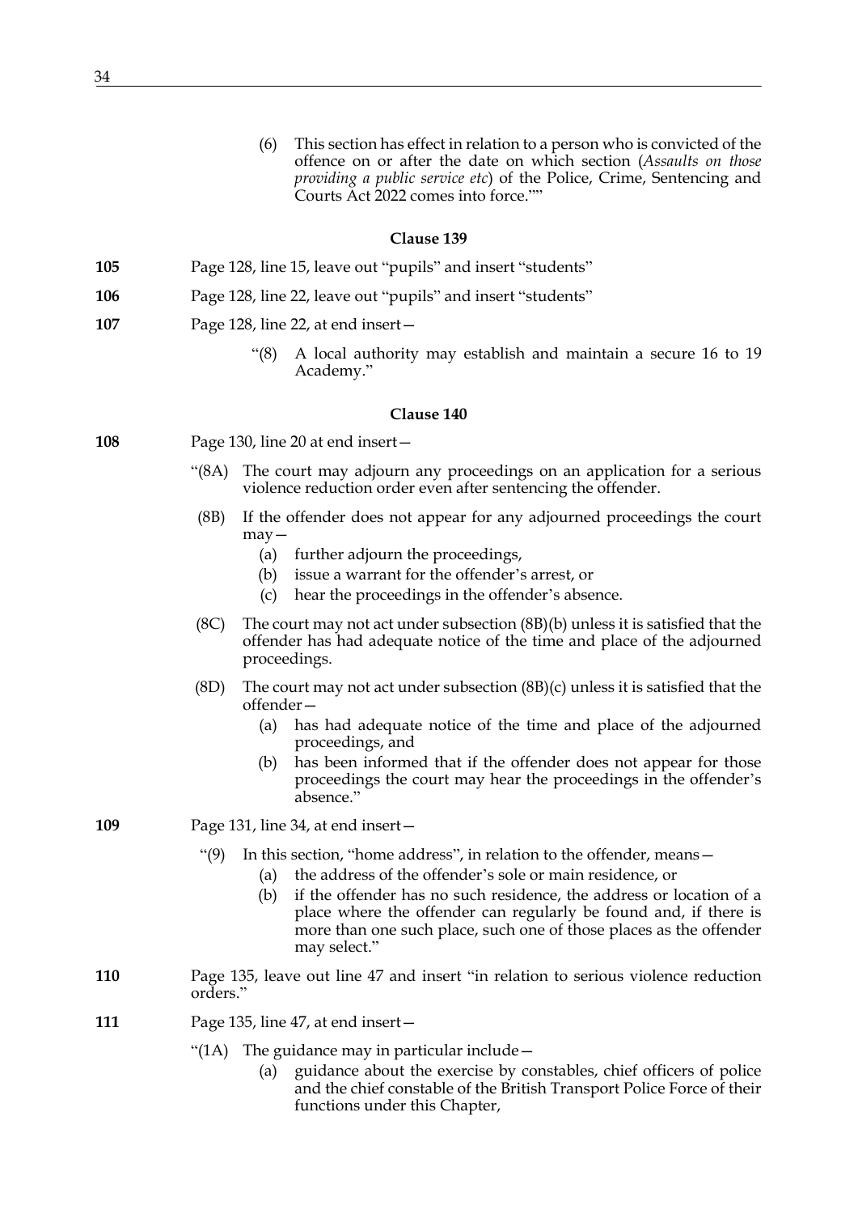(6) This section has effect in relation to a person who is convicted of the offence on or after the date on which section (*Assaults on those providing a public service etc*) of the Police, Crime, Sentencing and Courts Act 2022 comes into force.""

### Clause 139

**105** Page 128, line 15, leave out "pupils" and insert "students"

**106** Page 128, line 22, leave out "pupils" and insert "students"

**107** Page 128, line 22, at end insert—

"(8) A local authority may establish and maintain a secure 16 to 19 Academy."

### Clause 140

**108** Page 130, line 20 at end insert—

"(8A) The court may adjourn any proceedings on an application for a serious violence reduction order even after sentencing the offender.

(8B) If the offender does not appear for any adjourned proceedings the court may—

(a) further adjourn the proceedings,

(b) issue a warrant for the offender's arrest, or

(c) hear the proceedings in the offender's absence.

(8C) The court may not act under subsection (8B)(b) unless it is satisfied that the offender has had adequate notice of the time and place of the adjourned proceedings.

(8D) The court may not act under subsection (8B)(c) unless it is satisfied that the offender—

(a) has had adequate notice of the time and place of the adjourned proceedings, and

(b) has been informed that if the offender does not appear for those proceedings the court may hear the proceedings in the offender's absence."

**109** Page 131, line 34, at end insert—

"(9) In this section, "home address", in relation to the offender, means—

(a) the address of the offender's sole or main residence, or

(b) if the offender has no such residence, the address or location of a place where the offender can regularly be found and, if there is more than one such place, such one of those places as the offender may select."

**110** Page 135, leave out line 47 and insert "in relation to serious violence reduction orders."

**111** Page 135, line 47, at end insert—

"(1A) The guidance may in particular include—

(a) guidance about the exercise by constables, chief officers of police and the chief constable of the British Transport Police Force of their functions under this Chapter,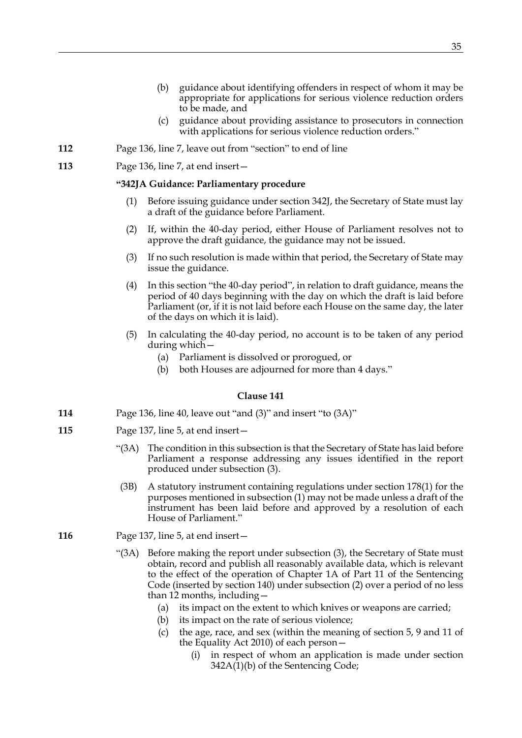(b) guidance about identifying offenders in respect of whom it may be appropriate for applications for serious violence reduction orders to be made, and

(c) guidance about providing assistance to prosecutors in connection with applications for serious violence reduction orders."

**112** Page 136, line 7, leave out from "section" to end of line

**113** Page 136, line 7, at end insert—

**"342JA Guidance: Parliamentary procedure**

(1) Before issuing guidance under section 342J, the Secretary of State must lay a draft of the guidance before Parliament.

(2) If, within the 40-day period, either House of Parliament resolves not to approve the draft guidance, the guidance may not be issued.

(3) If no such resolution is made within that period, the Secretary of State may issue the guidance.

(4) In this section "the 40-day period", in relation to draft guidance, means the period of 40 days beginning with the day on which the draft is laid before Parliament (or, if it is not laid before each House on the same day, the later of the days on which it is laid).

(5) In calculating the 40-day period, no account is to be taken of any period during which—

(a) Parliament is dissolved or prorogued, or

(b) both Houses are adjourned for more than 4 days."

### Clause 141

**114** Page 136, line 40, leave out "and (3)" and insert "to (3A)"

**115** Page 137, line 5, at end insert—

"(3A) The condition in this subsection is that the Secretary of State has laid before Parliament a response addressing any issues identified in the report produced under subsection (3).

(3B) A statutory instrument containing regulations under section 178(1) for the purposes mentioned in subsection (1) may not be made unless a draft of the instrument has been laid before and approved by a resolution of each House of Parliament."

**116** Page 137, line 5, at end insert—

"(3A) Before making the report under subsection (3), the Secretary of State must obtain, record and publish all reasonably available data, which is relevant to the effect of the operation of Chapter 1A of Part 11 of the Sentencing Code (inserted by section 140) under subsection (2) over a period of no less than 12 months, including—

(a) its impact on the extent to which knives or weapons are carried;

(b) its impact on the rate of serious violence;

(c) the age, race, and sex (within the meaning of section 5, 9 and 11 of the Equality Act 2010) of each person—

(i) in respect of whom an application is made under section 342A(1)(b) of the Sentencing Code;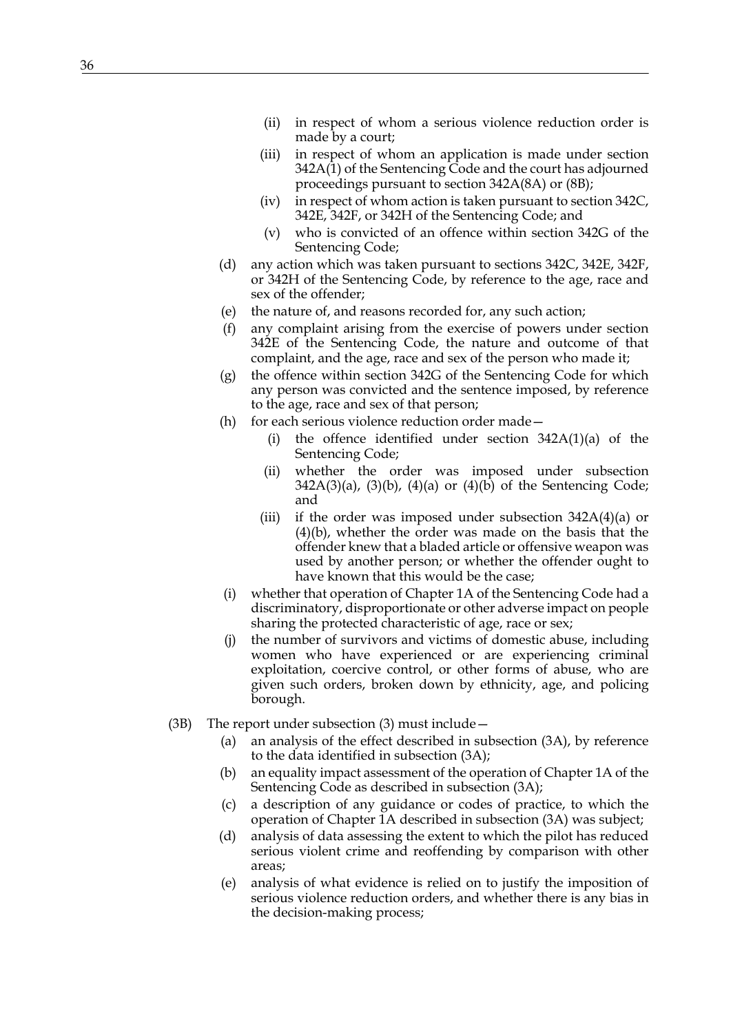(ii) in respect of whom a serious violence reduction order is made by a court;

(iii) in respect of whom an application is made under section 342A(1) of the Sentencing Code and the court has adjourned proceedings pursuant to section 342A(8A) or (8B);

(iv) in respect of whom action is taken pursuant to section 342C, 342E, 342F, or 342H of the Sentencing Code; and

(v) who is convicted of an offence within section 342G of the Sentencing Code;

(d) any action which was taken pursuant to sections 342C, 342E, 342F, or 342H of the Sentencing Code, by reference to the age, race and sex of the offender;

(e) the nature of, and reasons recorded for, any such action;

(f) any complaint arising from the exercise of powers under section 342E of the Sentencing Code, the nature and outcome of that complaint, and the age, race and sex of the person who made it;

(g) the offence within section 342G of the Sentencing Code for which any person was convicted and the sentence imposed, by reference to the age, race and sex of that person;

(h) for each serious violence reduction order made—

(i) the offence identified under section 342A(1)(a) of the Sentencing Code;

(ii) whether the order was imposed under subsection 342A(3)(a), (3)(b), (4)(a) or (4)(b) of the Sentencing Code; and

(iii) if the order was imposed under subsection 342A(4)(a) or (4)(b), whether the order was made on the basis that the offender knew that a bladed article or offensive weapon was used by another person; or whether the offender ought to have known that this would be the case;

(i) whether that operation of Chapter 1A of the Sentencing Code had a discriminatory, disproportionate or other adverse impact on people sharing the protected characteristic of age, race or sex;

(j) the number of survivors and victims of domestic abuse, including women who have experienced or are experiencing criminal exploitation, coercive control, or other forms of abuse, who are given such orders, broken down by ethnicity, age, and policing borough.

(3B) The report under subsection (3) must include—

(a) an analysis of the effect described in subsection (3A), by reference to the data identified in subsection (3A);

(b) an equality impact assessment of the operation of Chapter 1A of the Sentencing Code as described in subsection (3A);

(c) a description of any guidance or codes of practice, to which the operation of Chapter 1A described in subsection (3A) was subject;

(d) analysis of data assessing the extent to which the pilot has reduced serious violent crime and reoffending by comparison with other areas;

(e) analysis of what evidence is relied on to justify the imposition of serious violence reduction orders, and whether there is any bias in the decision-making process;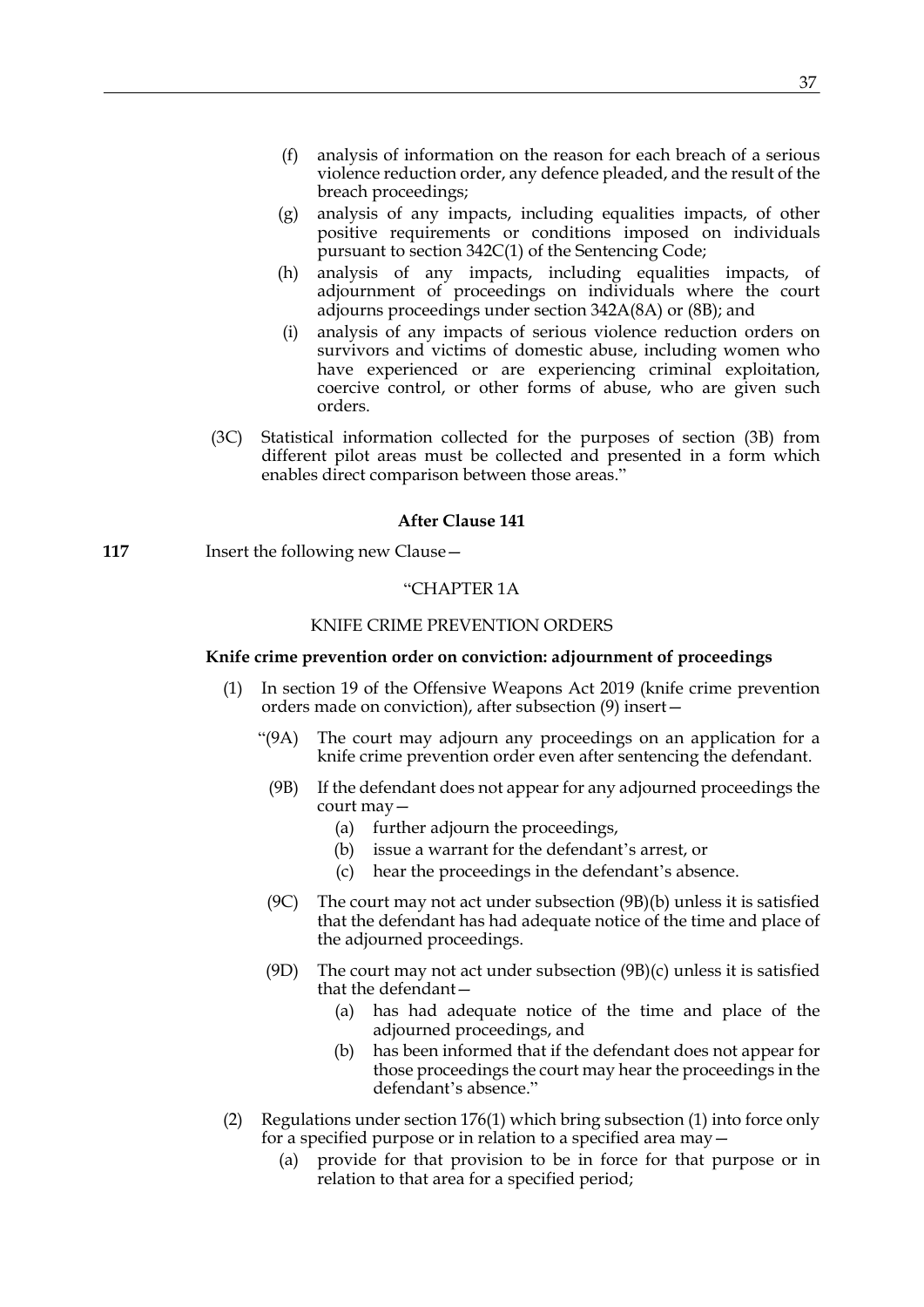(f) analysis of information on the reason for each breach of a serious violence reduction order, any defence pleaded, and the result of the breach proceedings;

(g) analysis of any impacts, including equalities impacts, of other positive requirements or conditions imposed on individuals pursuant to section 342C(1) of the Sentencing Code;

(h) analysis of any impacts, including equalities impacts, of adjournment of proceedings on individuals where the court adjourns proceedings under section 342A(8A) or (8B); and

(i) analysis of any impacts of serious violence reduction orders on survivors and victims of domestic abuse, including women who have experienced or are experiencing criminal exploitation, coercive control, or other forms of abuse, who are given such orders.

(3C) Statistical information collected for the purposes of section (3B) from different pilot areas must be collected and presented in a form which enables direct comparison between those areas."

**After Clause 141**

**117** Insert the following new Clause—

"CHAPTER 1A

KNIFE CRIME PREVENTION ORDERS

**Knife crime prevention order on conviction: adjournment of proceedings**

(1) In section 19 of the Offensive Weapons Act 2019 (knife crime prevention orders made on conviction), after subsection (9) insert—

"(9A) The court may adjourn any proceedings on an application for a knife crime prevention order even after sentencing the defendant.

(9B) If the defendant does not appear for any adjourned proceedings the court may—

(a) further adjourn the proceedings,

(b) issue a warrant for the defendant's arrest, or

(c) hear the proceedings in the defendant's absence.

(9C) The court may not act under subsection (9B)(b) unless it is satisfied that the defendant has had adequate notice of the time and place of the adjourned proceedings.

(9D) The court may not act under subsection (9B)(c) unless it is satisfied that the defendant—

(a) has had adequate notice of the time and place of the adjourned proceedings, and

(b) has been informed that if the defendant does not appear for those proceedings the court may hear the proceedings in the defendant's absence."

(2) Regulations under section 176(1) which bring subsection (1) into force only for a specified purpose or in relation to a specified area may—

(a) provide for that provision to be in force for that purpose or in relation to that area for a specified period;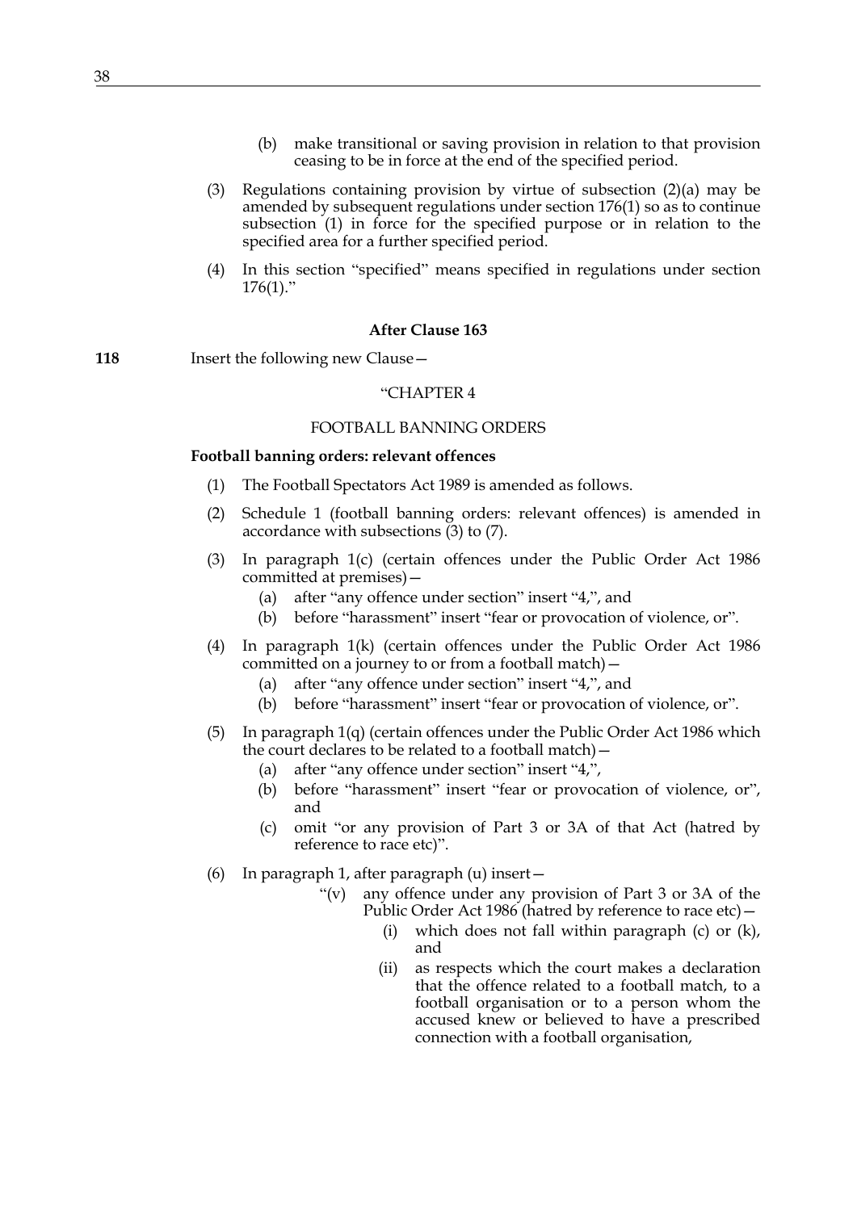(b) make transitional or saving provision in relation to that provision ceasing to be in force at the end of the specified period.

(3) Regulations containing provision by virtue of subsection (2)(a) may be amended by subsequent regulations under section 176(1) so as to continue subsection (1) in force for the specified purpose or in relation to the specified area for a further specified period.

(4) In this section "specified" means specified in regulations under section 176(1)."

**After Clause 163**

**118** Insert the following new Clause—

"CHAPTER 4

FOOTBALL BANNING ORDERS

**Football banning orders: relevant offences**

(1) The Football Spectators Act 1989 is amended as follows.

(2) Schedule 1 (football banning orders: relevant offences) is amended in accordance with subsections (3) to (7).

(3) In paragraph 1(c) (certain offences under the Public Order Act 1986 committed at premises)—

(a) after "any offence under section" insert "4,", and

(b) before "harassment" insert "fear or provocation of violence, or".

(4) In paragraph 1(k) (certain offences under the Public Order Act 1986 committed on a journey to or from a football match)—

(a) after "any offence under section" insert "4,", and

(b) before "harassment" insert "fear or provocation of violence, or".

(5) In paragraph 1(q) (certain offences under the Public Order Act 1986 which the court declares to be related to a football match)—

(a) after "any offence under section" insert "4,",

(b) before "harassment" insert "fear or provocation of violence, or", and

(c) omit "or any provision of Part 3 or 3A of that Act (hatred by reference to race etc)".

(6) In paragraph 1, after paragraph (u) insert—

"(v) any offence under any provision of Part 3 or 3A of the Public Order Act 1986 (hatred by reference to race etc)—

(i) which does not fall within paragraph (c) or (k), and

(ii) as respects which the court makes a declaration that the offence related to a football match, to a football organisation or to a person whom the accused knew or believed to have a prescribed connection with a football organisation,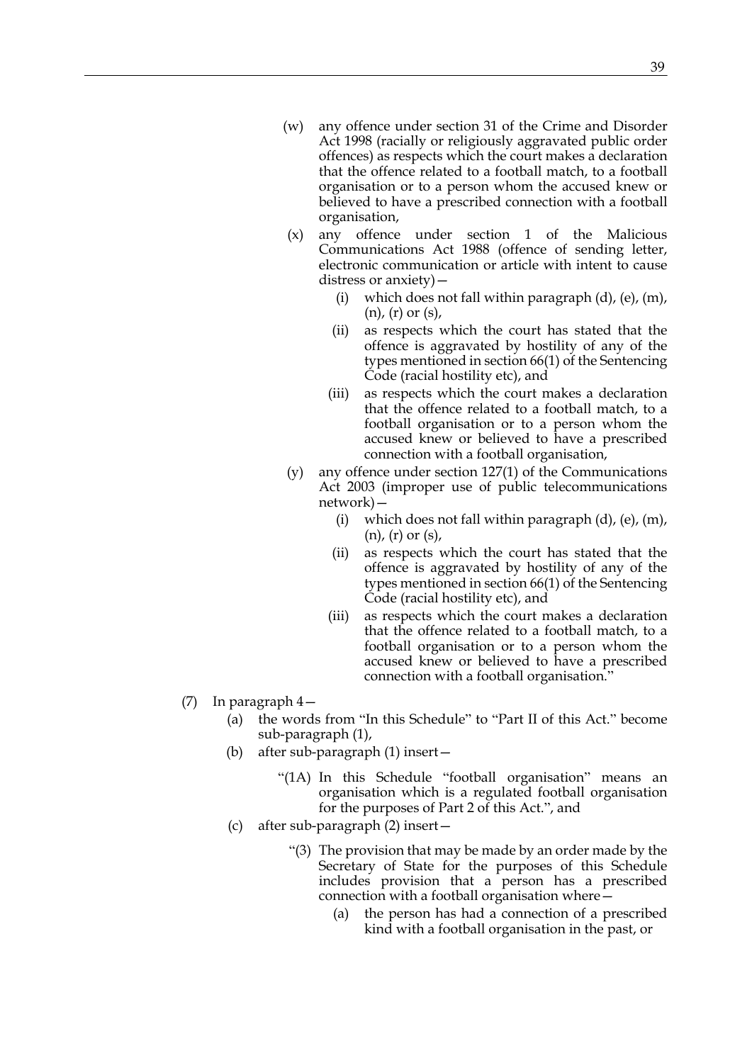(w) any offence under section 31 of the Crime and Disorder Act 1998 (racially or religiously aggravated public order offences) as respects which the court makes a declaration that the offence related to a football match, to a football organisation or to a person whom the accused knew or believed to have a prescribed connection with a football organisation,

(x) any offence under section 1 of the Malicious Communications Act 1988 (offence of sending letter, electronic communication or article with intent to cause distress or anxiety)—

  (i) which does not fall within paragraph (d), (e), (m), (n), (r) or (s),

  (ii) as respects which the court has stated that the offence is aggravated by hostility of any of the types mentioned in section 66(1) of the Sentencing Code (racial hostility etc), and

  (iii) as respects which the court makes a declaration that the offence related to a football match, to a football organisation or to a person whom the accused knew or believed to have a prescribed connection with a football organisation,

(y) any offence under section 127(1) of the Communications Act 2003 (improper use of public telecommunications network)—

  (i) which does not fall within paragraph (d), (e), (m), (n), (r) or (s),

  (ii) as respects which the court has stated that the offence is aggravated by hostility of any of the types mentioned in section 66(1) of the Sentencing Code (racial hostility etc), and

  (iii) as respects which the court makes a declaration that the offence related to a football match, to a football organisation or to a person whom the accused knew or believed to have a prescribed connection with a football organisation."

(7) In paragraph 4—

  (a) the words from "In this Schedule" to "Part II of this Act." become sub-paragraph (1),

  (b) after sub-paragraph (1) insert—

    "(1A) In this Schedule "football organisation" means an organisation which is a regulated football organisation for the purposes of Part 2 of this Act.", and

  (c) after sub-paragraph (2) insert—

    "(3) The provision that may be made by an order made by the Secretary of State for the purposes of this Schedule includes provision that a person has a prescribed connection with a football organisation where—

      (a) the person has had a connection of a prescribed kind with a football organisation in the past, or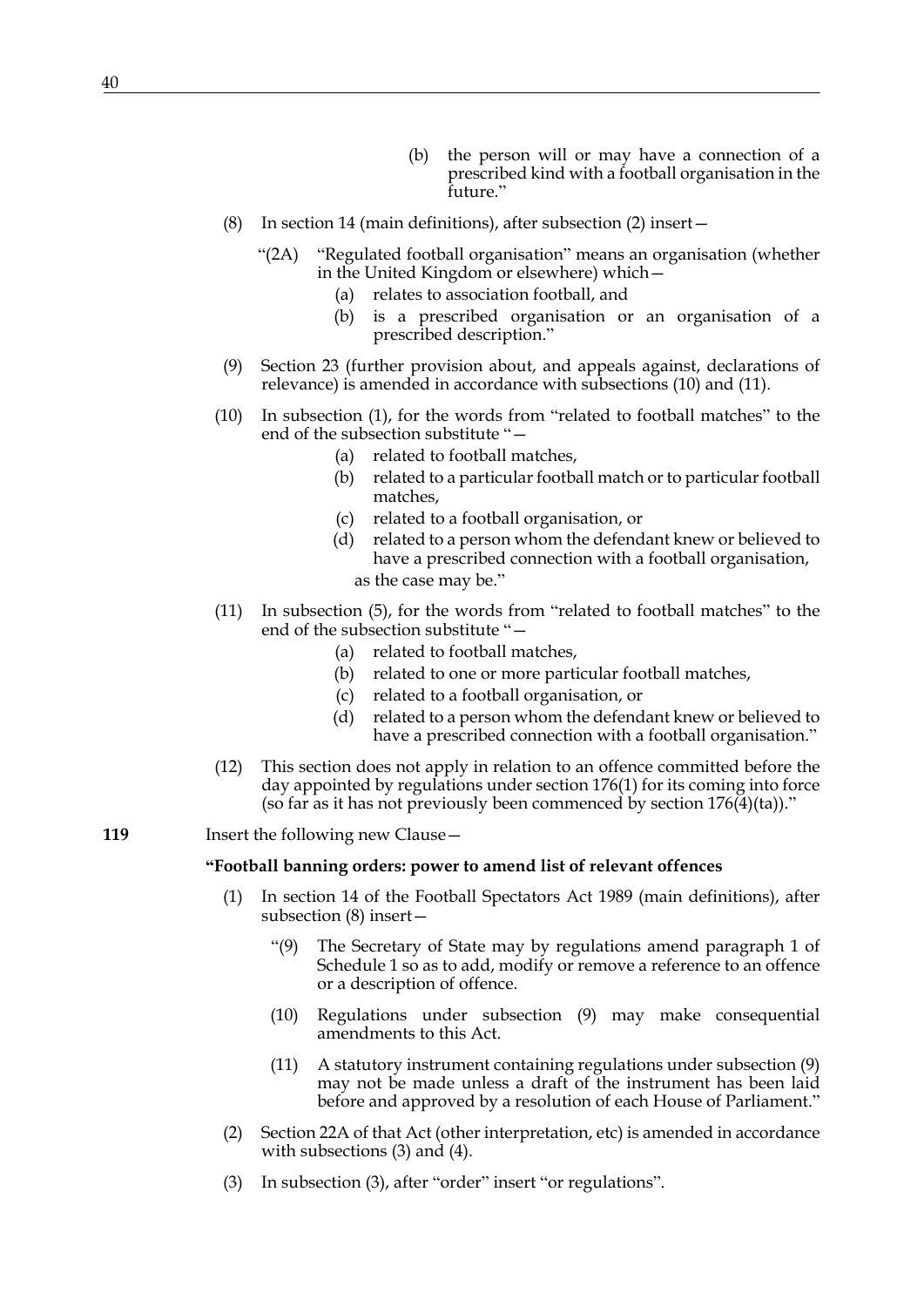(b) the person will or may have a connection of a prescribed kind with a football organisation in the future."

(8) In section 14 (main definitions), after subsection (2) insert—

"(2A) "Regulated football organisation" means an organisation (whether in the United Kingdom or elsewhere) which—

(a) relates to association football, and

(b) is a prescribed organisation or an organisation of a prescribed description."

(9) Section 23 (further provision about, and appeals against, declarations of relevance) is amended in accordance with subsections (10) and (11).

(10) In subsection (1), for the words from "related to football matches" to the end of the subsection substitute "—

(a) related to football matches,

(b) related to a particular football match or to particular football matches,

(c) related to a football organisation, or

(d) related to a person whom the defendant knew or believed to have a prescribed connection with a football organisation,

as the case may be."

(11) In subsection (5), for the words from "related to football matches" to the end of the subsection substitute "—

(a) related to football matches,

(b) related to one or more particular football matches,

(c) related to a football organisation, or

(d) related to a person whom the defendant knew or believed to have a prescribed connection with a football organisation."

(12) This section does not apply in relation to an offence committed before the day appointed by regulations under section 176(1) for its coming into force (so far as it has not previously been commenced by section 176(4)(ta))."

**119** Insert the following new Clause—

**"Football banning orders: power to amend list of relevant offences**

(1) In section 14 of the Football Spectators Act 1989 (main definitions), after subsection (8) insert—

"(9) The Secretary of State may by regulations amend paragraph 1 of Schedule 1 so as to add, modify or remove a reference to an offence or a description of offence.

(10) Regulations under subsection (9) may make consequential amendments to this Act.

(11) A statutory instrument containing regulations under subsection (9) may not be made unless a draft of the instrument has been laid before and approved by a resolution of each House of Parliament."

(2) Section 22A of that Act (other interpretation, etc) is amended in accordance with subsections (3) and (4).

(3) In subsection (3), after "order" insert "or regulations".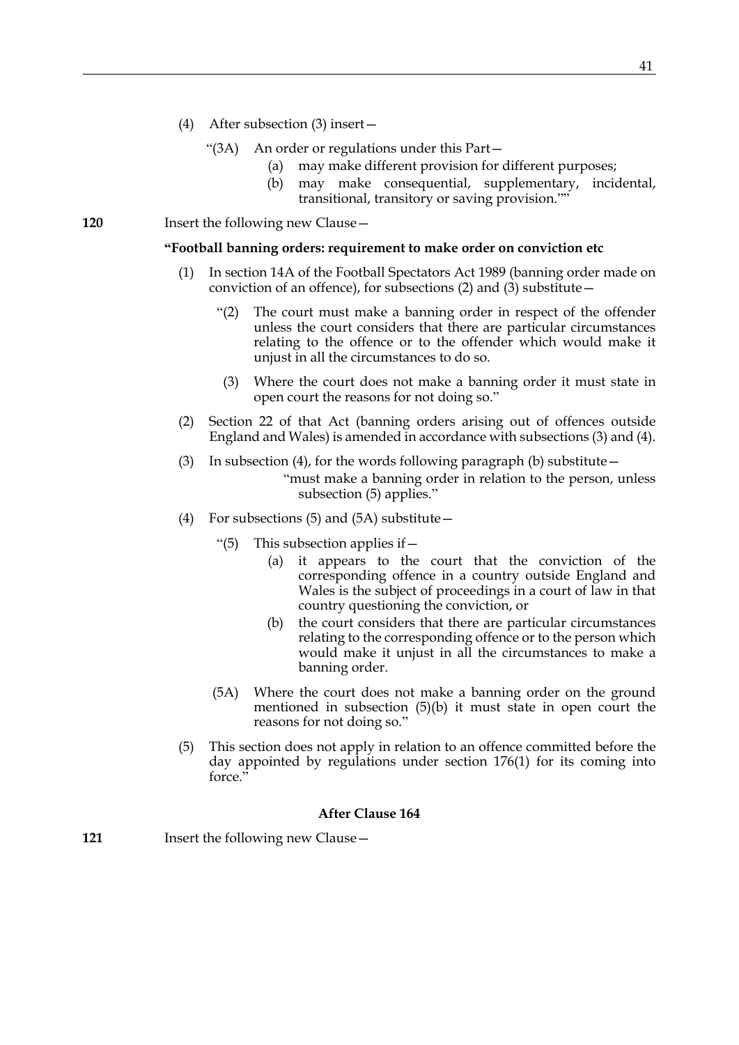(4) After subsection (3) insert—

"(3A) An order or regulations under this Part—

(a) may make different provision for different purposes;

(b) may make consequential, supplementary, incidental, transitional, transitory or saving provision.""

**120** Insert the following new Clause—

**"Football banning orders: requirement to make order on conviction etc**

(1) In section 14A of the Football Spectators Act 1989 (banning order made on conviction of an offence), for subsections (2) and (3) substitute—

"(2) The court must make a banning order in respect of the offender unless the court considers that there are particular circumstances relating to the offence or to the offender which would make it unjust in all the circumstances to do so.

(3) Where the court does not make a banning order it must state in open court the reasons for not doing so."

(2) Section 22 of that Act (banning orders arising out of offences outside England and Wales) is amended in accordance with subsections (3) and (4).

(3) In subsection (4), for the words following paragraph (b) substitute—

"must make a banning order in relation to the person, unless subsection (5) applies."

(4) For subsections (5) and (5A) substitute—

"(5) This subsection applies if—

(a) it appears to the court that the conviction of the corresponding offence in a country outside England and Wales is the subject of proceedings in a court of law in that country questioning the conviction, or

(b) the court considers that there are particular circumstances relating to the corresponding offence or to the person which would make it unjust in all the circumstances to make a banning order.

(5A) Where the court does not make a banning order on the ground mentioned in subsection (5)(b) it must state in open court the reasons for not doing so."

(5) This section does not apply in relation to an offence committed before the day appointed by regulations under section 176(1) for its coming into force."

**After Clause 164**

**121** Insert the following new Clause—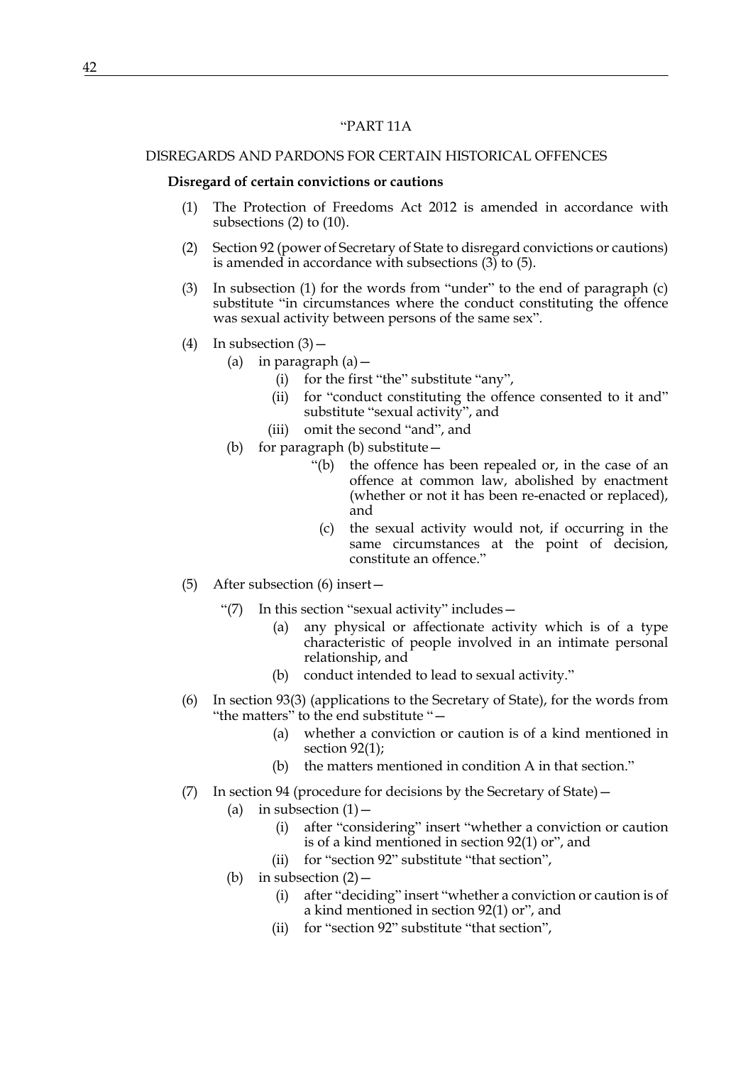"PART 11A

DISREGARDS AND PARDONS FOR CERTAIN HISTORICAL OFFENCES

**Disregard of certain convictions or cautions**

(1) The Protection of Freedoms Act 2012 is amended in accordance with subsections (2) to (10).

(2) Section 92 (power of Secretary of State to disregard convictions or cautions) is amended in accordance with subsections (3) to (5).

(3) In subsection (1) for the words from "under" to the end of paragraph (c) substitute "in circumstances where the conduct constituting the offence was sexual activity between persons of the same sex".

(4) In subsection (3)—

  (a) in paragraph (a)—

    (i) for the first "the" substitute "any",

    (ii) for "conduct constituting the offence consented to it and" substitute "sexual activity", and

    (iii) omit the second "and", and

  (b) for paragraph (b) substitute—

    "(b) the offence has been repealed or, in the case of an offence at common law, abolished by enactment (whether or not it has been re-enacted or replaced), and

    (c) the sexual activity would not, if occurring in the same circumstances at the point of decision, constitute an offence."

(5) After subsection (6) insert—

  "(7) In this section "sexual activity" includes—

    (a) any physical or affectionate activity which is of a type characteristic of people involved in an intimate personal relationship, and

    (b) conduct intended to lead to sexual activity."

(6) In section 93(3) (applications to the Secretary of State), for the words from "the matters" to the end substitute "—

    (a) whether a conviction or caution is of a kind mentioned in section 92(1);

    (b) the matters mentioned in condition A in that section."

(7) In section 94 (procedure for decisions by the Secretary of State)—

  (a) in subsection (1)—

    (i) after "considering" insert "whether a conviction or caution is of a kind mentioned in section 92(1) or", and

    (ii) for "section 92" substitute "that section",

  (b) in subsection (2)—

    (i) after "deciding" insert "whether a conviction or caution is of a kind mentioned in section 92(1) or", and

    (ii) for "section 92" substitute "that section",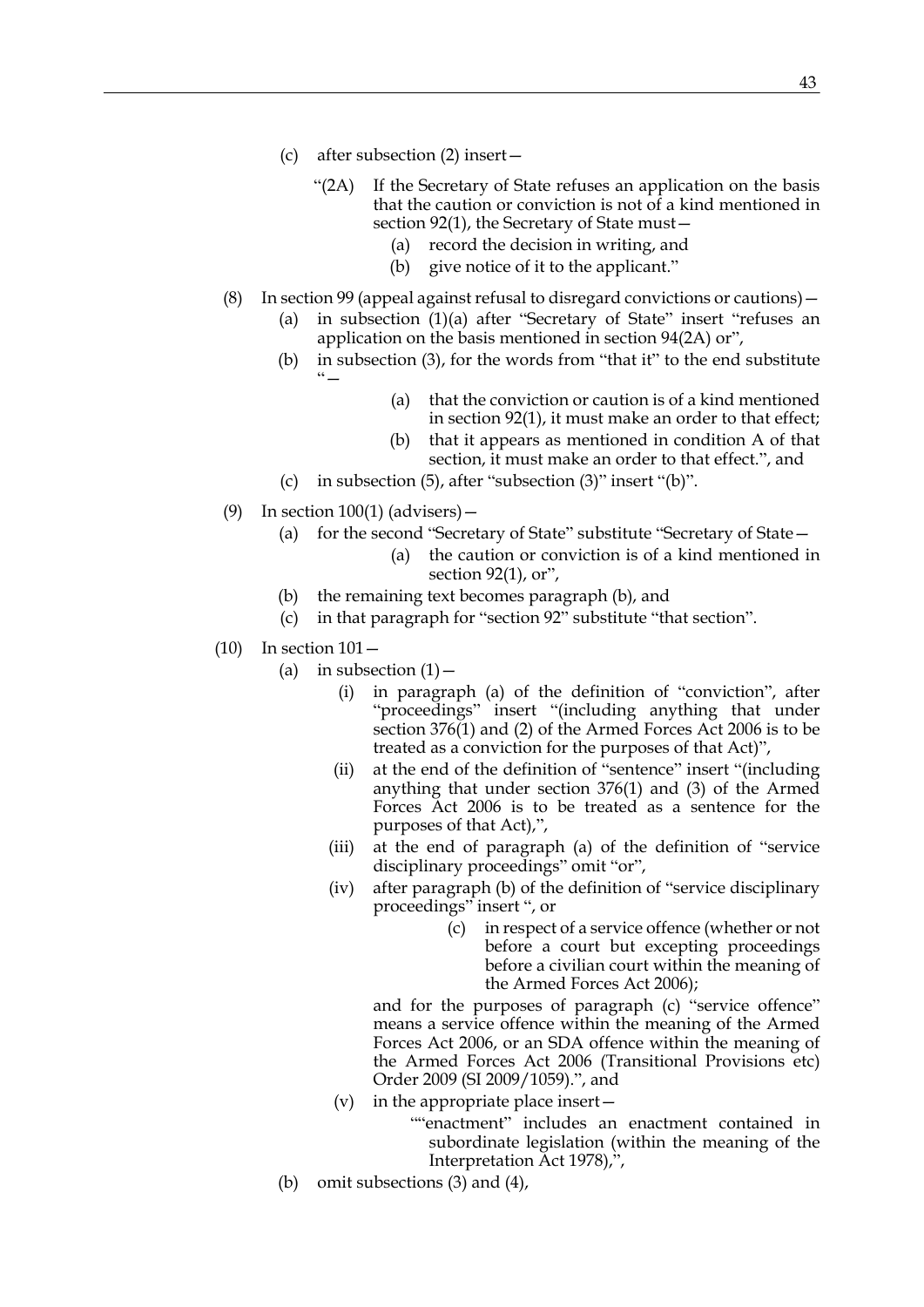(c) after subsection (2) insert—

> "(2A) If the Secretary of State refuses an application on the basis that the caution or conviction is not of a kind mentioned in section 92(1), the Secretary of State must—
>
> (a) record the decision in writing, and
>
> (b) give notice of it to the applicant."

(8) In section 99 (appeal against refusal to disregard convictions or cautions)—

(a) in subsection (1)(a) after "Secretary of State" insert "refuses an application on the basis mentioned in section 94(2A) or",

(b) in subsection (3), for the words from "that it" to the end substitute "—

> (a) that the conviction or caution is of a kind mentioned in section 92(1), it must make an order to that effect;
>
> (b) that it appears as mentioned in condition A of that section, it must make an order to that effect.", and

(c) in subsection (5), after "subsection (3)" insert "(b)".

(9) In section 100(1) (advisers)—

(a) for the second "Secretary of State" substitute "Secretary of State—

> (a) the caution or conviction is of a kind mentioned in section 92(1), or",

(b) the remaining text becomes paragraph (b), and

(c) in that paragraph for "section 92" substitute "that section".

(10) In section 101—

(a) in subsection (1)—

(i) in paragraph (a) of the definition of "conviction", after "proceedings" insert "(including anything that under section 376(1) and (2) of the Armed Forces Act 2006 is to be treated as a conviction for the purposes of that Act)",

(ii) at the end of the definition of "sentence" insert "(including anything that under section 376(1) and (3) of the Armed Forces Act 2006 is to be treated as a sentence for the purposes of that Act),",

(iii) at the end of paragraph (a) of the definition of "service disciplinary proceedings" omit "or",

(iv) after paragraph (b) of the definition of "service disciplinary proceedings" insert ", or

> (c) in respect of a service offence (whether or not before a court but excepting proceedings before a civilian court within the meaning of the Armed Forces Act 2006);

and for the purposes of paragraph (c) "service offence" means a service offence within the meaning of the Armed Forces Act 2006, or an SDA offence within the meaning of the Armed Forces Act 2006 (Transitional Provisions etc) Order 2009 (SI 2009/1059).", and

(v) in the appropriate place insert—

> ""enactment" includes an enactment contained in subordinate legislation (within the meaning of the Interpretation Act 1978),",

(b) omit subsections (3) and (4),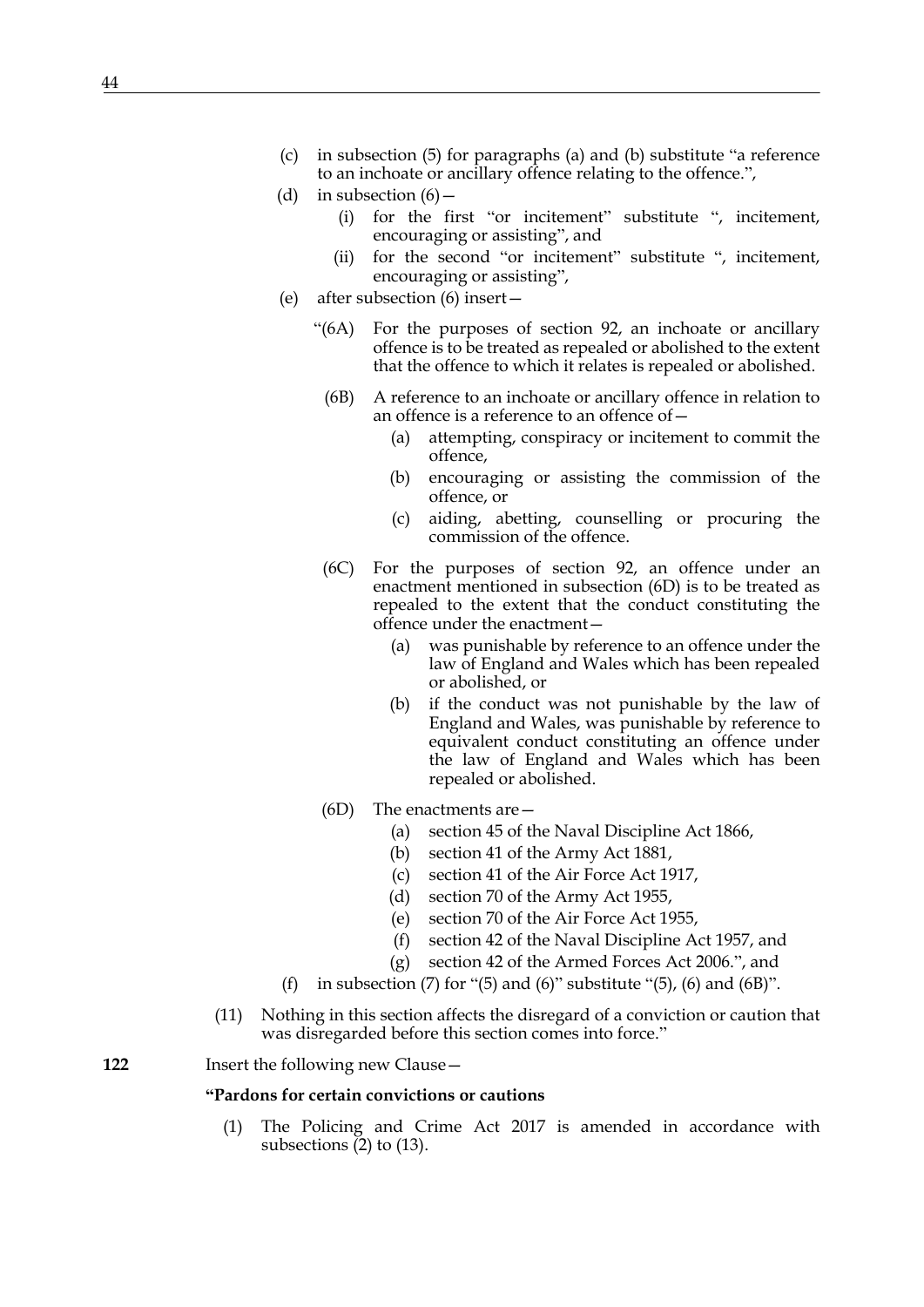(c) in subsection (5) for paragraphs (a) and (b) substitute "a reference to an inchoate or ancillary offence relating to the offence.",

(d) in subsection (6)—

(i) for the first "or incitement" substitute ", incitement, encouraging or assisting", and

(ii) for the second "or incitement" substitute ", incitement, encouraging or assisting",

(e) after subsection (6) insert—

"(6A) For the purposes of section 92, an inchoate or ancillary offence is to be treated as repealed or abolished to the extent that the offence to which it relates is repealed or abolished.

(6B) A reference to an inchoate or ancillary offence in relation to an offence is a reference to an offence of—

(a) attempting, conspiracy or incitement to commit the offence,

(b) encouraging or assisting the commission of the offence, or

(c) aiding, abetting, counselling or procuring the commission of the offence.

(6C) For the purposes of section 92, an offence under an enactment mentioned in subsection (6D) is to be treated as repealed to the extent that the conduct constituting the offence under the enactment—

(a) was punishable by reference to an offence under the law of England and Wales which has been repealed or abolished, or

(b) if the conduct was not punishable by the law of England and Wales, was punishable by reference to equivalent conduct constituting an offence under the law of England and Wales which has been repealed or abolished.

(6D) The enactments are—

(a) section 45 of the Naval Discipline Act 1866,

(b) section 41 of the Army Act 1881,

(c) section 41 of the Air Force Act 1917,

(d) section 70 of the Army Act 1955,

(e) section 70 of the Air Force Act 1955,

(f) section 42 of the Naval Discipline Act 1957, and

(g) section 42 of the Armed Forces Act 2006.", and

(f) in subsection (7) for "(5) and (6)" substitute "(5), (6) and (6B)".

(11) Nothing in this section affects the disregard of a conviction or caution that was disregarded before this section comes into force."

**122** Insert the following new Clause—

**"Pardons for certain convictions or cautions**

(1) The Policing and Crime Act 2017 is amended in accordance with subsections (2) to (13).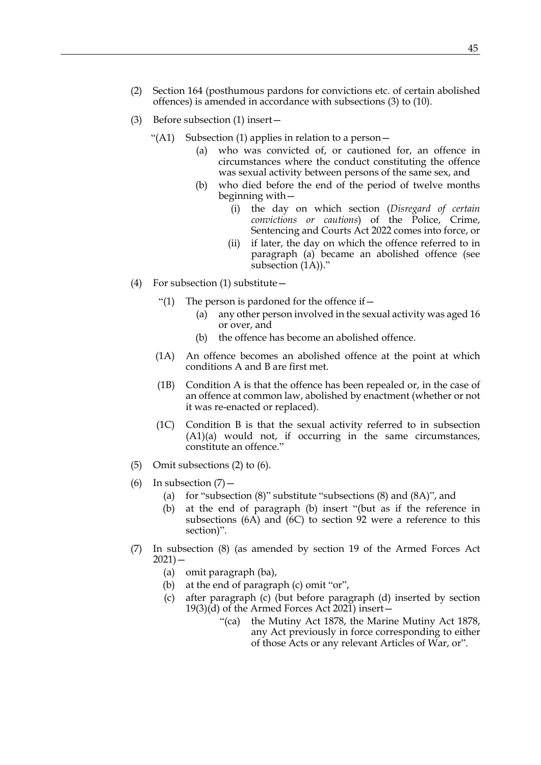(2) Section 164 (posthumous pardons for convictions etc. of certain abolished offences) is amended in accordance with subsections (3) to (10).

(3) Before subsection (1) insert—

> “(A1) Subsection (1) applies in relation to a person—
>
> (a) who was convicted of, or cautioned for, an offence in circumstances where the conduct constituting the offence was sexual activity between persons of the same sex, and
>
> (b) who died before the end of the period of twelve months beginning with—
>
> (i) the day on which section (*Disregard of certain convictions or cautions*) of the Police, Crime, Sentencing and Courts Act 2022 comes into force, or
>
> (ii) if later, the day on which the offence referred to in paragraph (a) became an abolished offence (see subsection (1A)).”

(4) For subsection (1) substitute—

> “(1) The person is pardoned for the offence if—
>
> (a) any other person involved in the sexual activity was aged 16 or over, and
>
> (b) the offence has become an abolished offence.
>
> (1A) An offence becomes an abolished offence at the point at which conditions A and B are first met.
>
> (1B) Condition A is that the offence has been repealed or, in the case of an offence at common law, abolished by enactment (whether or not it was re-enacted or replaced).
>
> (1C) Condition B is that the sexual activity referred to in subsection (A1)(a) would not, if occurring in the same circumstances, constitute an offence.”

(5) Omit subsections (2) to (6).

(6) In subsection (7)—

(a) for “subsection (8)” substitute “subsections (8) and (8A)”, and

(b) at the end of paragraph (b) insert “(but as if the reference in subsections (6A) and (6C) to section 92 were a reference to this section)”.

(7) In subsection (8) (as amended by section 19 of the Armed Forces Act 2021)—

(a) omit paragraph (ba),

(b) at the end of paragraph (c) omit “or”,

(c) after paragraph (c) (but before paragraph (d) inserted by section 19(3)(d) of the Armed Forces Act 2021) insert—

> “(ca) the Mutiny Act 1878, the Marine Mutiny Act 1878, any Act previously in force corresponding to either of those Acts or any relevant Articles of War, or”.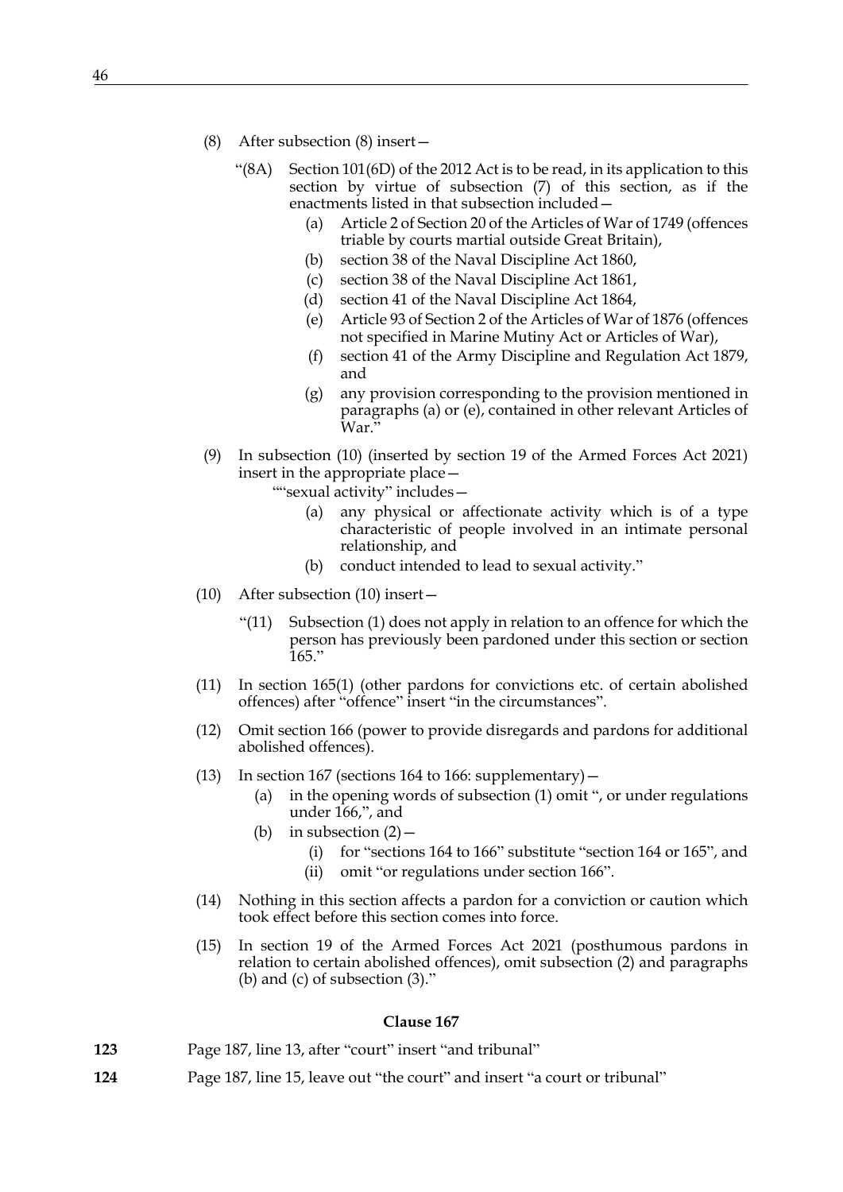(8) After subsection (8) insert—

“(8A) Section 101(6D) of the 2012 Act is to be read, in its application to this section by virtue of subsection (7) of this section, as if the enactments listed in that subsection included—

(a) Article 2 of Section 20 of the Articles of War of 1749 (offences triable by courts martial outside Great Britain),

(b) section 38 of the Naval Discipline Act 1860,

(c) section 38 of the Naval Discipline Act 1861,

(d) section 41 of the Naval Discipline Act 1864,

(e) Article 93 of Section 2 of the Articles of War of 1876 (offences not specified in Marine Mutiny Act or Articles of War),

(f) section 41 of the Army Discipline and Regulation Act 1879, and

(g) any provision corresponding to the provision mentioned in paragraphs (a) or (e), contained in other relevant Articles of War.”

(9) In subsection (10) (inserted by section 19 of the Armed Forces Act 2021) insert in the appropriate place—

““sexual activity” includes—

(a) any physical or affectionate activity which is of a type characteristic of people involved in an intimate personal relationship, and

(b) conduct intended to lead to sexual activity.”

(10) After subsection (10) insert—

“(11) Subsection (1) does not apply in relation to an offence for which the person has previously been pardoned under this section or section 165.”

(11) In section 165(1) (other pardons for convictions etc. of certain abolished offences) after “offence” insert “in the circumstances”.

(12) Omit section 166 (power to provide disregards and pardons for additional abolished offences).

(13) In section 167 (sections 164 to 166: supplementary)—

(a) in the opening words of subsection (1) omit “, or under regulations under 166,”, and

(b) in subsection (2)—

(i) for “sections 164 to 166” substitute “section 164 or 165”, and

(ii) omit “or regulations under section 166”.

(14) Nothing in this section affects a pardon for a conviction or caution which took effect before this section comes into force.

(15) In section 19 of the Armed Forces Act 2021 (posthumous pardons in relation to certain abolished offences), omit subsection (2) and paragraphs (b) and (c) of subsection (3).”

### Clause 167

**123** Page 187, line 13, after “court” insert “and tribunal”

**124** Page 187, line 15, leave out “the court” and insert “a court or tribunal”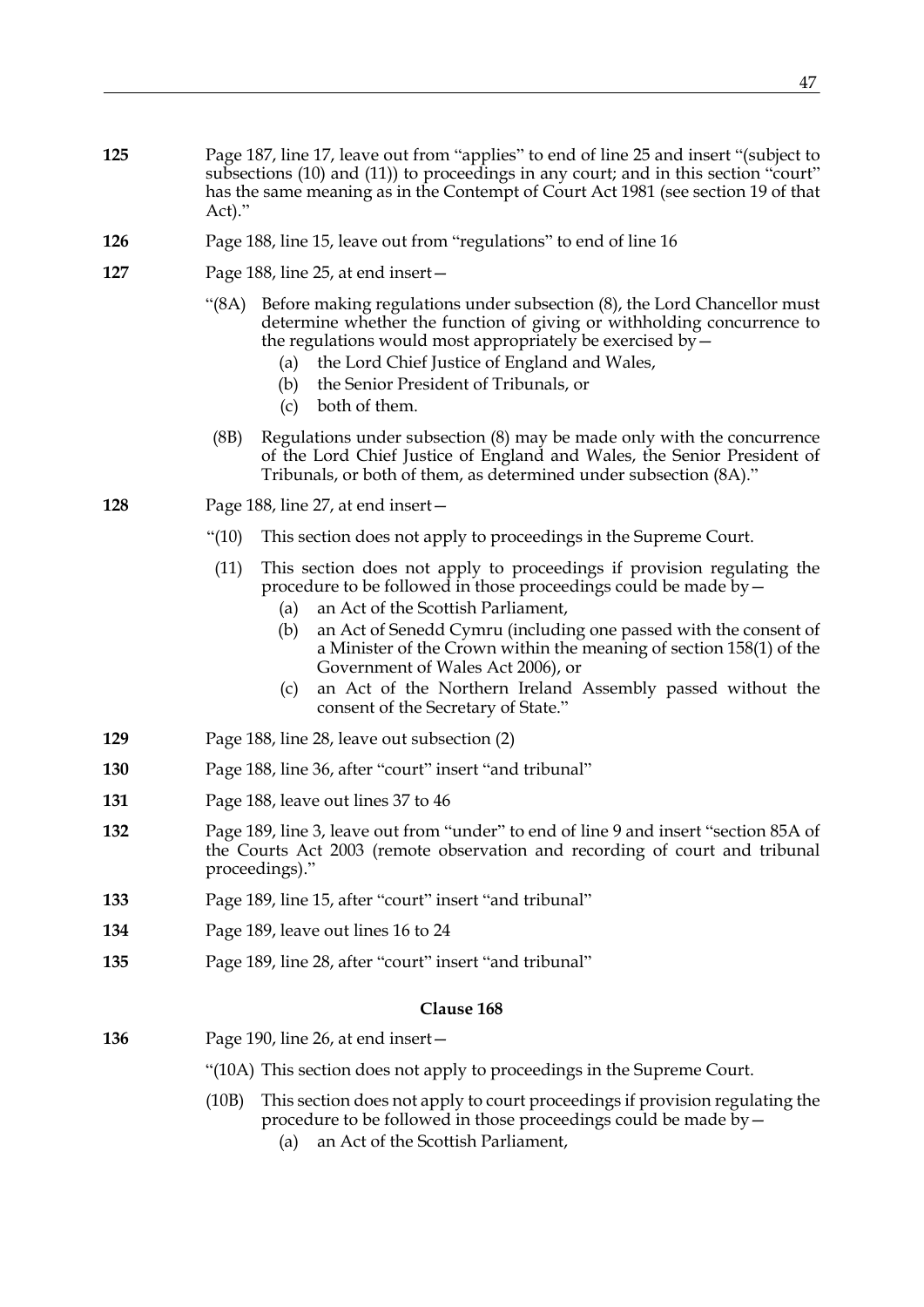**125** Page 187, line 17, leave out from "applies" to end of line 25 and insert "(subject to subsections (10) and (11)) to proceedings in any court; and in this section "court" has the same meaning as in the Contempt of Court Act 1981 (see section 19 of that Act)."

**126** Page 188, line 15, leave out from "regulations" to end of line 16

**127** Page 188, line 25, at end insert—

"(8A) Before making regulations under subsection (8), the Lord Chancellor must determine whether the function of giving or withholding concurrence to the regulations would most appropriately be exercised by—

(a) the Lord Chief Justice of England and Wales,

(b) the Senior President of Tribunals, or

(c) both of them.

(8B) Regulations under subsection (8) may be made only with the concurrence of the Lord Chief Justice of England and Wales, the Senior President of Tribunals, or both of them, as determined under subsection (8A)."

**128** Page 188, line 27, at end insert—

"(10) This section does not apply to proceedings in the Supreme Court.

(11) This section does not apply to proceedings if provision regulating the procedure to be followed in those proceedings could be made by—

(a) an Act of the Scottish Parliament,

(b) an Act of Senedd Cymru (including one passed with the consent of a Minister of the Crown within the meaning of section 158(1) of the Government of Wales Act 2006), or

(c) an Act of the Northern Ireland Assembly passed without the consent of the Secretary of State."

**129** Page 188, line 28, leave out subsection (2)

**130** Page 188, line 36, after "court" insert "and tribunal"

**131** Page 188, leave out lines 37 to 46

**132** Page 189, line 3, leave out from "under" to end of line 9 and insert "section 85A of the Courts Act 2003 (remote observation and recording of court and tribunal proceedings)."

**133** Page 189, line 15, after "court" insert "and tribunal"

**134** Page 189, leave out lines 16 to 24

**135** Page 189, line 28, after "court" insert "and tribunal"

### Clause 168

**136** Page 190, line 26, at end insert—

"(10A) This section does not apply to proceedings in the Supreme Court.

(10B) This section does not apply to court proceedings if provision regulating the procedure to be followed in those proceedings could be made by—

(a) an Act of the Scottish Parliament,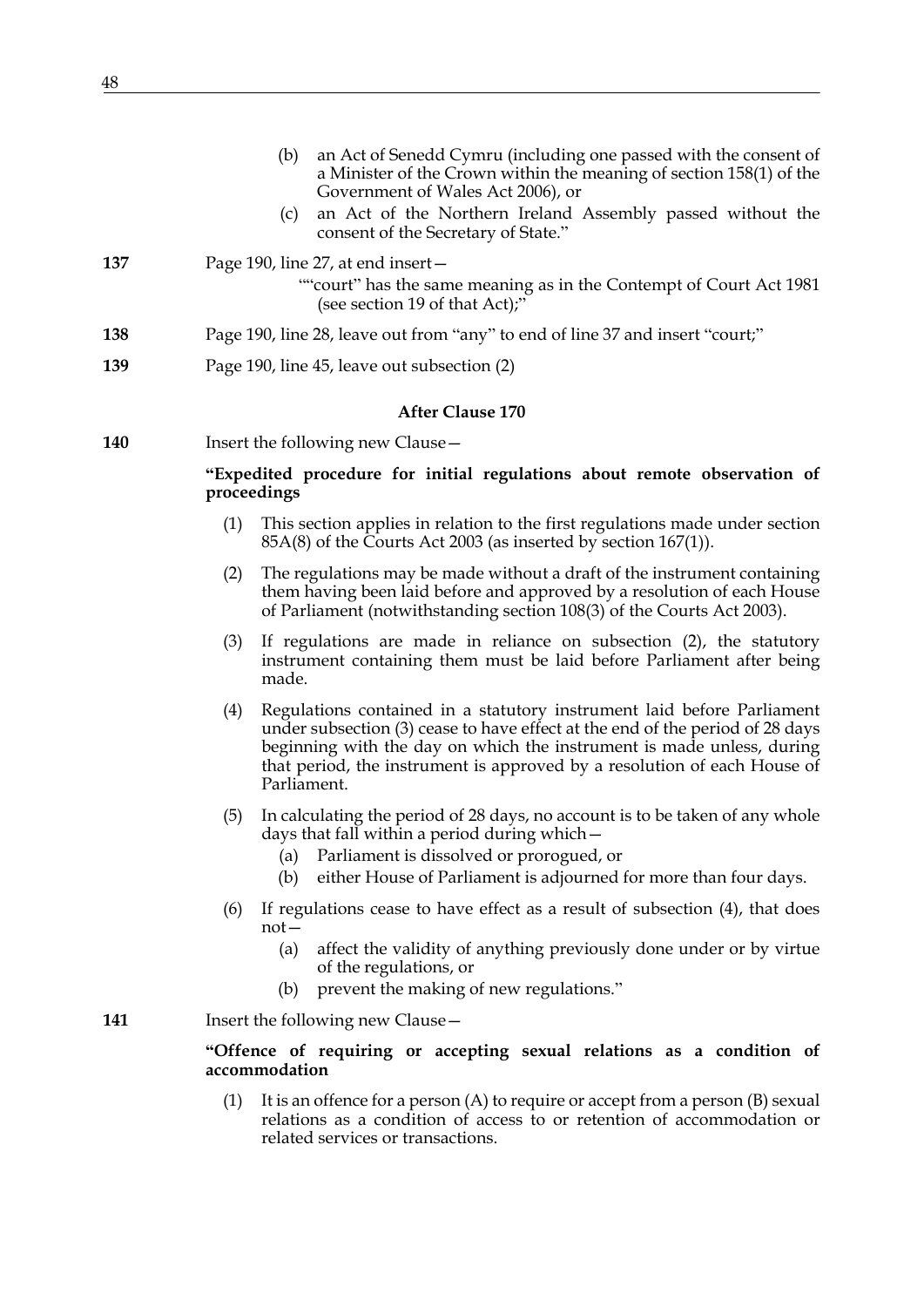(b) an Act of Senedd Cymru (including one passed with the consent of a Minister of the Crown within the meaning of section 158(1) of the Government of Wales Act 2006), or

(c) an Act of the Northern Ireland Assembly passed without the consent of the Secretary of State."

**137** Page 190, line 27, at end insert—

""court" has the same meaning as in the Contempt of Court Act 1981 (see section 19 of that Act);"

**138** Page 190, line 28, leave out from "any" to end of line 37 and insert "court;"

**139** Page 190, line 45, leave out subsection (2)

### After Clause 170

**140** Insert the following new Clause—

**"Expedited procedure for initial regulations about remote observation of proceedings**

(1) This section applies in relation to the first regulations made under section 85A(8) of the Courts Act 2003 (as inserted by section 167(1)).

(2) The regulations may be made without a draft of the instrument containing them having been laid before and approved by a resolution of each House of Parliament (notwithstanding section 108(3) of the Courts Act 2003).

(3) If regulations are made in reliance on subsection (2), the statutory instrument containing them must be laid before Parliament after being made.

(4) Regulations contained in a statutory instrument laid before Parliament under subsection (3) cease to have effect at the end of the period of 28 days beginning with the day on which the instrument is made unless, during that period, the instrument is approved by a resolution of each House of Parliament.

(5) In calculating the period of 28 days, no account is to be taken of any whole days that fall within a period during which—
(a) Parliament is dissolved or prorogued, or
(b) either House of Parliament is adjourned for more than four days.

(6) If regulations cease to have effect as a result of subsection (4), that does not—
(a) affect the validity of anything previously done under or by virtue of the regulations, or
(b) prevent the making of new regulations."

**141** Insert the following new Clause—

**"Offence of requiring or accepting sexual relations as a condition of accommodation**

(1) It is an offence for a person (A) to require or accept from a person (B) sexual relations as a condition of access to or retention of accommodation or related services or transactions.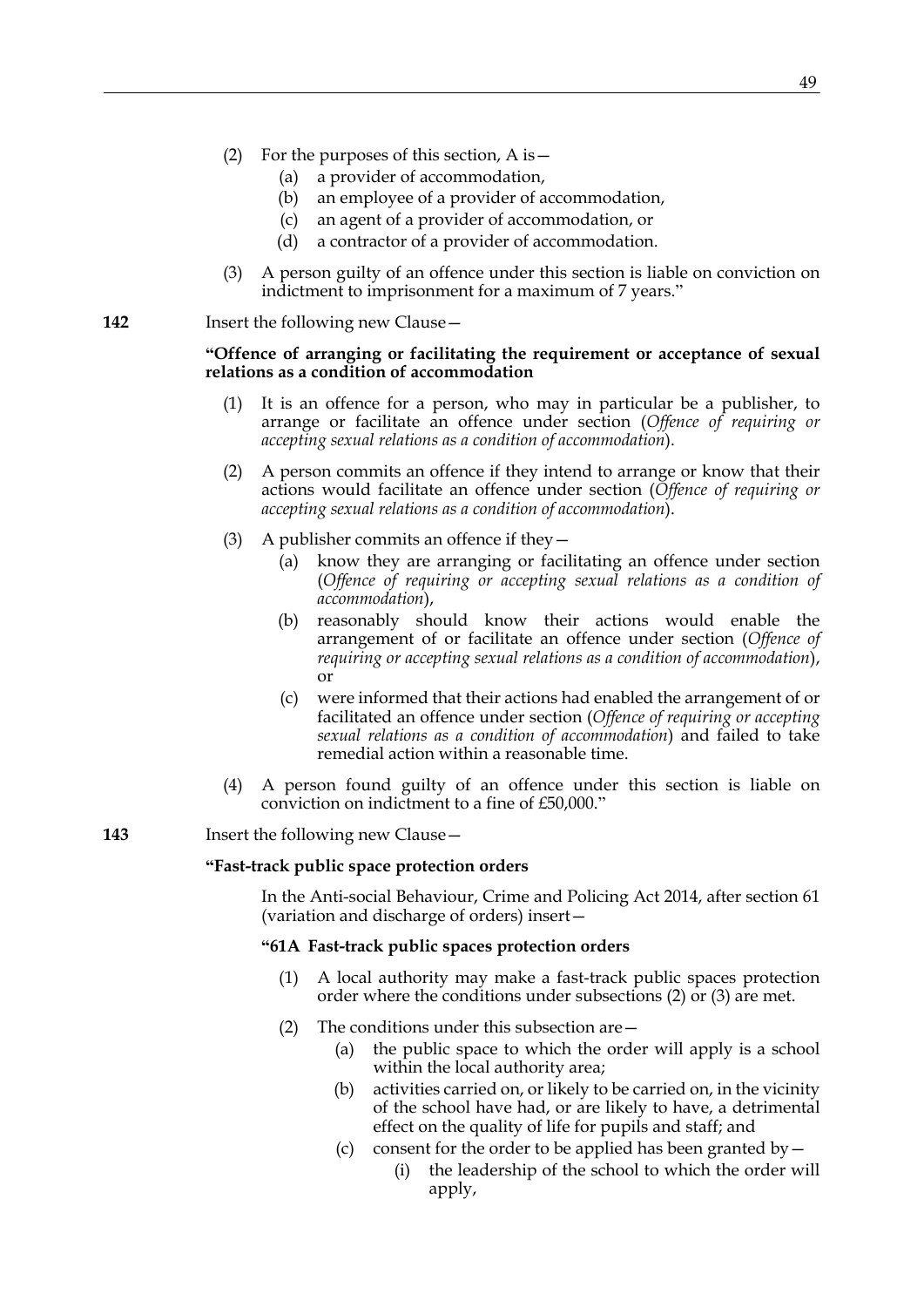(2) For the purposes of this section, A is—

(a) a provider of accommodation,

(b) an employee of a provider of accommodation,

(c) an agent of a provider of accommodation, or

(d) a contractor of a provider of accommodation.

(3) A person guilty of an offence under this section is liable on conviction on indictment to imprisonment for a maximum of 7 years."

**142** Insert the following new Clause—

**"Offence of arranging or facilitating the requirement or acceptance of sexual relations as a condition of accommodation**

(1) It is an offence for a person, who may in particular be a publisher, to arrange or facilitate an offence under section (*Offence of requiring or accepting sexual relations as a condition of accommodation*).

(2) A person commits an offence if they intend to arrange or know that their actions would facilitate an offence under section (*Offence of requiring or accepting sexual relations as a condition of accommodation*).

(3) A publisher commits an offence if they—

(a) know they are arranging or facilitating an offence under section (*Offence of requiring or accepting sexual relations as a condition of accommodation*),

(b) reasonably should know their actions would enable the arrangement of or facilitate an offence under section (*Offence of requiring or accepting sexual relations as a condition of accommodation*), or

(c) were informed that their actions had enabled the arrangement of or facilitated an offence under section (*Offence of requiring or accepting sexual relations as a condition of accommodation*) and failed to take remedial action within a reasonable time.

(4) A person found guilty of an offence under this section is liable on conviction on indictment to a fine of £50,000."

**143** Insert the following new Clause—

**"Fast-track public space protection orders**

In the Anti-social Behaviour, Crime and Policing Act 2014, after section 61 (variation and discharge of orders) insert—

**"61A Fast-track public spaces protection orders**

(1) A local authority may make a fast-track public spaces protection order where the conditions under subsections (2) or (3) are met.

(2) The conditions under this subsection are—

(a) the public space to which the order will apply is a school within the local authority area;

(b) activities carried on, or likely to be carried on, in the vicinity of the school have had, or are likely to have, a detrimental effect on the quality of life for pupils and staff; and

(c) consent for the order to be applied has been granted by—

(i) the leadership of the school to which the order will apply,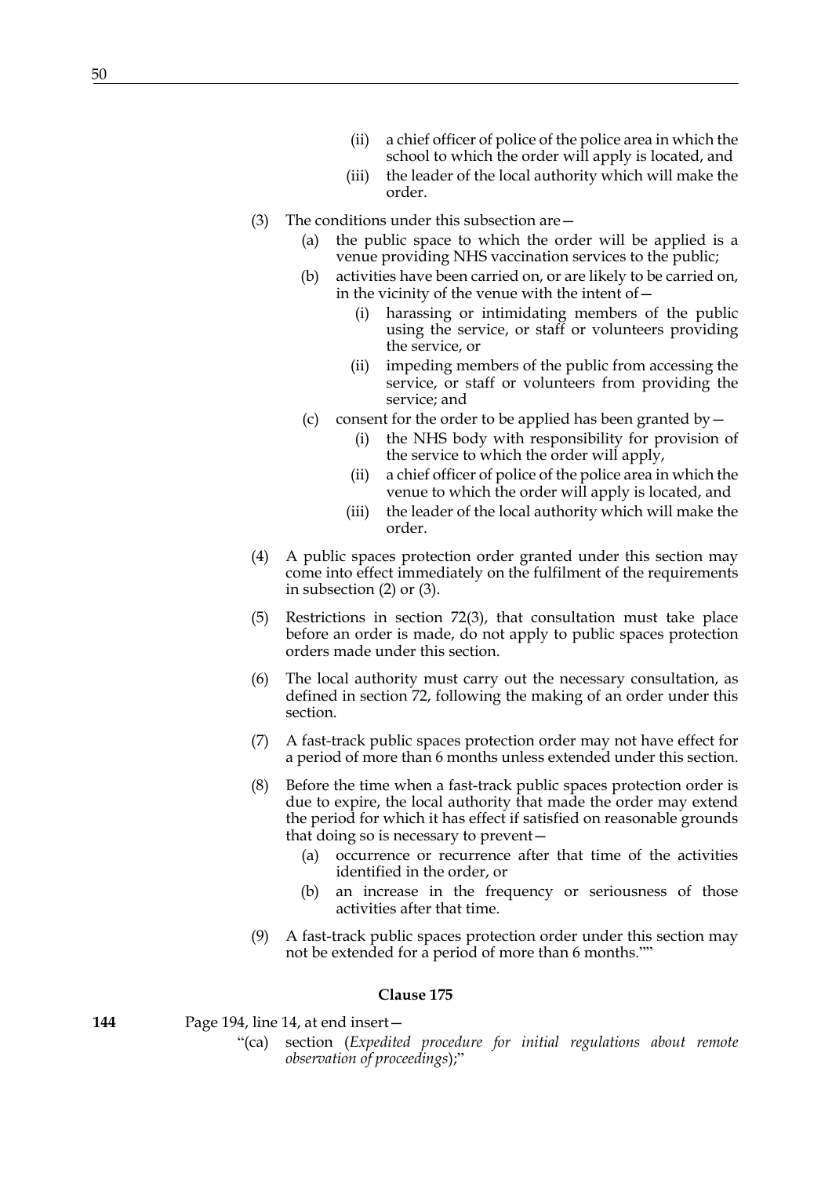(ii) a chief officer of police of the police area in which the school to which the order will apply is located, and

(iii) the leader of the local authority which will make the order.

(3) The conditions under this subsection are—

(a) the public space to which the order will be applied is a venue providing NHS vaccination services to the public;

(b) activities have been carried on, or are likely to be carried on, in the vicinity of the venue with the intent of—

(i) harassing or intimidating members of the public using the service, or staff or volunteers providing the service, or

(ii) impeding members of the public from accessing the service, or staff or volunteers from providing the service; and

(c) consent for the order to be applied has been granted by—

(i) the NHS body with responsibility for provision of the service to which the order will apply,

(ii) a chief officer of police of the police area in which the venue to which the order will apply is located, and

(iii) the leader of the local authority which will make the order.

(4) A public spaces protection order granted under this section may come into effect immediately on the fulfilment of the requirements in subsection (2) or (3).

(5) Restrictions in section 72(3), that consultation must take place before an order is made, do not apply to public spaces protection orders made under this section.

(6) The local authority must carry out the necessary consultation, as defined in section 72, following the making of an order under this section.

(7) A fast-track public spaces protection order may not have effect for a period of more than 6 months unless extended under this section.

(8) Before the time when a fast-track public spaces protection order is due to expire, the local authority that made the order may extend the period for which it has effect if satisfied on reasonable grounds that doing so is necessary to prevent—

(a) occurrence or recurrence after that time of the activities identified in the order, or

(b) an increase in the frequency or seriousness of those activities after that time.

(9) A fast-track public spaces protection order under this section may not be extended for a period of more than 6 months.""

**Clause 175**

**144** Page 194, line 14, at end insert—

"(ca) section (*Expedited procedure for initial regulations about remote observation of proceedings*);"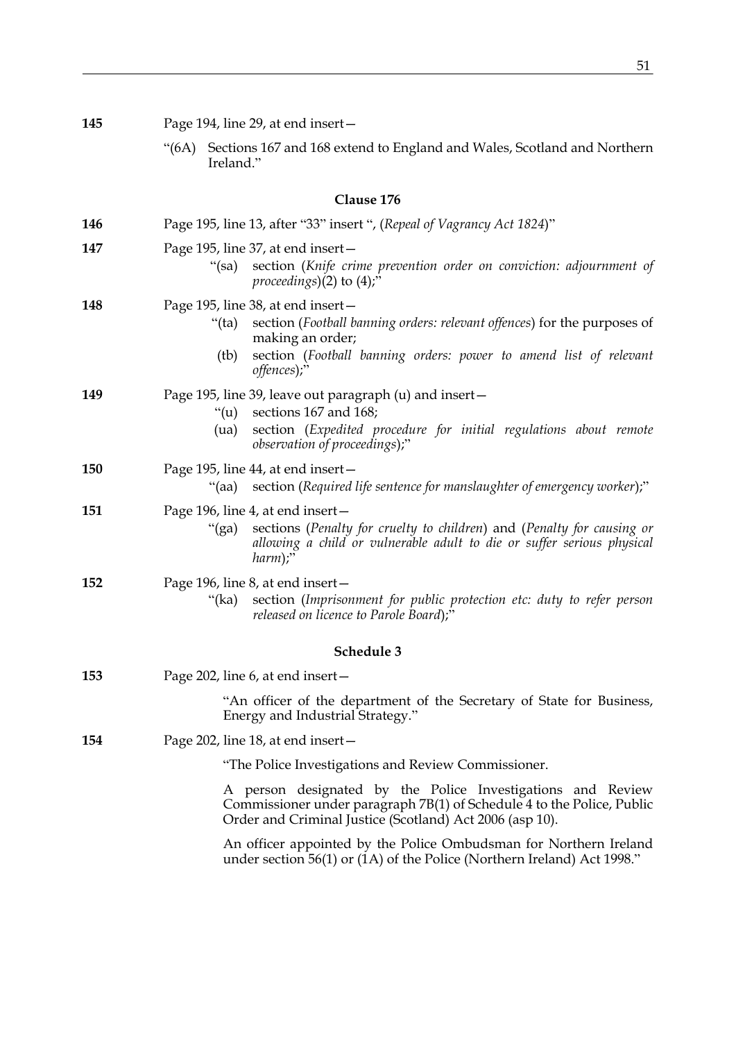**145** Page 194, line 29, at end insert—

"(6A) Sections 167 and 168 extend to England and Wales, Scotland and Northern Ireland."

### Clause 176

**146** Page 195, line 13, after "33" insert ", (*Repeal of Vagrancy Act 1824*)"

**147** Page 195, line 37, at end insert—

"(sa) section (*Knife crime prevention order on conviction: adjournment of proceedings*)(2) to (4);"

**148** Page 195, line 38, at end insert—

"(ta) section (*Football banning orders: relevant offences*) for the purposes of making an order;

(tb) section (*Football banning orders: power to amend list of relevant offences*);"

**149** Page 195, line 39, leave out paragraph (u) and insert—

"(u) sections 167 and 168;

(ua) section (*Expedited procedure for initial regulations about remote observation of proceedings*);"

**150** Page 195, line 44, at end insert—

"(aa) section (*Required life sentence for manslaughter of emergency worker*);"

**151** Page 196, line 4, at end insert—

"(ga) sections (*Penalty for cruelty to children*) and (*Penalty for causing or allowing a child or vulnerable adult to die or suffer serious physical harm*);"

**152** Page 196, line 8, at end insert—

"(ka) section (*Imprisonment for public protection etc: duty to refer person released on licence to Parole Board*);"

### Schedule 3

**153** Page 202, line 6, at end insert—

"An officer of the department of the Secretary of State for Business, Energy and Industrial Strategy."

**154** Page 202, line 18, at end insert—

"The Police Investigations and Review Commissioner.

A person designated by the Police Investigations and Review Commissioner under paragraph 7B(1) of Schedule 4 to the Police, Public Order and Criminal Justice (Scotland) Act 2006 (asp 10).

An officer appointed by the Police Ombudsman for Northern Ireland under section 56(1) or (1A) of the Police (Northern Ireland) Act 1998."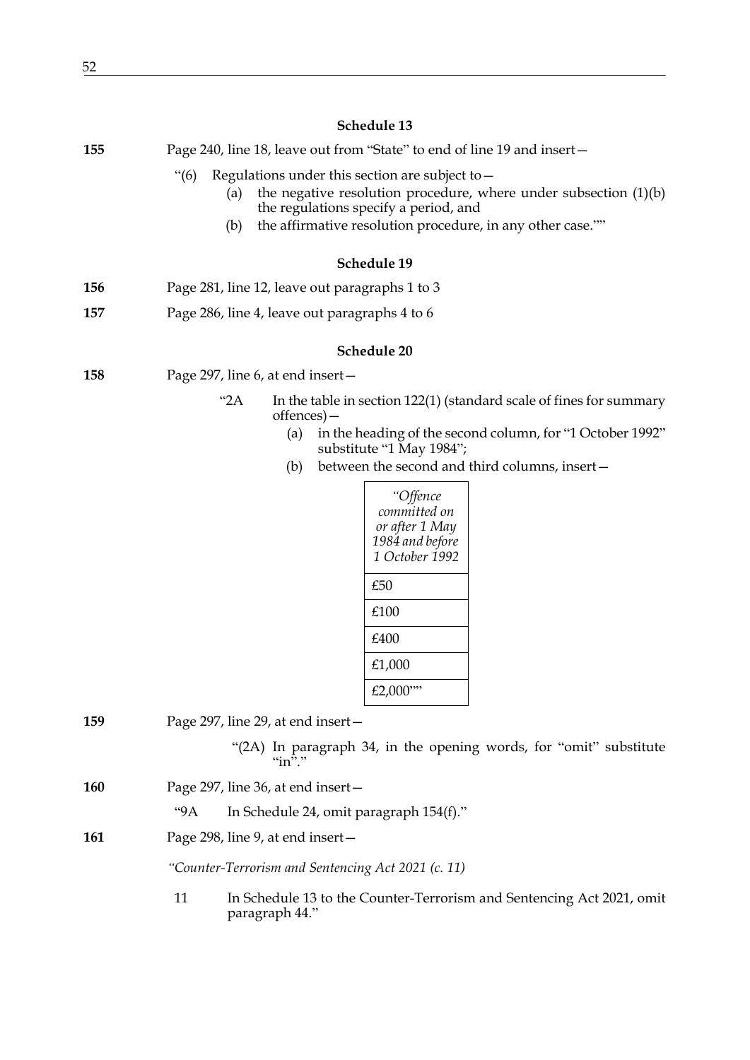### Schedule 13

**155** Page 240, line 18, leave out from "State" to end of line 19 and insert—

"(6) Regulations under this section are subject to—

(a) the negative resolution procedure, where under subsection (1)(b) the regulations specify a period, and

(b) the affirmative resolution procedure, in any other case.""

### Schedule 19

**156** Page 281, line 12, leave out paragraphs 1 to 3

**157** Page 286, line 4, leave out paragraphs 4 to 6

### Schedule 20

**158** Page 297, line 6, at end insert—

"2A In the table in section 122(1) (standard scale of fines for summary offences)—

(a) in the heading of the second column, for "1 October 1992" substitute "1 May 1984";

(b) between the second and third columns, insert—

| *"Offence committed on or after 1 May 1984 and before 1 October 1992* |
|---|
| £50 |
| £100 |
| £400 |
| £1,000 |
| £2,000"" |

**159** Page 297, line 29, at end insert—

"(2A) In paragraph 34, in the opening words, for "omit" substitute "in"."

**160** Page 297, line 36, at end insert—

"9A In Schedule 24, omit paragraph 154(f)."

**161** Page 298, line 9, at end insert—

*"Counter-Terrorism and Sentencing Act 2021 (c. 11)*

11 In Schedule 13 to the Counter-Terrorism and Sentencing Act 2021, omit paragraph 44."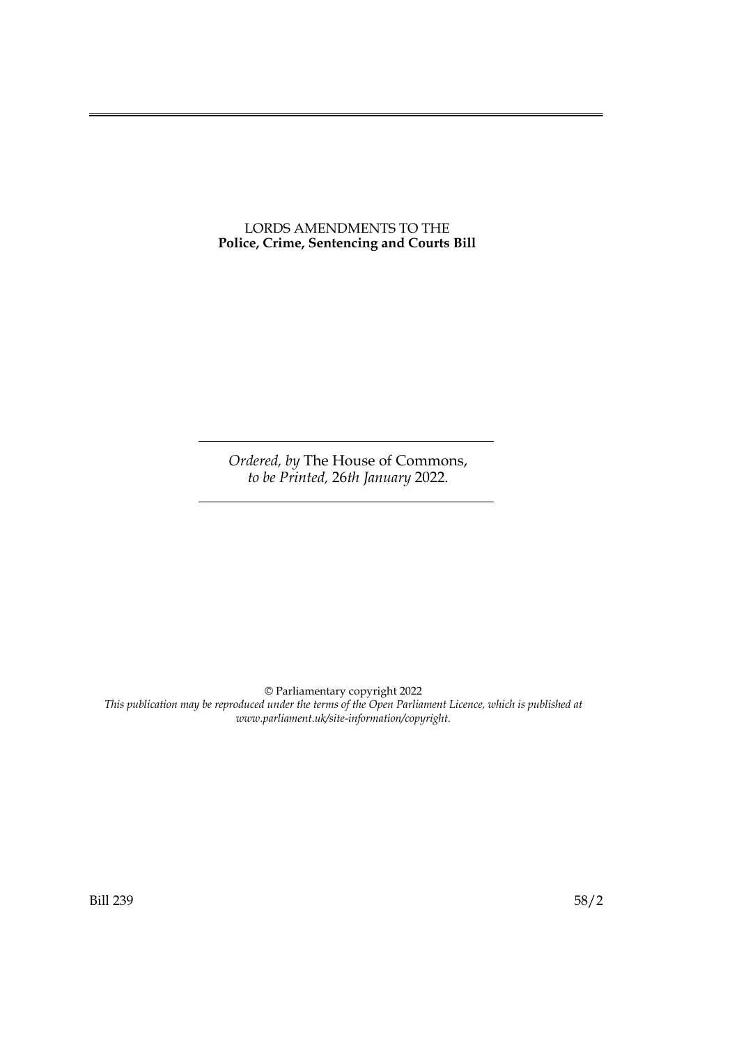LORDS AMENDMENTS TO THE
**Police, Crime, Sentencing and Courts Bill**

---

*Ordered, by* The House of Commons,
*to be Printed,* 26*th January* 2022.

---

© Parliamentary copyright 2022
*This publication may be reproduced under the terms of the Open Parliament Licence, which is published at www.parliament.uk/site-information/copyright.*

Bill 239 58/2